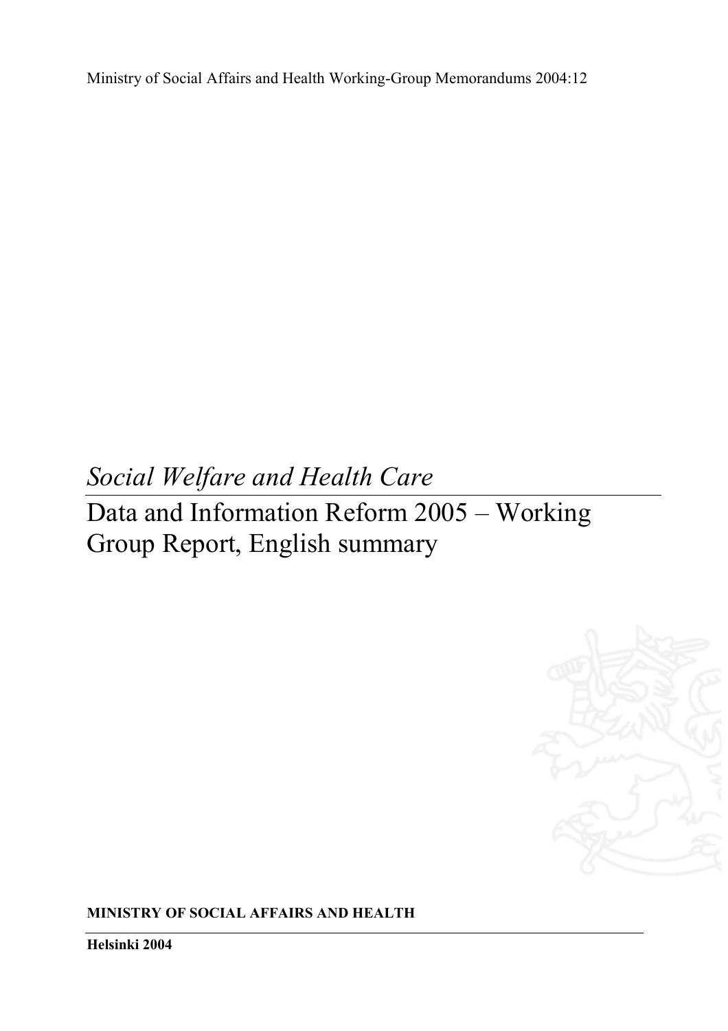Ministry of Social Affairs and Health Working-Group Memorandums 2004:12

*Social Welfare and Health Care*

# Data and Information Reform 2005 – Working Group Report, English summary

**MINISTRY OF SOCIAL AFFAIRS AND HEALTH**

**Helsinki 2004**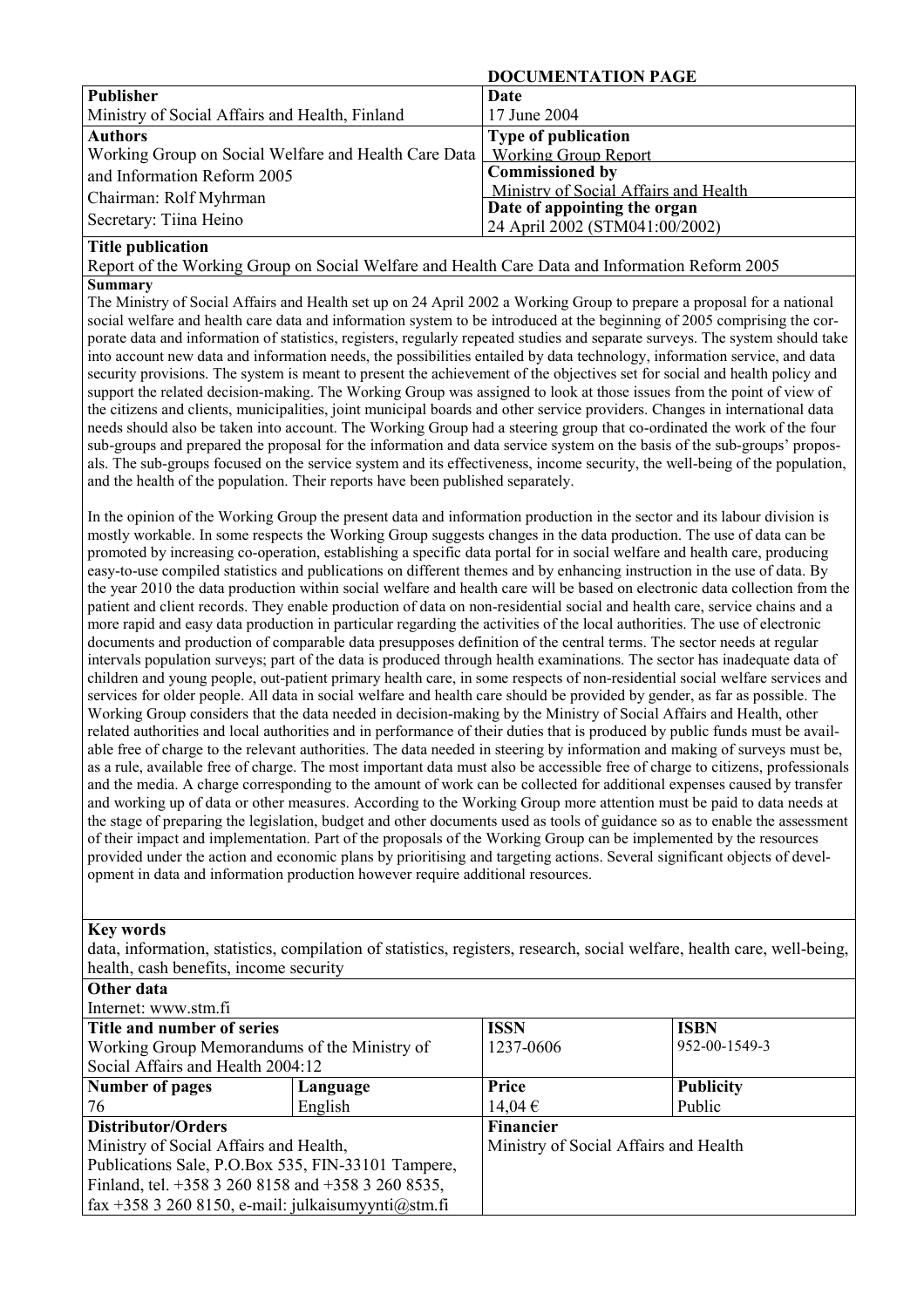**DOCUMENTATION PAGE**

| **Publisher** | **Date** |
|---|---|
| Ministry of Social Affairs and Health, Finland | 17 June 2004 |
| **Authors** | **Type of publication** |
| Working Group on Social Welfare and Health Care Data and Information Reform 2005<br>Chairman: Rolf Myhrman<br>Secretary: Tiina Heino | Working Group Report |
| | **Commissioned by** |
| | Ministry of Social Affairs and Health |
| | **Date of appointing the organ** |
| | 24 April 2002 (STM041:00/2002) |

**Title publication**

Report of the Working Group on Social Welfare and Health Care Data and Information Reform 2005

**Summary**

The Ministry of Social Affairs and Health set up on 24 April 2002 a Working Group to prepare a proposal for a national social welfare and health care data and information system to be introduced at the beginning of 2005 comprising the corporate data and information of statistics, registers, regularly repeated studies and separate surveys. The system should take into account new data and information needs, the possibilities entailed by data technology, information service, and data security provisions. The system is meant to present the achievement of the objectives set for social and health policy and support the related decision-making. The Working Group was assigned to look at those issues from the point of view of the citizens and clients, municipalities, joint municipal boards and other service providers. Changes in international data needs should also be taken into account. The Working Group had a steering group that co-ordinated the work of the four sub-groups and prepared the proposal for the information and data service system on the basis of the sub-groups' proposals. The sub-groups focused on the service system and its effectiveness, income security, the well-being of the population, and the health of the population. Their reports have been published separately.

In the opinion of the Working Group the present data and information production in the sector and its labour division is mostly workable. In some respects the Working Group suggests changes in the data production. The use of data can be promoted by increasing co-operation, establishing a specific data portal for in social welfare and health care, producing easy-to-use compiled statistics and publications on different themes and by enhancing instruction in the use of data. By the year 2010 the data production within social welfare and health care will be based on electronic data collection from the patient and client records. They enable production of data on non-residential social and health care, service chains and a more rapid and easy data production in particular regarding the activities of the local authorities. The use of electronic documents and production of comparable data presupposes definition of the central terms. The sector needs at regular intervals population surveys; part of the data is produced through health examinations. The sector has inadequate data of children and young people, out-patient primary health care, in some respects of non-residential social welfare services and services for older people. All data in social welfare and health care should be provided by gender, as far as possible. The Working Group considers that the data needed in decision-making by the Ministry of Social Affairs and Health, other related authorities and local authorities and in performance of their duties that is produced by public funds must be available free of charge to the relevant authorities. The data needed in steering by information and making of surveys must be, as a rule, available free of charge. The most important data must also be accessible free of charge to citizens, professionals and the media. A charge corresponding to the amount of work can be collected for additional expenses caused by transfer and working up of data or other measures. According to the Working Group more attention must be paid to data needs at the stage of preparing the legislation, budget and other documents used as tools of guidance so as to enable the assessment of their impact and implementation. Part of the proposals of the Working Group can be implemented by the resources provided under the action and economic plans by prioritising and targeting actions. Several significant objects of development in data and information production however require additional resources.

**Key words**

data, information, statistics, compilation of statistics, registers, research, social welfare, health care, well-being, health, cash benefits, income security

**Other data**

Internet: www.stm.fi

| **Title and number of series** | | **ISSN** | **ISBN** |
|---|---|---|---|
| Working Group Memorandums of the Ministry of Social Affairs and Health 2004:12 | | 1237-0606 | 952-00-1549-3 |
| **Number of pages** | **Language** | **Price** | **Publicity** |
| 76 | English | 14,04 € | Public |
| **Distributor/Orders** | | **Financier** | |
| Ministry of Social Affairs and Health, Publications Sale, P.O.Box 535, FIN-33101 Tampere, Finland, tel. +358 3 260 8158 and +358 3 260 8535, fax +358 3 260 8150, e-mail: julkaisumyynti@stm.fi | | Ministry of Social Affairs and Health | |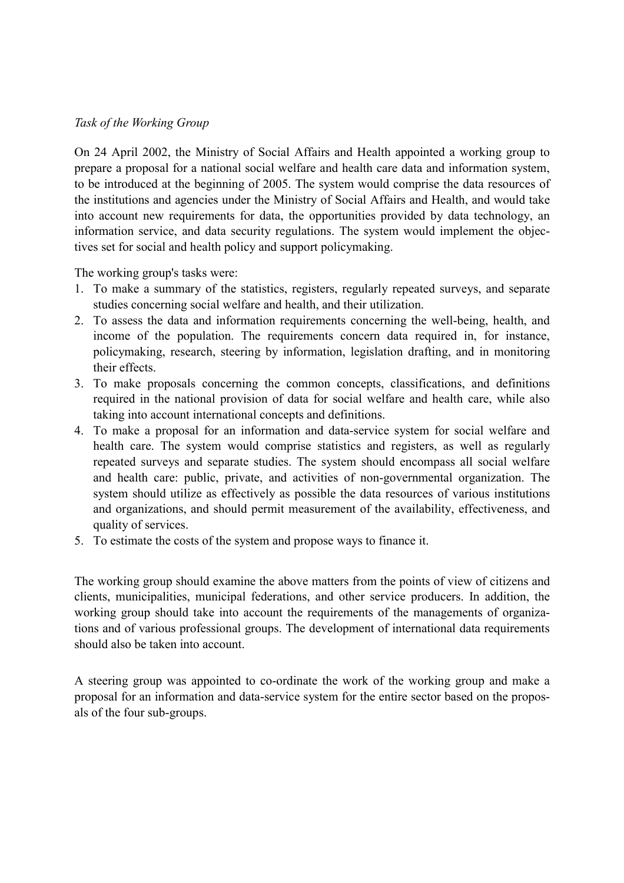*Task of the Working Group*

On 24 April 2002, the Ministry of Social Affairs and Health appointed a working group to prepare a proposal for a national social welfare and health care data and information system, to be introduced at the beginning of 2005. The system would comprise the data resources of the institutions and agencies under the Ministry of Social Affairs and Health, and would take into account new requirements for data, the opportunities provided by data technology, an information service, and data security regulations. The system would implement the objectives set for social and health policy and support policymaking.

The working group's tasks were:

1. To make a summary of the statistics, registers, regularly repeated surveys, and separate studies concerning social welfare and health, and their utilization.
2. To assess the data and information requirements concerning the well-being, health, and income of the population. The requirements concern data required in, for instance, policymaking, research, steering by information, legislation drafting, and in monitoring their effects.
3. To make proposals concerning the common concepts, classifications, and definitions required in the national provision of data for social welfare and health care, while also taking into account international concepts and definitions.
4. To make a proposal for an information and data-service system for social welfare and health care. The system would comprise statistics and registers, as well as regularly repeated surveys and separate studies. The system should encompass all social welfare and health care: public, private, and activities of non-governmental organization. The system should utilize as effectively as possible the data resources of various institutions and organizations, and should permit measurement of the availability, effectiveness, and quality of services.
5. To estimate the costs of the system and propose ways to finance it.

The working group should examine the above matters from the points of view of citizens and clients, municipalities, municipal federations, and other service producers. In addition, the working group should take into account the requirements of the managements of organizations and of various professional groups. The development of international data requirements should also be taken into account.

A steering group was appointed to co-ordinate the work of the working group and make a proposal for an information and data-service system for the entire sector based on the proposals of the four sub-groups.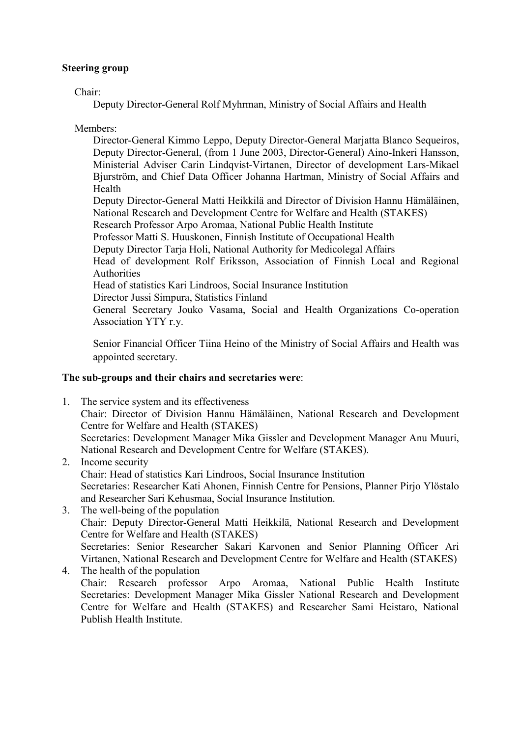**Steering group**

Chair:

Deputy Director-General Rolf Myhrman, Ministry of Social Affairs and Health

Members:

Director-General Kimmo Leppo, Deputy Director-General Marjatta Blanco Sequeiros, Deputy Director-General, (from 1 June 2003, Director-General) Aino-Inkeri Hansson, Ministerial Adviser Carin Lindqvist-Virtanen, Director of development Lars-Mikael Bjurström, and Chief Data Officer Johanna Hartman, Ministry of Social Affairs and Health

Deputy Director-General Matti Heikkilä and Director of Division Hannu Hämäläinen, National Research and Development Centre for Welfare and Health (STAKES)

Research Professor Arpo Aromaa, National Public Health Institute

Professor Matti S. Huuskonen, Finnish Institute of Occupational Health

Deputy Director Tarja Holi, National Authority for Medicolegal Affairs

Head of development Rolf Eriksson, Association of Finnish Local and Regional Authorities

Head of statistics Kari Lindroos, Social Insurance Institution

Director Jussi Simpura, Statistics Finland

General Secretary Jouko Vasama, Social and Health Organizations Co-operation Association YTY r.y.

Senior Financial Officer Tiina Heino of the Ministry of Social Affairs and Health was appointed secretary.

**The sub-groups and their chairs and secretaries were**:

1. The service system and its effectiveness
   Chair: Director of Division Hannu Hämäläinen, National Research and Development Centre for Welfare and Health (STAKES)
   Secretaries: Development Manager Mika Gissler and Development Manager Anu Muuri, National Research and Development Centre for Welfare (STAKES).
2. Income security
   Chair: Head of statistics Kari Lindroos, Social Insurance Institution
   Secretaries: Researcher Kati Ahonen, Finnish Centre for Pensions, Planner Pirjo Ylöstalo and Researcher Sari Kehusmaa, Social Insurance Institution.
3. The well-being of the population
   Chair: Deputy Director-General Matti Heikkilä, National Research and Development Centre for Welfare and Health (STAKES)
   Secretaries: Senior Researcher Sakari Karvonen and Senior Planning Officer Ari Virtanen, National Research and Development Centre for Welfare and Health (STAKES)
4. The health of the population
   Chair: Research professor Arpo Aromaa, National Public Health Institute
   Secretaries: Development Manager Mika Gissler National Research and Development Centre for Welfare and Health (STAKES) and Researcher Sami Heistaro, National Publish Health Institute.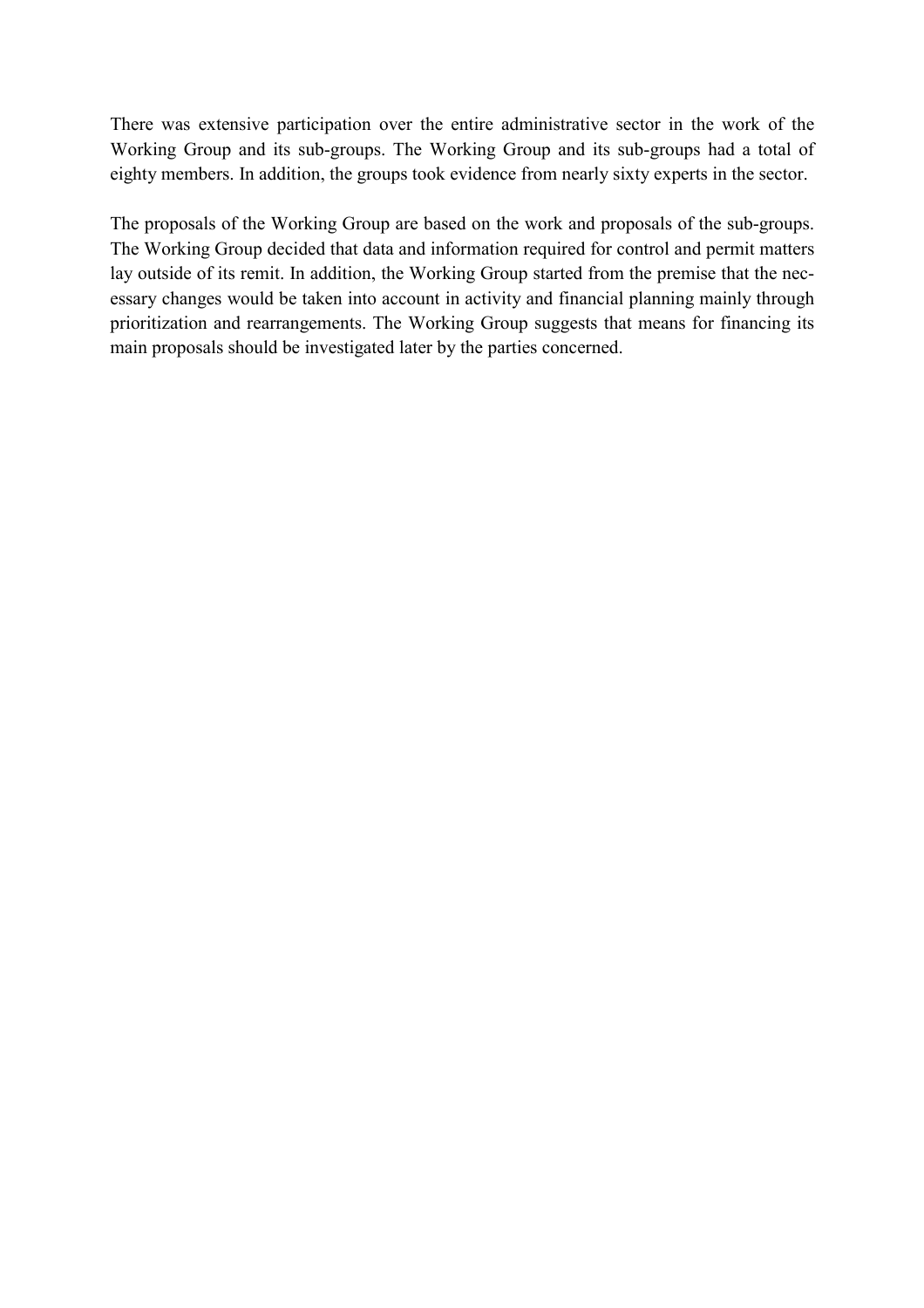There was extensive participation over the entire administrative sector in the work of the Working Group and its sub-groups. The Working Group and its sub-groups had a total of eighty members. In addition, the groups took evidence from nearly sixty experts in the sector.

The proposals of the Working Group are based on the work and proposals of the sub-groups. The Working Group decided that data and information required for control and permit matters lay outside of its remit. In addition, the Working Group started from the premise that the necessary changes would be taken into account in activity and financial planning mainly through prioritization and rearrangements. The Working Group suggests that means for financing its main proposals should be investigated later by the parties concerned.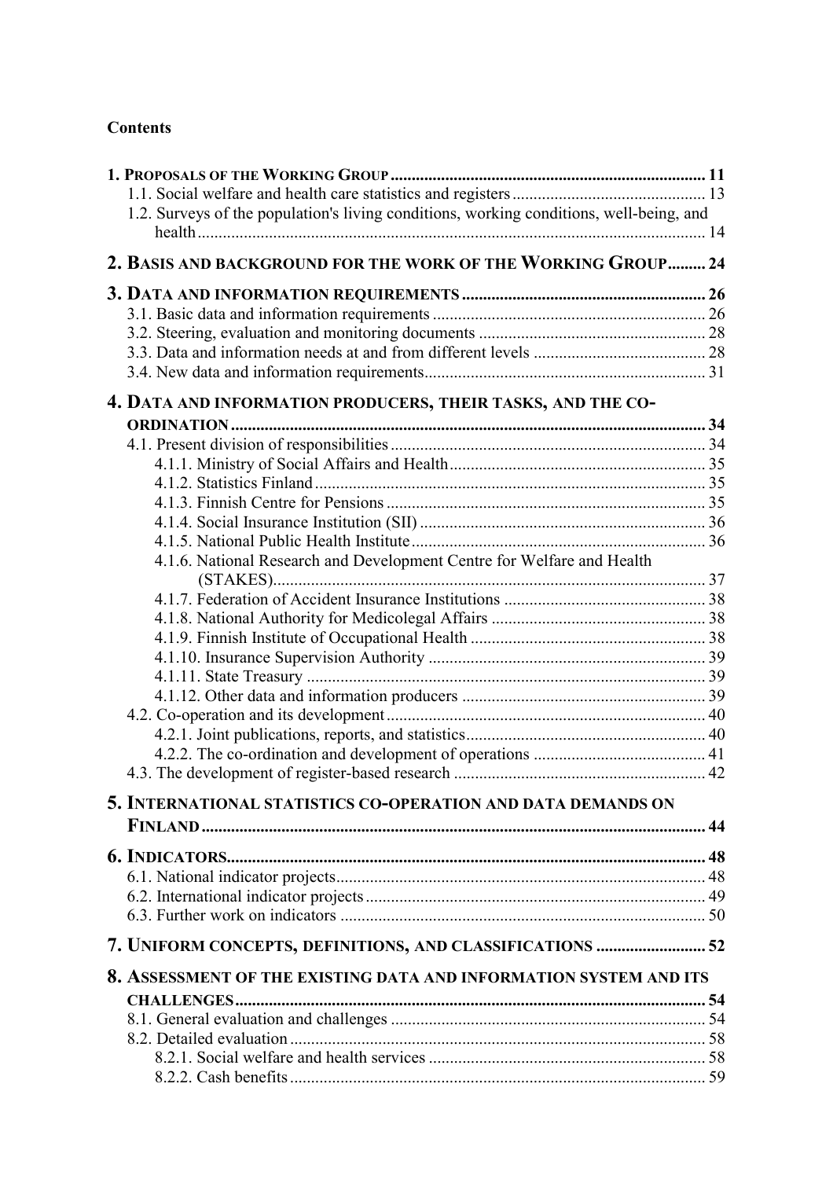**Contents**

1. PROPOSALS OF THE WORKING GROUP .......... 11
    - 1.1. Social welfare and health care statistics and registers .......... 13
    - 1.2. Surveys of the population's living conditions, working conditions, well-being, and health .......... 14
2. BASIS AND BACKGROUND FOR THE WORK OF THE WORKING GROUP .......... 24
3. DATA AND INFORMATION REQUIREMENTS .......... 26
    - 3.1. Basic data and information requirements .......... 26
    - 3.2. Steering, evaluation and monitoring documents .......... 28
    - 3.3. Data and information needs at and from different levels .......... 28
    - 3.4. New data and information requirements .......... 31
4. DATA AND INFORMATION PRODUCERS, THEIR TASKS, AND THE CO-ORDINATION .......... 34
    - 4.1. Present division of responsibilities .......... 34
        - 4.1.1. Ministry of Social Affairs and Health .......... 35
        - 4.1.2. Statistics Finland .......... 35
        - 4.1.3. Finnish Centre for Pensions .......... 35
        - 4.1.4. Social Insurance Institution (SII) .......... 36
        - 4.1.5. National Public Health Institute .......... 36
        - 4.1.6. National Research and Development Centre for Welfare and Health (STAKES) .......... 37
        - 4.1.7. Federation of Accident Insurance Institutions .......... 38
        - 4.1.8. National Authority for Medicolegal Affairs .......... 38
        - 4.1.9. Finnish Institute of Occupational Health .......... 38
        - 4.1.10. Insurance Supervision Authority .......... 39
        - 4.1.11. State Treasury .......... 39
        - 4.1.12. Other data and information producers .......... 39
    - 4.2. Co-operation and its development .......... 40
        - 4.2.1. Joint publications, reports, and statistics .......... 40
        - 4.2.2. The co-ordination and development of operations .......... 41
    - 4.3. The development of register-based research .......... 42
5. INTERNATIONAL STATISTICS CO-OPERATION AND DATA DEMANDS ON FINLAND .......... 44
6. INDICATORS .......... 48
    - 6.1. National indicator projects .......... 48
    - 6.2. International indicator projects .......... 49
    - 6.3. Further work on indicators .......... 50
7. UNIFORM CONCEPTS, DEFINITIONS, AND CLASSIFICATIONS .......... 52
8. ASSESSMENT OF THE EXISTING DATA AND INFORMATION SYSTEM AND ITS CHALLENGES .......... 54
    - 8.1. General evaluation and challenges .......... 54
    - 8.2. Detailed evaluation .......... 58
        - 8.2.1. Social welfare and health services .......... 58
        - 8.2.2. Cash benefits .......... 59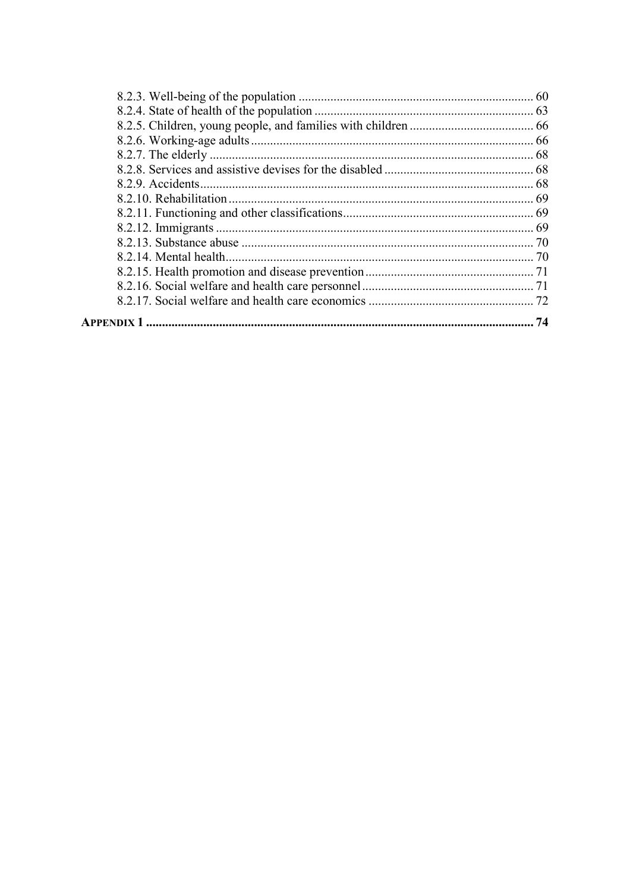8.2.3. Well-being of the population ........................................................................ 60
8.2.4. State of health of the population ................................................................... 63
8.2.5. Children, young people, and families with children ...................................... 66
8.2.6. Working-age adults ........................................................................................ 66
8.2.7. The elderly ..................................................................................................... 68
8.2.8. Services and assistive devises for the disabled .............................................. 68
8.2.9. Accidents ........................................................................................................ 68
8.2.10. Rehabilitation ............................................................................................... 69
8.2.11. Functioning and other classifications ........................................................... 69
8.2.12. Immigrants ................................................................................................... 69
8.2.13. Substance abuse ........................................................................................... 70
8.2.14. Mental health ................................................................................................ 70
8.2.15. Health promotion and disease prevention .................................................... 71
8.2.16. Social welfare and health care personnel ..................................................... 71
8.2.17. Social welfare and health care economics ................................................... 72

**APPENDIX 1 ........................................................................................................ 74**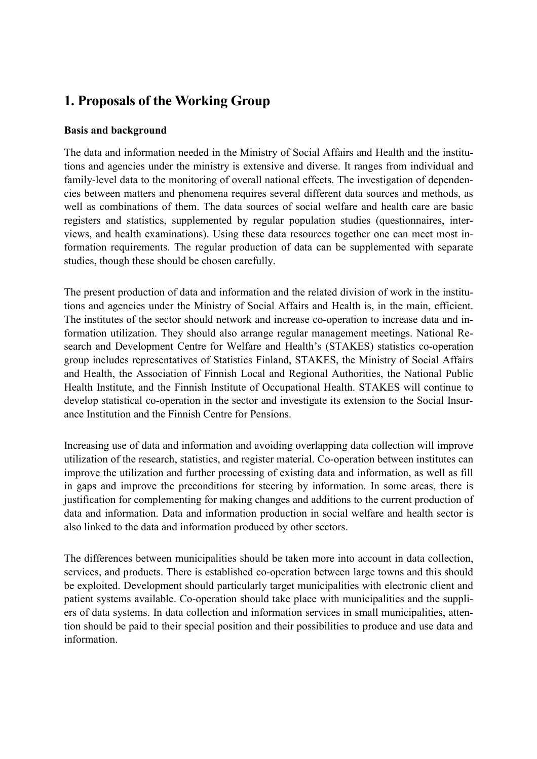# 1. Proposals of the Working Group

**Basis and background**

The data and information needed in the Ministry of Social Affairs and Health and the institutions and agencies under the ministry is extensive and diverse. It ranges from individual and family-level data to the monitoring of overall national effects. The investigation of dependencies between matters and phenomena requires several different data sources and methods, as well as combinations of them. The data sources of social welfare and health care are basic registers and statistics, supplemented by regular population studies (questionnaires, interviews, and health examinations). Using these data resources together one can meet most information requirements. The regular production of data can be supplemented with separate studies, though these should be chosen carefully.

The present production of data and information and the related division of work in the institutions and agencies under the Ministry of Social Affairs and Health is, in the main, efficient. The institutes of the sector should network and increase co-operation to increase data and information utilization. They should also arrange regular management meetings. National Research and Development Centre for Welfare and Health's (STAKES) statistics co-operation group includes representatives of Statistics Finland, STAKES, the Ministry of Social Affairs and Health, the Association of Finnish Local and Regional Authorities, the National Public Health Institute, and the Finnish Institute of Occupational Health. STAKES will continue to develop statistical co-operation in the sector and investigate its extension to the Social Insurance Institution and the Finnish Centre for Pensions.

Increasing use of data and information and avoiding overlapping data collection will improve utilization of the research, statistics, and register material. Co-operation between institutes can improve the utilization and further processing of existing data and information, as well as fill in gaps and improve the preconditions for steering by information. In some areas, there is justification for complementing for making changes and additions to the current production of data and information. Data and information production in social welfare and health sector is also linked to the data and information produced by other sectors.

The differences between municipalities should be taken more into account in data collection, services, and products. There is established co-operation between large towns and this should be exploited. Development should particularly target municipalities with electronic client and patient systems available. Co-operation should take place with municipalities and the suppliers of data systems. In data collection and information services in small municipalities, attention should be paid to their special position and their possibilities to produce and use data and information.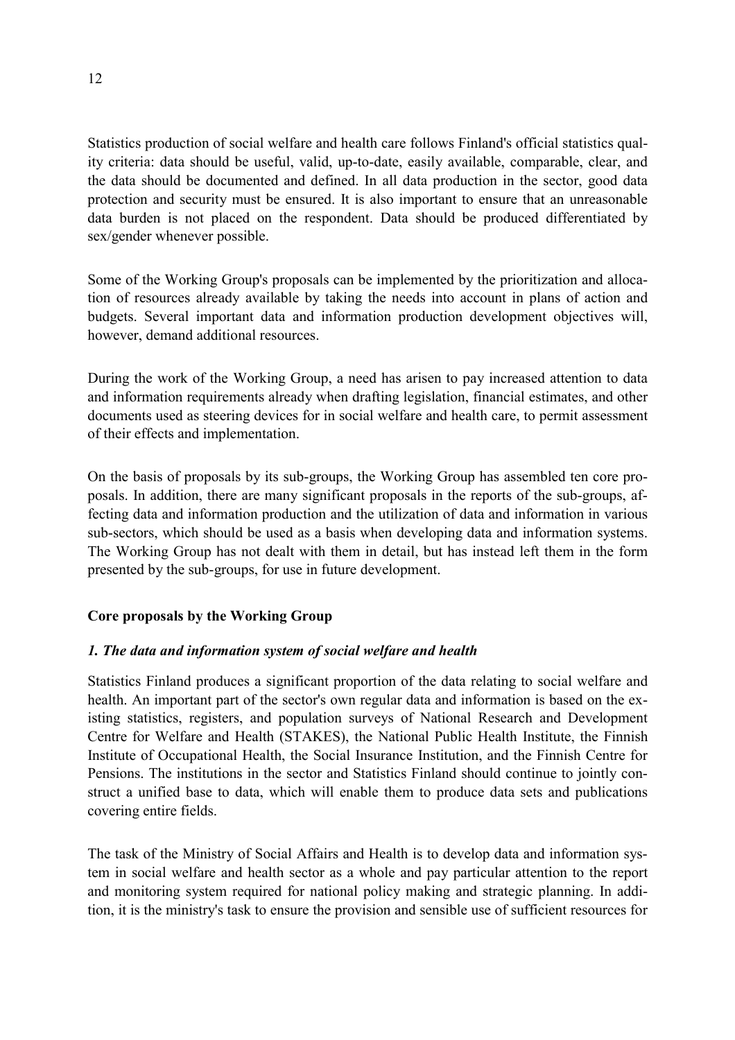Statistics production of social welfare and health care follows Finland's official statistics quality criteria: data should be useful, valid, up-to-date, easily available, comparable, clear, and the data should be documented and defined. In all data production in the sector, good data protection and security must be ensured. It is also important to ensure that an unreasonable data burden is not placed on the respondent. Data should be produced differentiated by sex/gender whenever possible.

Some of the Working Group's proposals can be implemented by the prioritization and allocation of resources already available by taking the needs into account in plans of action and budgets. Several important data and information production development objectives will, however, demand additional resources.

During the work of the Working Group, a need has arisen to pay increased attention to data and information requirements already when drafting legislation, financial estimates, and other documents used as steering devices for in social welfare and health care, to permit assessment of their effects and implementation.

On the basis of proposals by its sub-groups, the Working Group has assembled ten core proposals. In addition, there are many significant proposals in the reports of the sub-groups, affecting data and information production and the utilization of data and information in various sub-sectors, which should be used as a basis when developing data and information systems. The Working Group has not dealt with them in detail, but has instead left them in the form presented by the sub-groups, for use in future development.

### Core proposals by the Working Group

#### *1. The data and information system of social welfare and health*

Statistics Finland produces a significant proportion of the data relating to social welfare and health. An important part of the sector's own regular data and information is based on the existing statistics, registers, and population surveys of National Research and Development Centre for Welfare and Health (STAKES), the National Public Health Institute, the Finnish Institute of Occupational Health, the Social Insurance Institution, and the Finnish Centre for Pensions. The institutions in the sector and Statistics Finland should continue to jointly construct a unified base to data, which will enable them to produce data sets and publications covering entire fields.

The task of the Ministry of Social Affairs and Health is to develop data and information system in social welfare and health sector as a whole and pay particular attention to the report and monitoring system required for national policy making and strategic planning. In addition, it is the ministry's task to ensure the provision and sensible use of sufficient resources for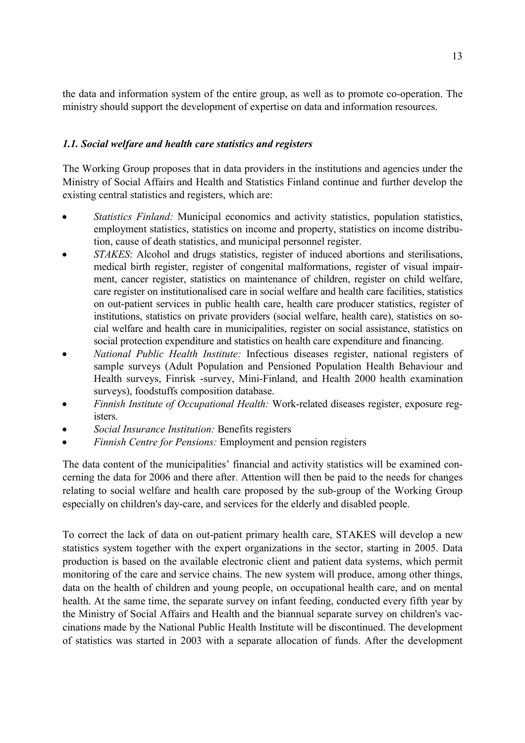the data and information system of the entire group, as well as to promote co-operation. The ministry should support the development of expertise on data and information resources.

### *1.1. Social welfare and health care statistics and registers*

The Working Group proposes that in data providers in the institutions and agencies under the Ministry of Social Affairs and Health and Statistics Finland continue and further develop the existing central statistics and registers, which are:

- *Statistics Finland:* Municipal economics and activity statistics, population statistics, employment statistics, statistics on income and property, statistics on income distribution, cause of death statistics, and municipal personnel register.
- *STAKES*: Alcohol and drugs statistics, register of induced abortions and sterilisations, medical birth register, register of congenital malformations, register of visual impairment, cancer register, statistics on maintenance of children, register on child welfare, care register on institutionalised care in social welfare and health care facilities, statistics on out-patient services in public health care, health care producer statistics, register of institutions, statistics on private providers (social welfare, health care), statistics on social welfare and health care in municipalities, register on social assistance, statistics on social protection expenditure and statistics on health care expenditure and financing.
- *National Public Health Institute:* Infectious diseases register, national registers of sample surveys (Adult Population and Pensioned Population Health Behaviour and Health surveys, Finrisk -survey, Mini-Finland, and Health 2000 health examination surveys), foodstuffs composition database.
- *Finnish Institute of Occupational Health:* Work-related diseases register, exposure registers.
- *Social Insurance Institution:* Benefits registers
- *Finnish Centre for Pensions:* Employment and pension registers

The data content of the municipalities' financial and activity statistics will be examined concerning the data for 2006 and there after. Attention will then be paid to the needs for changes relating to social welfare and health care proposed by the sub-group of the Working Group especially on children's day-care, and services for the elderly and disabled people.

To correct the lack of data on out-patient primary health care, STAKES will develop a new statistics system together with the expert organizations in the sector, starting in 2005. Data production is based on the available electronic client and patient data systems, which permit monitoring of the care and service chains. The new system will produce, among other things, data on the health of children and young people, on occupational health care, and on mental health. At the same time, the separate survey on infant feeding, conducted every fifth year by the Ministry of Social Affairs and Health and the biannual separate survey on children's vaccinations made by the National Public Health Institute will be discontinued. The development of statistics was started in 2003 with a separate allocation of funds. After the development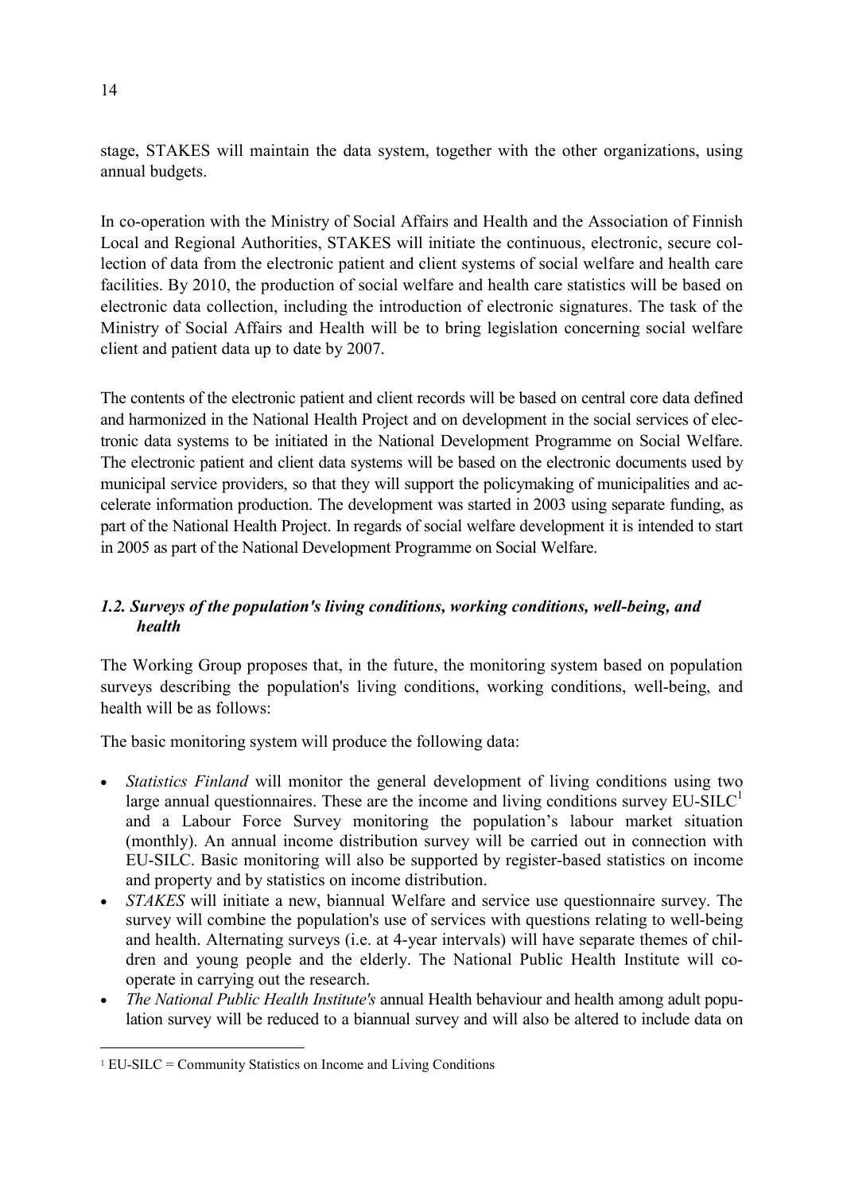stage, STAKES will maintain the data system, together with the other organizations, using annual budgets.

In co-operation with the Ministry of Social Affairs and Health and the Association of Finnish Local and Regional Authorities, STAKES will initiate the continuous, electronic, secure collection of data from the electronic patient and client systems of social welfare and health care facilities. By 2010, the production of social welfare and health care statistics will be based on electronic data collection, including the introduction of electronic signatures. The task of the Ministry of Social Affairs and Health will be to bring legislation concerning social welfare client and patient data up to date by 2007.

The contents of the electronic patient and client records will be based on central core data defined and harmonized in the National Health Project and on development in the social services of electronic data systems to be initiated in the National Development Programme on Social Welfare. The electronic patient and client data systems will be based on the electronic documents used by municipal service providers, so that they will support the policymaking of municipalities and accelerate information production. The development was started in 2003 using separate funding, as part of the National Health Project. In regards of social welfare development it is intended to start in 2005 as part of the National Development Programme on Social Welfare.

### *1.2. Surveys of the population's living conditions, working conditions, well-being, and health*

The Working Group proposes that, in the future, the monitoring system based on population surveys describing the population's living conditions, working conditions, well-being, and health will be as follows:

The basic monitoring system will produce the following data:

- *Statistics Finland* will monitor the general development of living conditions using two large annual questionnaires. These are the income and living conditions survey EU-SILC[1] and a Labour Force Survey monitoring the population's labour market situation (monthly). An annual income distribution survey will be carried out in connection with EU-SILC. Basic monitoring will also be supported by register-based statistics on income and property and by statistics on income distribution.
- *STAKES* will initiate a new, biannual Welfare and service use questionnaire survey. The survey will combine the population's use of services with questions relating to well-being and health. Alternating surveys (i.e. at 4-year intervals) will have separate themes of children and young people and the elderly. The National Public Health Institute will co-operate in carrying out the research.
- *The National Public Health Institute's* annual Health behaviour and health among adult population survey will be reduced to a biannual survey and will also be altered to include data on

[1] EU-SILC = Community Statistics on Income and Living Conditions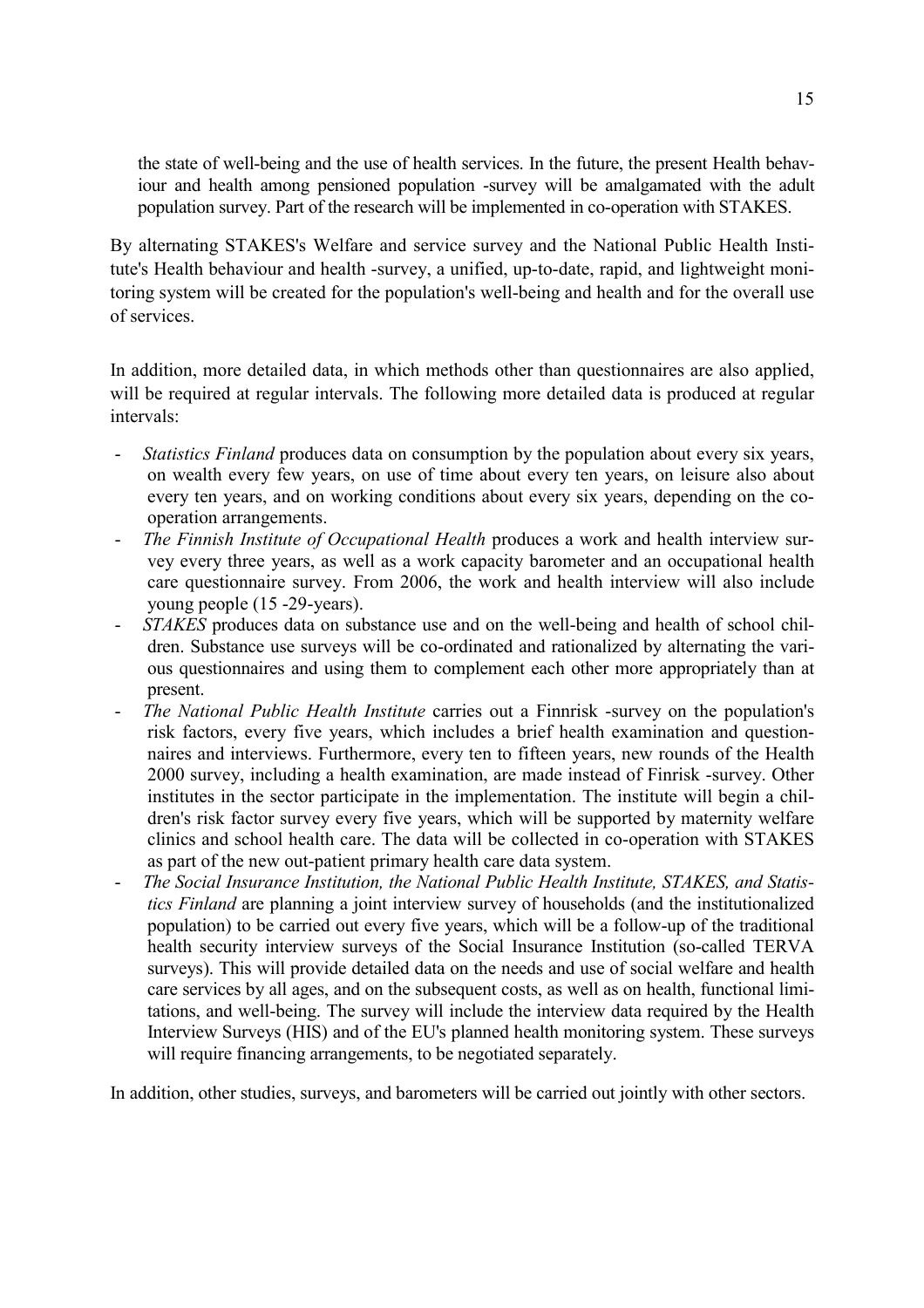the state of well-being and the use of health services. In the future, the present Health behaviour and health among pensioned population -survey will be amalgamated with the adult population survey. Part of the research will be implemented in co-operation with STAKES.

By alternating STAKES's Welfare and service survey and the National Public Health Institute's Health behaviour and health -survey, a unified, up-to-date, rapid, and lightweight monitoring system will be created for the population's well-being and health and for the overall use of services.

In addition, more detailed data, in which methods other than questionnaires are also applied, will be required at regular intervals. The following more detailed data is produced at regular intervals:

- *Statistics Finland* produces data on consumption by the population about every six years, on wealth every few years, on use of time about every ten years, on leisure also about every ten years, and on working conditions about every six years, depending on the co-operation arrangements.
- *The Finnish Institute of Occupational Health* produces a work and health interview survey every three years, as well as a work capacity barometer and an occupational health care questionnaire survey. From 2006, the work and health interview will also include young people (15 -29-years).
- *STAKES* produces data on substance use and on the well-being and health of school children. Substance use surveys will be co-ordinated and rationalized by alternating the various questionnaires and using them to complement each other more appropriately than at present.
- *The National Public Health Institute* carries out a Finnrisk -survey on the population's risk factors, every five years, which includes a brief health examination and questionnaires and interviews. Furthermore, every ten to fifteen years, new rounds of the Health 2000 survey, including a health examination, are made instead of Finrisk -survey. Other institutes in the sector participate in the implementation. The institute will begin a children's risk factor survey every five years, which will be supported by maternity welfare clinics and school health care. The data will be collected in co-operation with STAKES as part of the new out-patient primary health care data system.
- *The Social Insurance Institution, the National Public Health Institute, STAKES, and Statistics Finland* are planning a joint interview survey of households (and the institutionalized population) to be carried out every five years, which will be a follow-up of the traditional health security interview surveys of the Social Insurance Institution (so-called TERVA surveys). This will provide detailed data on the needs and use of social welfare and health care services by all ages, and on the subsequent costs, as well as on health, functional limitations, and well-being. The survey will include the interview data required by the Health Interview Surveys (HIS) and of the EU's planned health monitoring system. These surveys will require financing arrangements, to be negotiated separately.

In addition, other studies, surveys, and barometers will be carried out jointly with other sectors.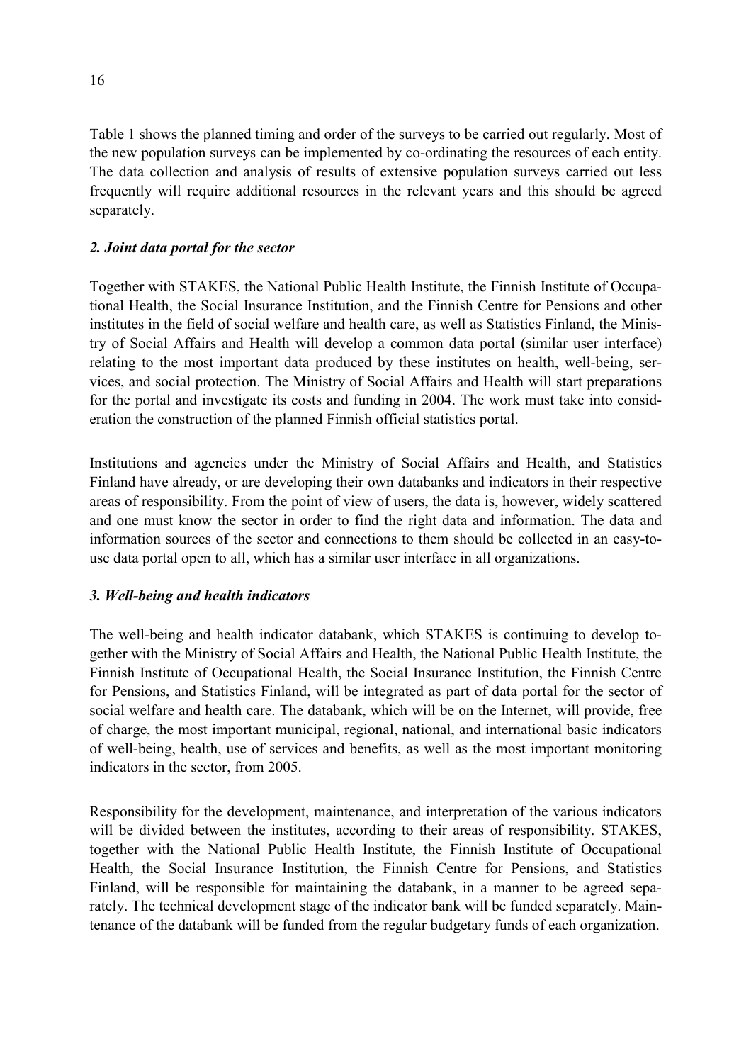Table 1 shows the planned timing and order of the surveys to be carried out regularly. Most of the new population surveys can be implemented by co-ordinating the resources of each entity. The data collection and analysis of results of extensive population surveys carried out less frequently will require additional resources in the relevant years and this should be agreed separately.

***2. Joint data portal for the sector***

Together with STAKES, the National Public Health Institute, the Finnish Institute of Occupational Health, the Social Insurance Institution, and the Finnish Centre for Pensions and other institutes in the field of social welfare and health care, as well as Statistics Finland, the Ministry of Social Affairs and Health will develop a common data portal (similar user interface) relating to the most important data produced by these institutes on health, well-being, services, and social protection. The Ministry of Social Affairs and Health will start preparations for the portal and investigate its costs and funding in 2004. The work must take into consideration the construction of the planned Finnish official statistics portal.

Institutions and agencies under the Ministry of Social Affairs and Health, and Statistics Finland have already, or are developing their own databanks and indicators in their respective areas of responsibility. From the point of view of users, the data is, however, widely scattered and one must know the sector in order to find the right data and information. The data and information sources of the sector and connections to them should be collected in an easy-to-use data portal open to all, which has a similar user interface in all organizations.

***3. Well-being and health indicators***

The well-being and health indicator databank, which STAKES is continuing to develop together with the Ministry of Social Affairs and Health, the National Public Health Institute, the Finnish Institute of Occupational Health, the Social Insurance Institution, the Finnish Centre for Pensions, and Statistics Finland, will be integrated as part of data portal for the sector of social welfare and health care. The databank, which will be on the Internet, will provide, free of charge, the most important municipal, regional, national, and international basic indicators of well-being, health, use of services and benefits, as well as the most important monitoring indicators in the sector, from 2005.

Responsibility for the development, maintenance, and interpretation of the various indicators will be divided between the institutes, according to their areas of responsibility. STAKES, together with the National Public Health Institute, the Finnish Institute of Occupational Health, the Social Insurance Institution, the Finnish Centre for Pensions, and Statistics Finland, will be responsible for maintaining the databank, in a manner to be agreed separately. The technical development stage of the indicator bank will be funded separately. Maintenance of the databank will be funded from the regular budgetary funds of each organization.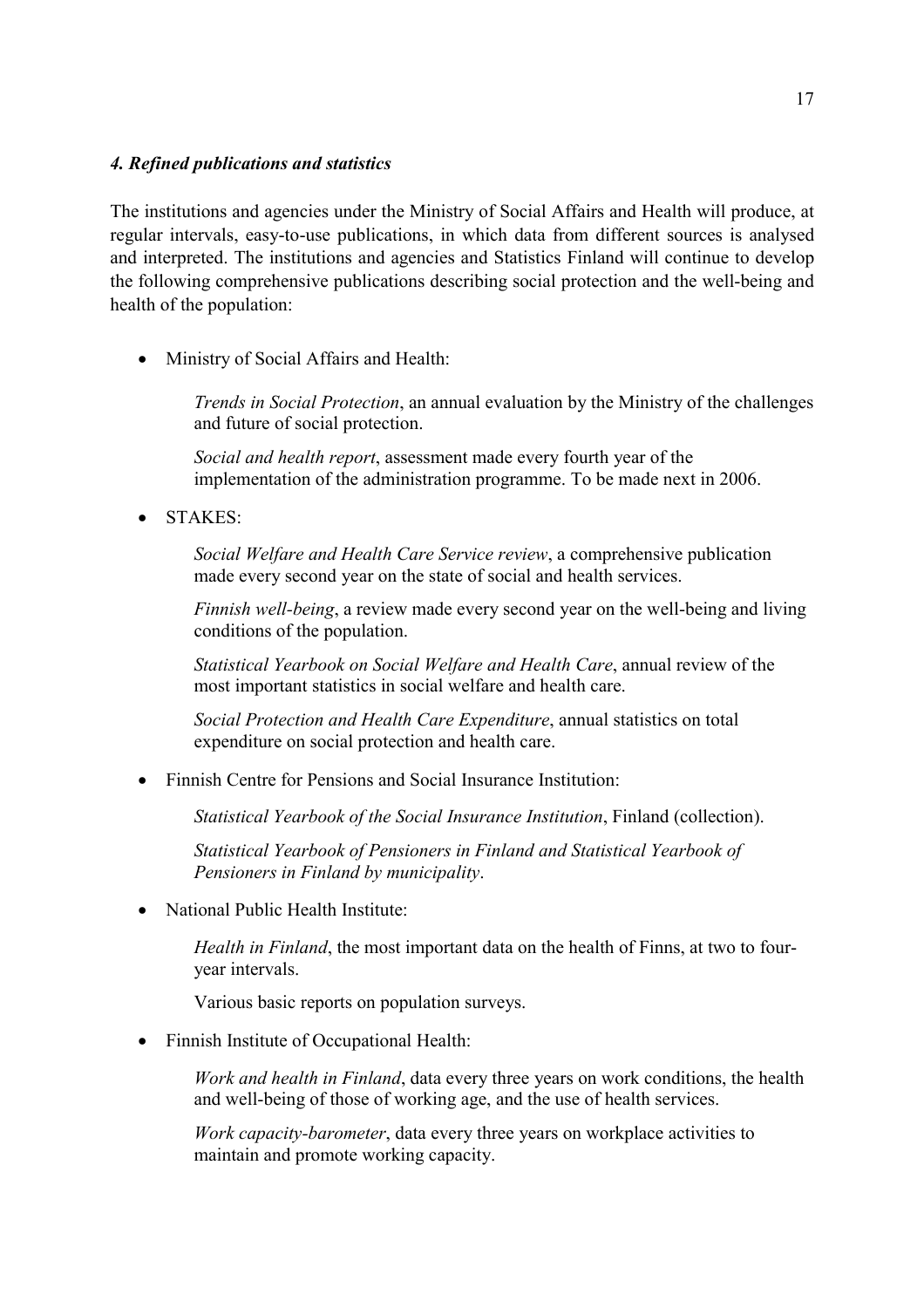#### *4. Refined publications and statistics*

The institutions and agencies under the Ministry of Social Affairs and Health will produce, at regular intervals, easy-to-use publications, in which data from different sources is analysed and interpreted. The institutions and agencies and Statistics Finland will continue to develop the following comprehensive publications describing social protection and the well-being and health of the population:

- Ministry of Social Affairs and Health:

  *Trends in Social Protection*, an annual evaluation by the Ministry of the challenges and future of social protection.

  *Social and health report*, assessment made every fourth year of the implementation of the administration programme. To be made next in 2006.

- STAKES:

  *Social Welfare and Health Care Service review*, a comprehensive publication made every second year on the state of social and health services.

  *Finnish well-being*, a review made every second year on the well-being and living conditions of the population.

  *Statistical Yearbook on Social Welfare and Health Care*, annual review of the most important statistics in social welfare and health care.

  *Social Protection and Health Care Expenditure*, annual statistics on total expenditure on social protection and health care.

- Finnish Centre for Pensions and Social Insurance Institution:

  *Statistical Yearbook of the Social Insurance Institution*, Finland (collection).

  *Statistical Yearbook of Pensioners in Finland and Statistical Yearbook of Pensioners in Finland by municipality*.

- National Public Health Institute:

  *Health in Finland*, the most important data on the health of Finns, at two to four-year intervals.

  Various basic reports on population surveys.

- Finnish Institute of Occupational Health:

  *Work and health in Finland*, data every three years on work conditions, the health and well-being of those of working age, and the use of health services.

  *Work capacity-barometer*, data every three years on workplace activities to maintain and promote working capacity.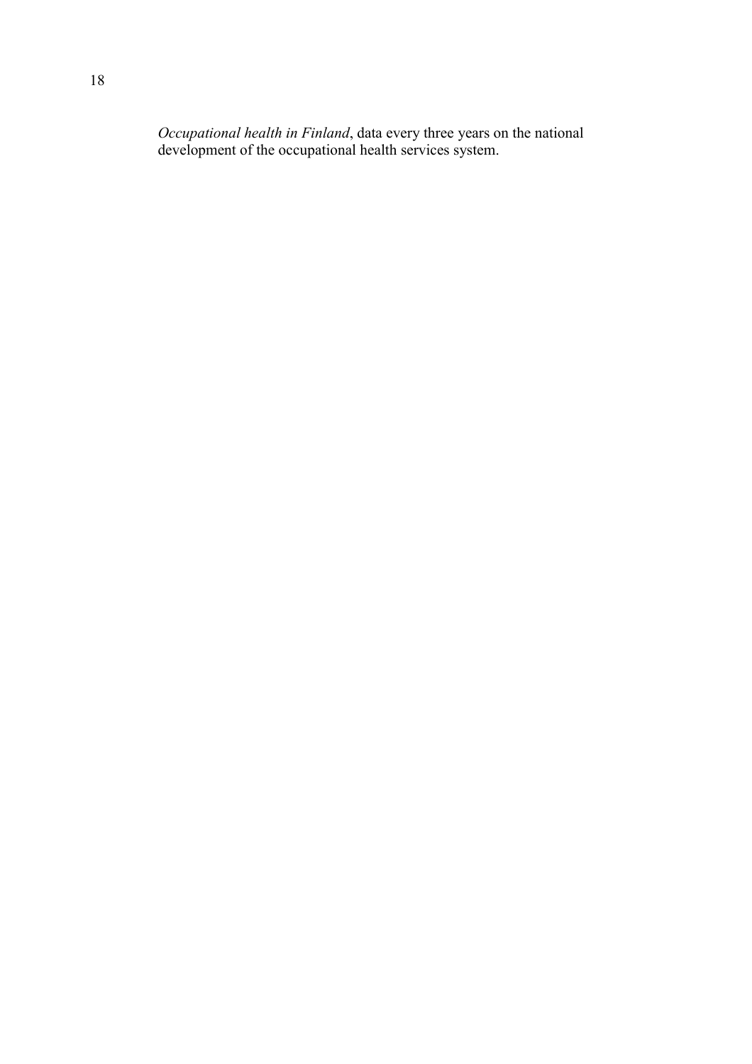*Occupational health in Finland*, data every three years on the national development of the occupational health services system.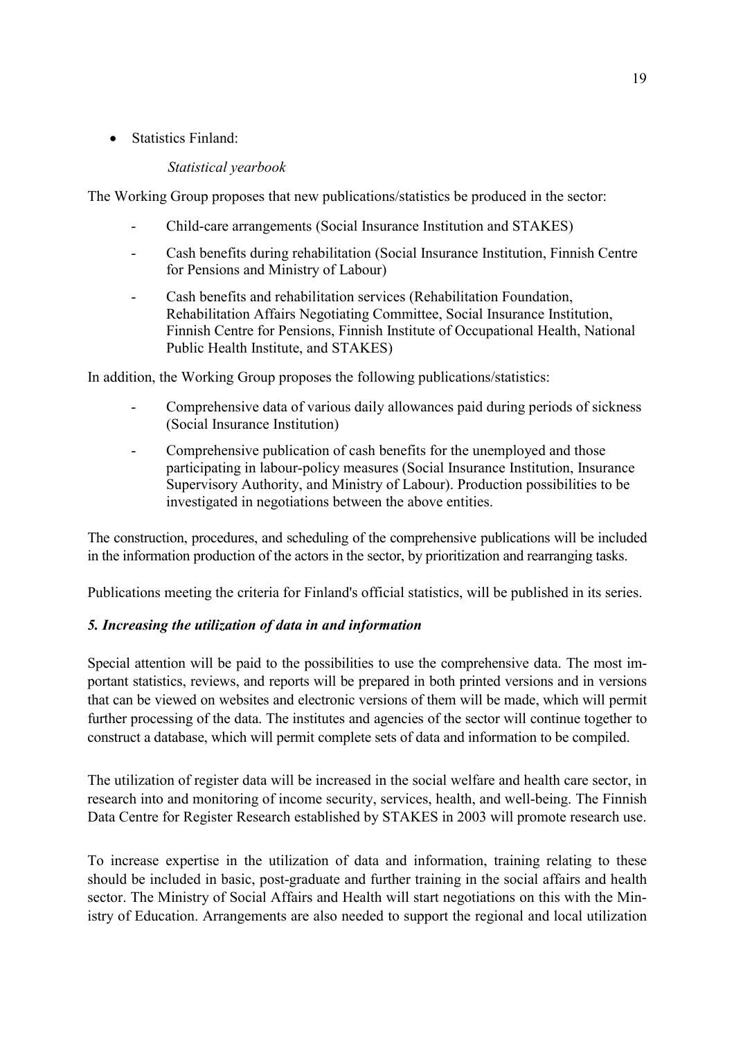- Statistics Finland:

  *Statistical yearbook*

The Working Group proposes that new publications/statistics be produced in the sector:

- Child-care arrangements (Social Insurance Institution and STAKES)
- Cash benefits during rehabilitation (Social Insurance Institution, Finnish Centre for Pensions and Ministry of Labour)
- Cash benefits and rehabilitation services (Rehabilitation Foundation, Rehabilitation Affairs Negotiating Committee, Social Insurance Institution, Finnish Centre for Pensions, Finnish Institute of Occupational Health, National Public Health Institute, and STAKES)

In addition, the Working Group proposes the following publications/statistics:

- Comprehensive data of various daily allowances paid during periods of sickness (Social Insurance Institution)
- Comprehensive publication of cash benefits for the unemployed and those participating in labour-policy measures (Social Insurance Institution, Insurance Supervisory Authority, and Ministry of Labour). Production possibilities to be investigated in negotiations between the above entities.

The construction, procedures, and scheduling of the comprehensive publications will be included in the information production of the actors in the sector, by prioritization and rearranging tasks.

Publications meeting the criteria for Finland's official statistics, will be published in its series.

### *5. Increasing the utilization of data in and information*

Special attention will be paid to the possibilities to use the comprehensive data. The most important statistics, reviews, and reports will be prepared in both printed versions and in versions that can be viewed on websites and electronic versions of them will be made, which will permit further processing of the data. The institutes and agencies of the sector will continue together to construct a database, which will permit complete sets of data and information to be compiled.

The utilization of register data will be increased in the social welfare and health care sector, in research into and monitoring of income security, services, health, and well-being. The Finnish Data Centre for Register Research established by STAKES in 2003 will promote research use.

To increase expertise in the utilization of data and information, training relating to these should be included in basic, post-graduate and further training in the social affairs and health sector. The Ministry of Social Affairs and Health will start negotiations on this with the Ministry of Education. Arrangements are also needed to support the regional and local utilization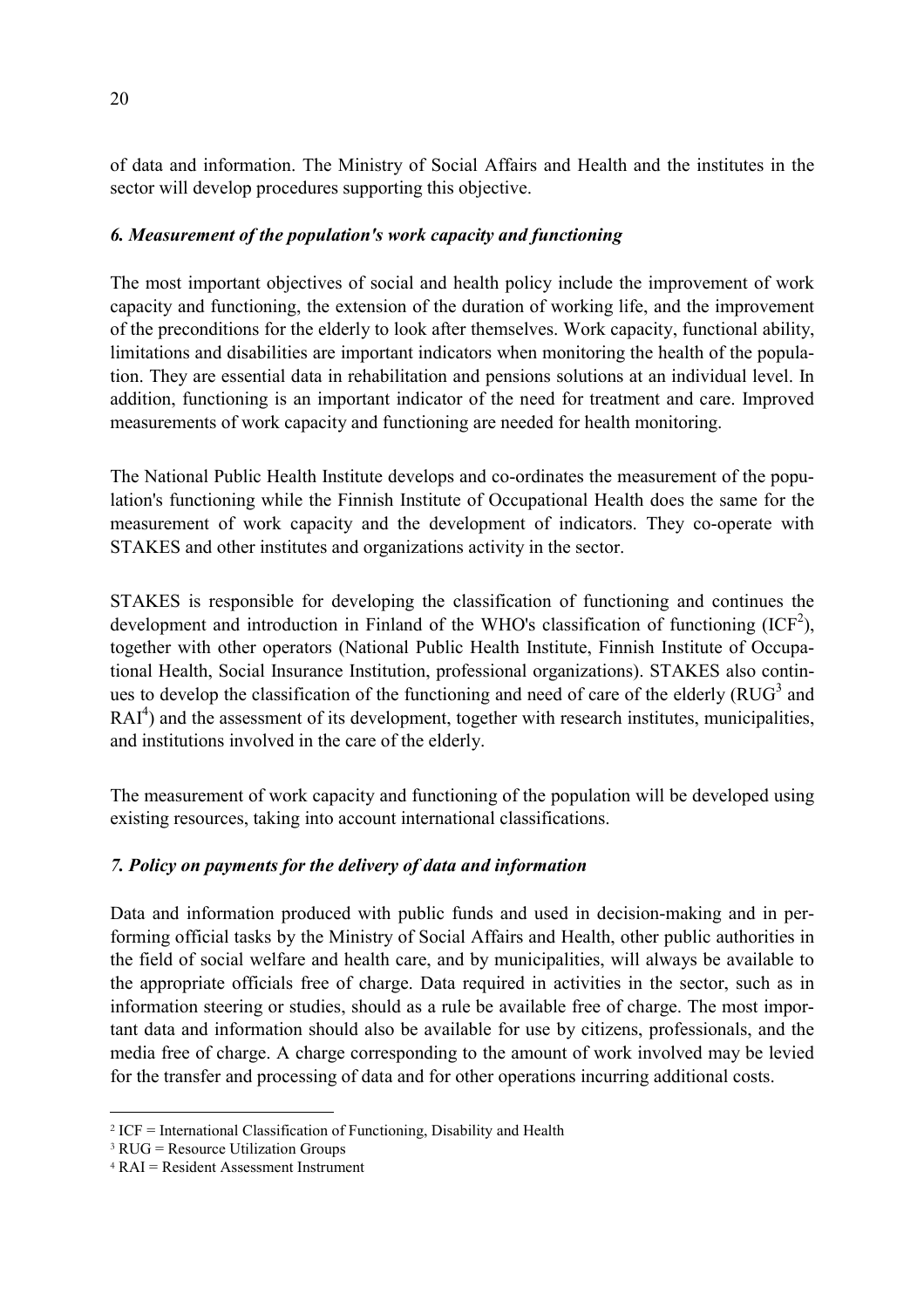of data and information. The Ministry of Social Affairs and Health and the institutes in the sector will develop procedures supporting this objective.

### *6. Measurement of the population's work capacity and functioning*

The most important objectives of social and health policy include the improvement of work capacity and functioning, the extension of the duration of working life, and the improvement of the preconditions for the elderly to look after themselves. Work capacity, functional ability, limitations and disabilities are important indicators when monitoring the health of the population. They are essential data in rehabilitation and pensions solutions at an individual level. In addition, functioning is an important indicator of the need for treatment and care. Improved measurements of work capacity and functioning are needed for health monitoring.

The National Public Health Institute develops and co-ordinates the measurement of the population's functioning while the Finnish Institute of Occupational Health does the same for the measurement of work capacity and the development of indicators. They co-operate with STAKES and other institutes and organizations activity in the sector.

STAKES is responsible for developing the classification of functioning and continues the development and introduction in Finland of the WHO's classification of functioning (ICF[2]), together with other operators (National Public Health Institute, Finnish Institute of Occupational Health, Social Insurance Institution, professional organizations). STAKES also continues to develop the classification of the functioning and need of care of the elderly (RUG[3] and RAI[4]) and the assessment of its development, together with research institutes, municipalities, and institutions involved in the care of the elderly.

The measurement of work capacity and functioning of the population will be developed using existing resources, taking into account international classifications.

### *7. Policy on payments for the delivery of data and information*

Data and information produced with public funds and used in decision-making and in performing official tasks by the Ministry of Social Affairs and Health, other public authorities in the field of social welfare and health care, and by municipalities, will always be available to the appropriate officials free of charge. Data required in activities in the sector, such as in information steering or studies, should as a rule be available free of charge. The most important data and information should also be available for use by citizens, professionals, and the media free of charge. A charge corresponding to the amount of work involved may be levied for the transfer and processing of data and for other operations incurring additional costs.

---

[2] ICF = International Classification of Functioning, Disability and Health

[3] RUG = Resource Utilization Groups

[4] RAI = Resident Assessment Instrument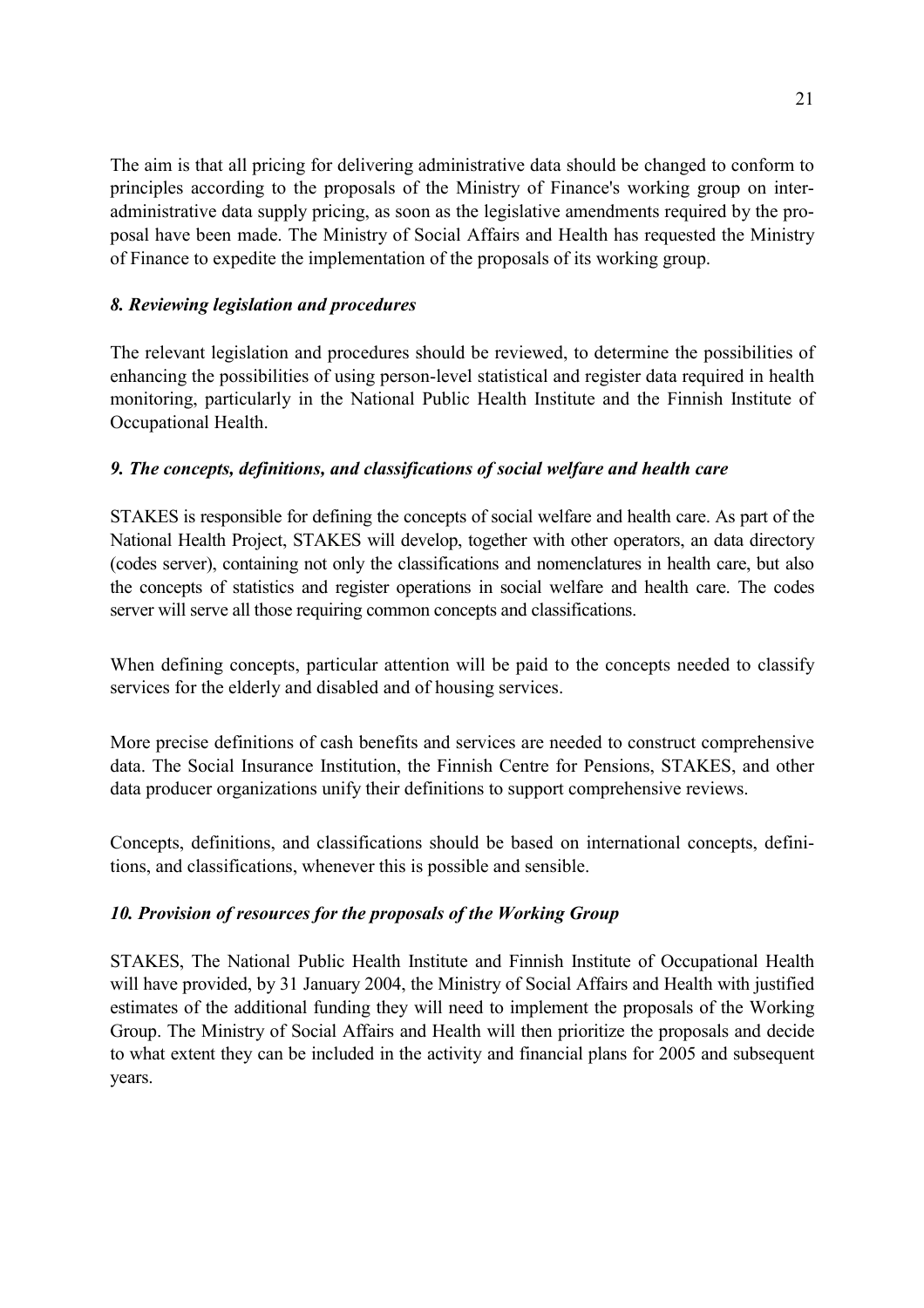The aim is that all pricing for delivering administrative data should be changed to conform to principles according to the proposals of the Ministry of Finance's working group on inter-administrative data supply pricing, as soon as the legislative amendments required by the proposal have been made. The Ministry of Social Affairs and Health has requested the Ministry of Finance to expedite the implementation of the proposals of its working group.

### *8. Reviewing legislation and procedures*

The relevant legislation and procedures should be reviewed, to determine the possibilities of enhancing the possibilities of using person-level statistical and register data required in health monitoring, particularly in the National Public Health Institute and the Finnish Institute of Occupational Health.

### *9. The concepts, definitions, and classifications of social welfare and health care*

STAKES is responsible for defining the concepts of social welfare and health care. As part of the National Health Project, STAKES will develop, together with other operators, an data directory (codes server), containing not only the classifications and nomenclatures in health care, but also the concepts of statistics and register operations in social welfare and health care. The codes server will serve all those requiring common concepts and classifications.

When defining concepts, particular attention will be paid to the concepts needed to classify services for the elderly and disabled and of housing services.

More precise definitions of cash benefits and services are needed to construct comprehensive data. The Social Insurance Institution, the Finnish Centre for Pensions, STAKES, and other data producer organizations unify their definitions to support comprehensive reviews.

Concepts, definitions, and classifications should be based on international concepts, definitions, and classifications, whenever this is possible and sensible.

### *10. Provision of resources for the proposals of the Working Group*

STAKES, The National Public Health Institute and Finnish Institute of Occupational Health will have provided, by 31 January 2004, the Ministry of Social Affairs and Health with justified estimates of the additional funding they will need to implement the proposals of the Working Group. The Ministry of Social Affairs and Health will then prioritize the proposals and decide to what extent they can be included in the activity and financial plans for 2005 and subsequent years.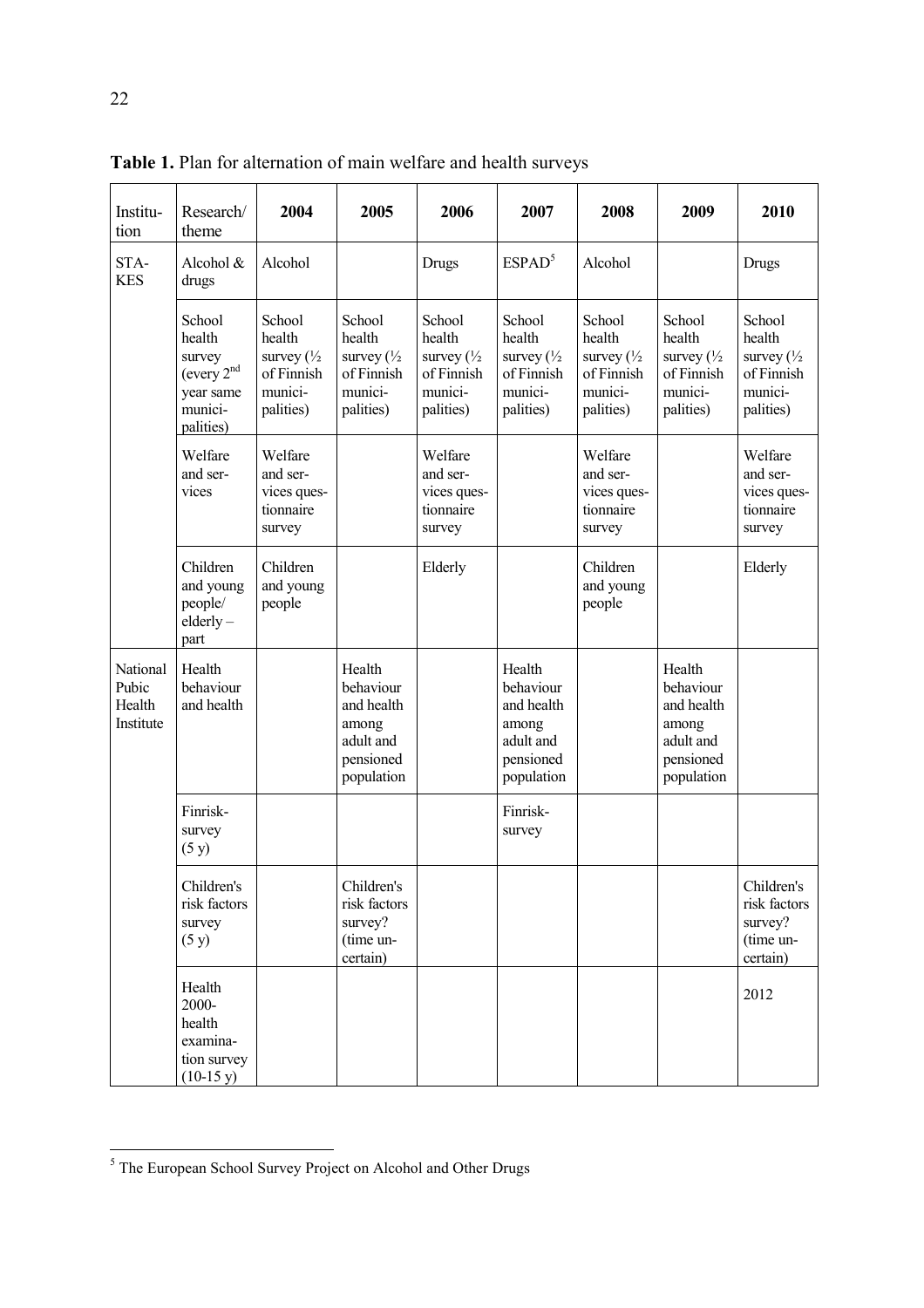**Table 1.** Plan for alternation of main welfare and health surveys

| Institution | Research/ theme | 2004 | 2005 | 2006 | 2007 | 2008 | 2009 | 2010 |
|---|---|---|---|---|---|---|---|---|
| STAKES | Alcohol & drugs | Alcohol | | Drugs | ESPAD[5] | Alcohol | | Drugs |
| | School health survey (every 2nd year same municipalities) | School health survey (½ of Finnish municipalities) | School health survey (½ of Finnish municipalities) | School health survey (½ of Finnish municipalities) | School health survey (½ of Finnish municipalities) | School health survey (½ of Finnish municipalities) | School health survey (½ of Finnish municipalities) | School health survey (½ of Finnish municipalities) |
| | Welfare and services | Welfare and services questionnaire survey | | Welfare and services questionnaire survey | | Welfare and services questionnaire survey | | Welfare and services questionnaire survey |
| | Children and young people/ elderly – part | Children and young people | | Elderly | | Children and young people | | Elderly |
| National Pubic Health Institute | Health behaviour and health | | Health behaviour and health among adult and pensioned population | | Health behaviour and health among adult and pensioned population | | Health behaviour and health among adult and pensioned population | |
| | Finrisk-survey (5 y) | | | | Finrisk-survey | | | |
| | Children's risk factors survey (5 y) | | Children's risk factors survey? (time uncertain) | | | | | Children's risk factors survey? (time uncertain) |
| | Health 2000-health examination survey (10-15 y) | | | | | | | 2012 |

[5] The European School Survey Project on Alcohol and Other Drugs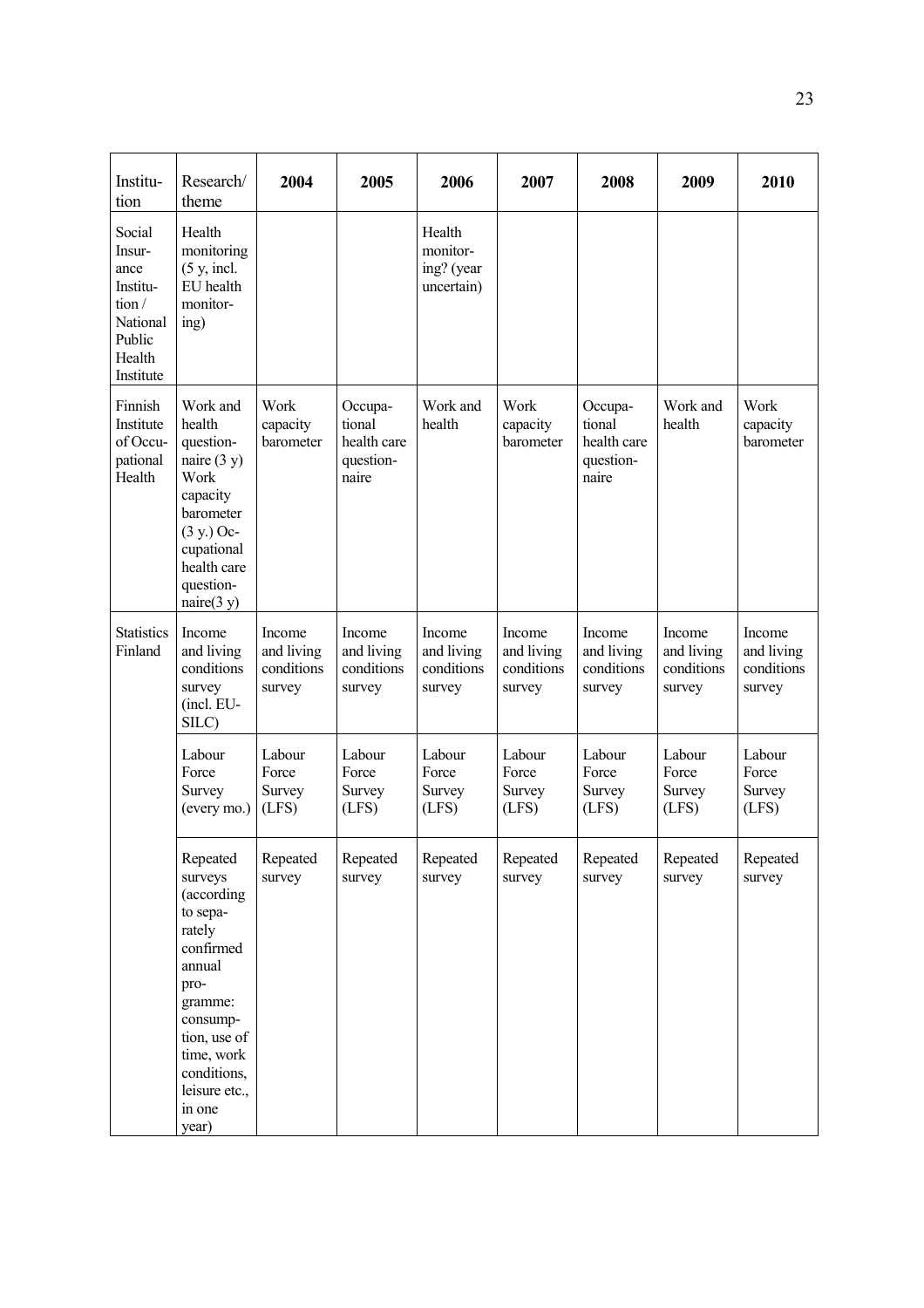| Institution | Research/ theme | 2004 | 2005 | 2006 | 2007 | 2008 | 2009 | 2010 |
|---|---|---|---|---|---|---|---|---|
| Social Insurance Institution / National Public Health Institute | Health monitoring (5 y, incl. EU health monitoring) | | | Health monitoring? (year uncertain) | | | | |
| Finnish Institute of Occupational Health | Work and health questionnaire (3 y) Work capacity barometer (3 y.) Occupational health care questionnaire(3 y) | Work capacity barometer | Occupational health care questionnaire | Work and health | Work capacity barometer | Occupational health care questionnaire | Work and health | Work capacity barometer |
| Statistics Finland | Income and living conditions survey (incl. EU-SILC) | Income and living conditions survey | Income and living conditions survey | Income and living conditions survey | Income and living conditions survey | Income and living conditions survey | Income and living conditions survey | Income and living conditions survey |
| | Labour Force Survey (every mo.) | Labour Force Survey (LFS) | Labour Force Survey (LFS) | Labour Force Survey (LFS) | Labour Force Survey (LFS) | Labour Force Survey (LFS) | Labour Force Survey (LFS) | Labour Force Survey (LFS) |
| | Repeated surveys (according to separately confirmed annual programme: consumption, use of time, work conditions, leisure etc., in one year) | Repeated survey | Repeated survey | Repeated survey | Repeated survey | Repeated survey | Repeated survey | Repeated survey |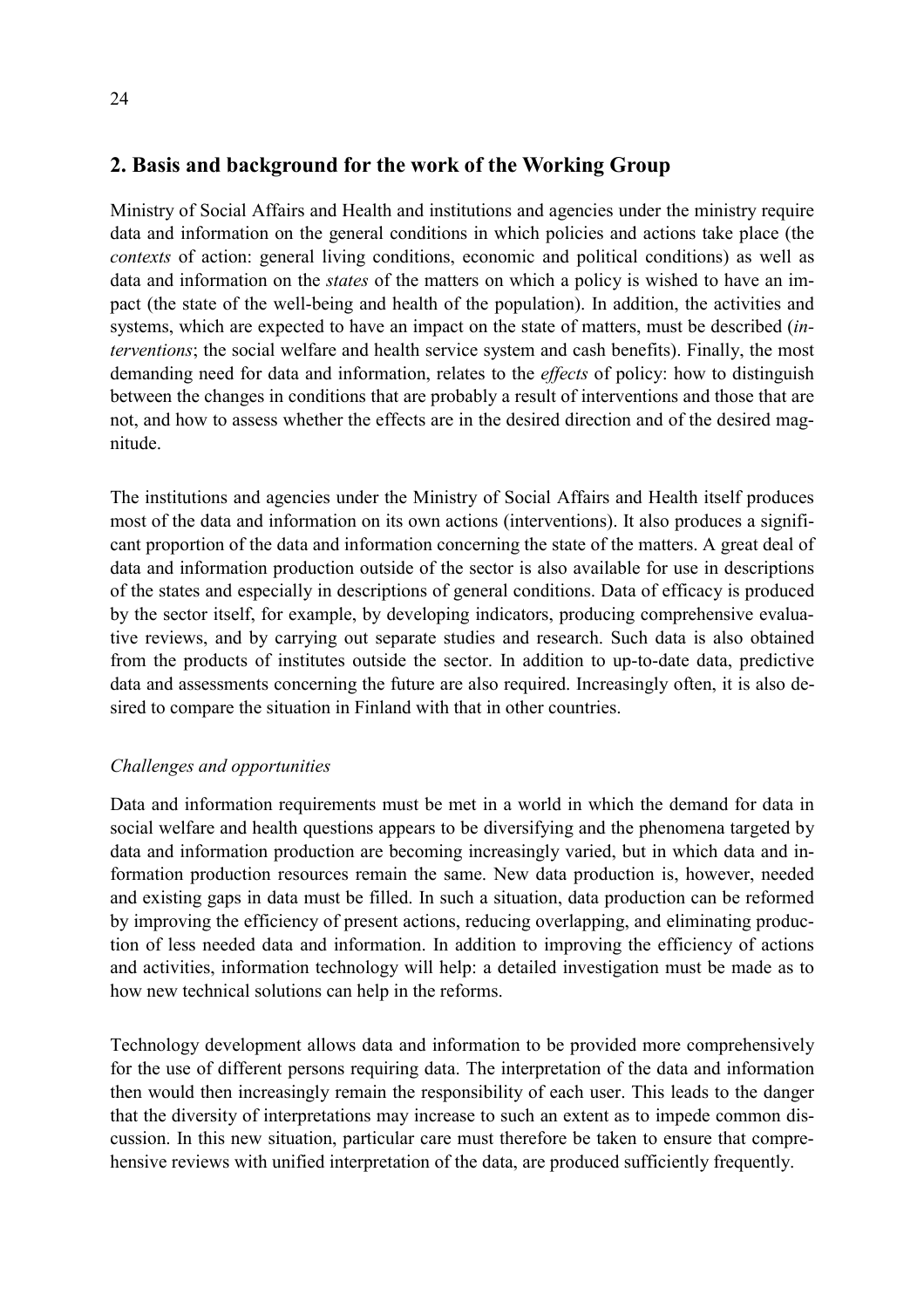## 2. Basis and background for the work of the Working Group

Ministry of Social Affairs and Health and institutions and agencies under the ministry require data and information on the general conditions in which policies and actions take place (the *contexts* of action: general living conditions, economic and political conditions) as well as data and information on the *states* of the matters on which a policy is wished to have an impact (the state of the well-being and health of the population). In addition, the activities and systems, which are expected to have an impact on the state of matters, must be described (*interventions*; the social welfare and health service system and cash benefits). Finally, the most demanding need for data and information, relates to the *effects* of policy: how to distinguish between the changes in conditions that are probably a result of interventions and those that are not, and how to assess whether the effects are in the desired direction and of the desired magnitude.

The institutions and agencies under the Ministry of Social Affairs and Health itself produces most of the data and information on its own actions (interventions). It also produces a significant proportion of the data and information concerning the state of the matters. A great deal of data and information production outside of the sector is also available for use in descriptions of the states and especially in descriptions of general conditions. Data of efficacy is produced by the sector itself, for example, by developing indicators, producing comprehensive evaluative reviews, and by carrying out separate studies and research. Such data is also obtained from the products of institutes outside the sector. In addition to up-to-date data, predictive data and assessments concerning the future are also required. Increasingly often, it is also desired to compare the situation in Finland with that in other countries.

*Challenges and opportunities*

Data and information requirements must be met in a world in which the demand for data in social welfare and health questions appears to be diversifying and the phenomena targeted by data and information production are becoming increasingly varied, but in which data and information production resources remain the same. New data production is, however, needed and existing gaps in data must be filled. In such a situation, data production can be reformed by improving the efficiency of present actions, reducing overlapping, and eliminating production of less needed data and information. In addition to improving the efficiency of actions and activities, information technology will help: a detailed investigation must be made as to how new technical solutions can help in the reforms.

Technology development allows data and information to be provided more comprehensively for the use of different persons requiring data. The interpretation of the data and information then would then increasingly remain the responsibility of each user. This leads to the danger that the diversity of interpretations may increase to such an extent as to impede common discussion. In this new situation, particular care must therefore be taken to ensure that comprehensive reviews with unified interpretation of the data, are produced sufficiently frequently.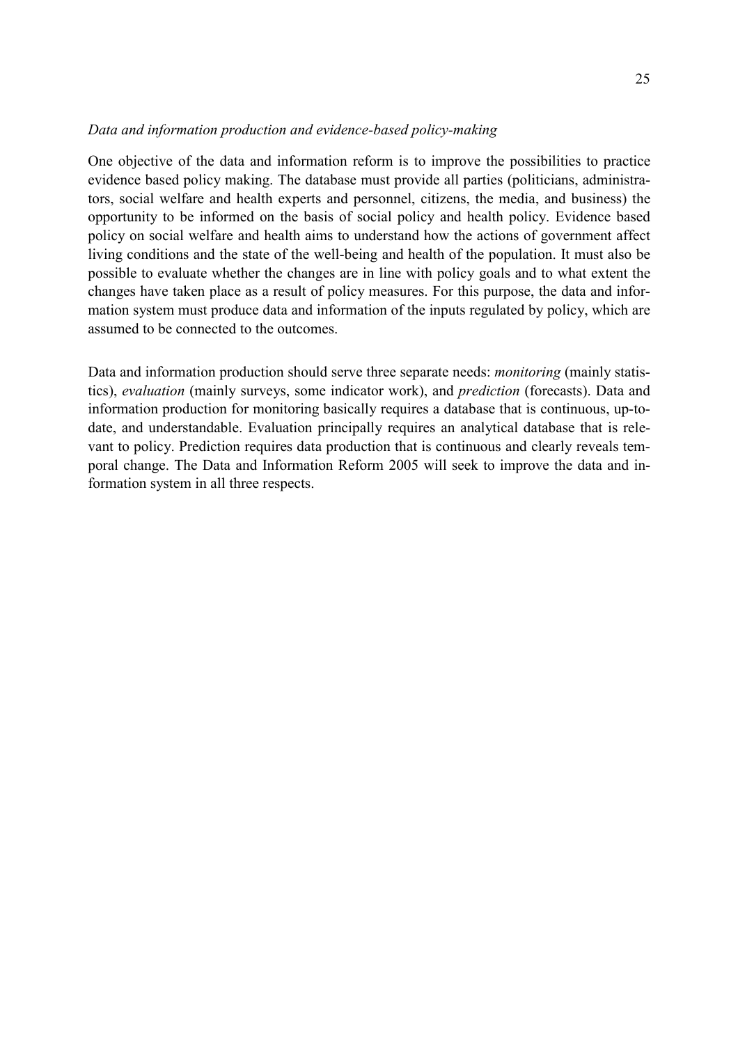*Data and information production and evidence-based policy-making*

One objective of the data and information reform is to improve the possibilities to practice evidence based policy making. The database must provide all parties (politicians, administrators, social welfare and health experts and personnel, citizens, the media, and business) the opportunity to be informed on the basis of social policy and health policy. Evidence based policy on social welfare and health aims to understand how the actions of government affect living conditions and the state of the well-being and health of the population. It must also be possible to evaluate whether the changes are in line with policy goals and to what extent the changes have taken place as a result of policy measures. For this purpose, the data and information system must produce data and information of the inputs regulated by policy, which are assumed to be connected to the outcomes.

Data and information production should serve three separate needs: *monitoring* (mainly statistics), *evaluation* (mainly surveys, some indicator work), and *prediction* (forecasts). Data and information production for monitoring basically requires a database that is continuous, up-to-date, and understandable. Evaluation principally requires an analytical database that is relevant to policy. Prediction requires data production that is continuous and clearly reveals temporal change. The Data and Information Reform 2005 will seek to improve the data and information system in all three respects.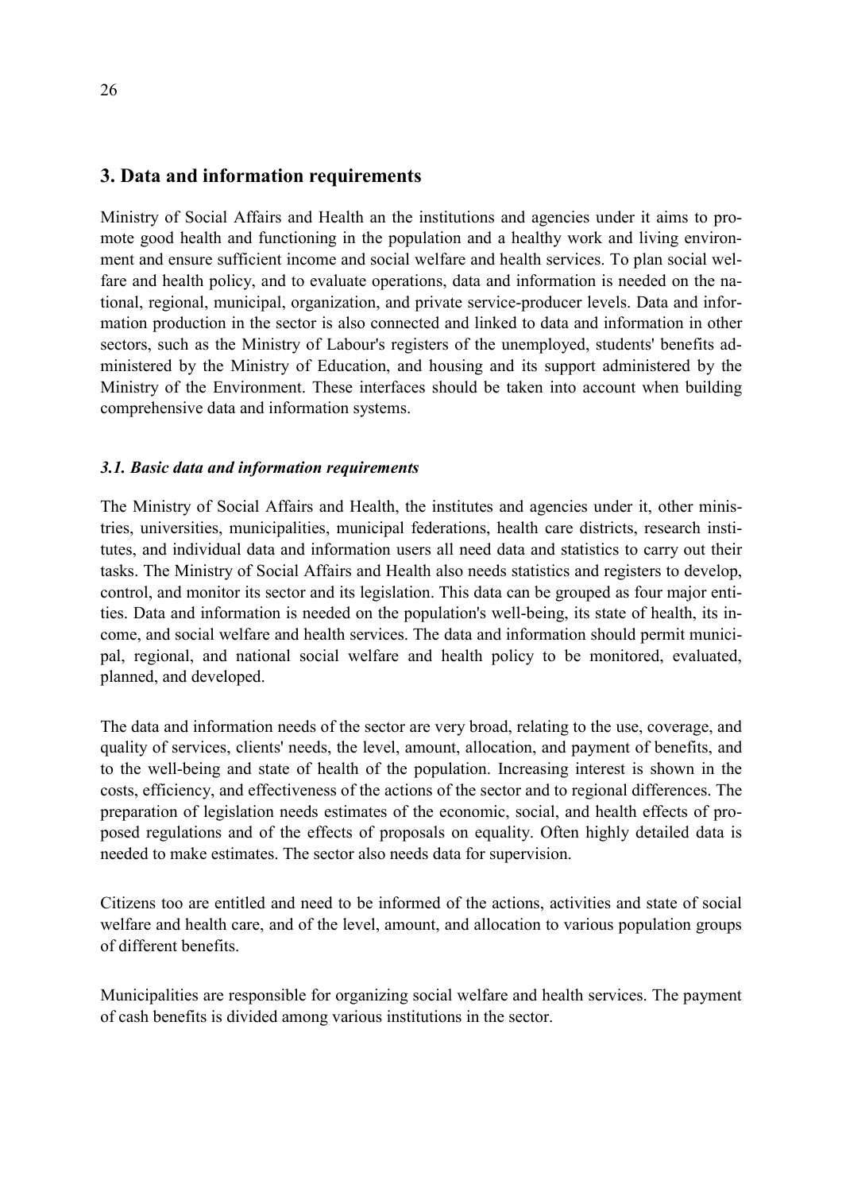## 3. Data and information requirements

Ministry of Social Affairs and Health an the institutions and agencies under it aims to promote good health and functioning in the population and a healthy work and living environment and ensure sufficient income and social welfare and health services. To plan social welfare and health policy, and to evaluate operations, data and information is needed on the national, regional, municipal, organization, and private service-producer levels. Data and information production in the sector is also connected and linked to data and information in other sectors, such as the Ministry of Labour's registers of the unemployed, students' benefits administered by the Ministry of Education, and housing and its support administered by the Ministry of the Environment. These interfaces should be taken into account when building comprehensive data and information systems.

### *3.1. Basic data and information requirements*

The Ministry of Social Affairs and Health, the institutes and agencies under it, other ministries, universities, municipalities, municipal federations, health care districts, research institutes, and individual data and information users all need data and statistics to carry out their tasks. The Ministry of Social Affairs and Health also needs statistics and registers to develop, control, and monitor its sector and its legislation. This data can be grouped as four major entities. Data and information is needed on the population's well-being, its state of health, its income, and social welfare and health services. The data and information should permit municipal, regional, and national social welfare and health policy to be monitored, evaluated, planned, and developed.

The data and information needs of the sector are very broad, relating to the use, coverage, and quality of services, clients' needs, the level, amount, allocation, and payment of benefits, and to the well-being and state of health of the population. Increasing interest is shown in the costs, efficiency, and effectiveness of the actions of the sector and to regional differences. The preparation of legislation needs estimates of the economic, social, and health effects of proposed regulations and of the effects of proposals on equality. Often highly detailed data is needed to make estimates. The sector also needs data for supervision.

Citizens too are entitled and need to be informed of the actions, activities and state of social welfare and health care, and of the level, amount, and allocation to various population groups of different benefits.

Municipalities are responsible for organizing social welfare and health services. The payment of cash benefits is divided among various institutions in the sector.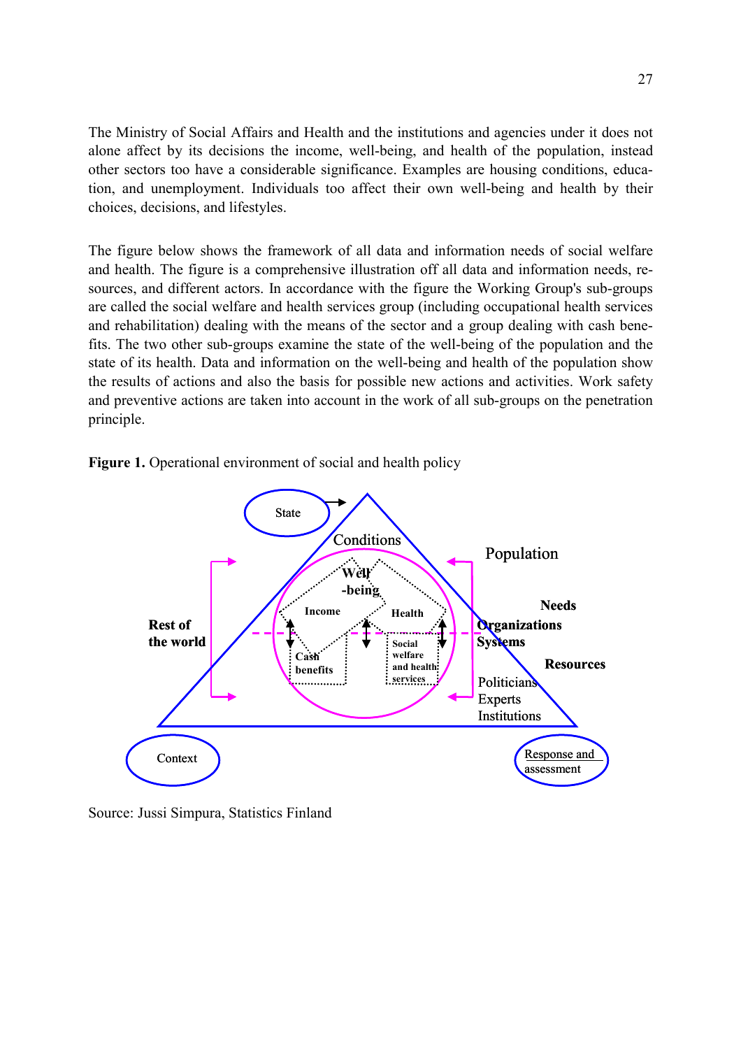The Ministry of Social Affairs and Health and the institutions and agencies under it does not alone affect by its decisions the income, well-being, and health of the population, instead other sectors too have a considerable significance. Examples are housing conditions, education, and unemployment. Individuals too affect their own well-being and health by their choices, decisions, and lifestyles.

The figure below shows the framework of all data and information needs of social welfare and health. The figure is a comprehensive illustration off all data and information needs, resources, and different actors. In accordance with the figure the Working Group's sub-groups are called the social welfare and health services group (including occupational health services and rehabilitation) dealing with the means of the sector and a group dealing with cash benefits. The two other sub-groups examine the state of the well-being of the population and the state of its health. Data and information on the well-being and health of the population show the results of actions and also the basis for possible new actions and activities. Work safety and preventive actions are taken into account in the work of all sub-groups on the penetration principle.

**Figure 1.** Operational environment of social and health policy

Source: Jussi Simpura, Statistics Finland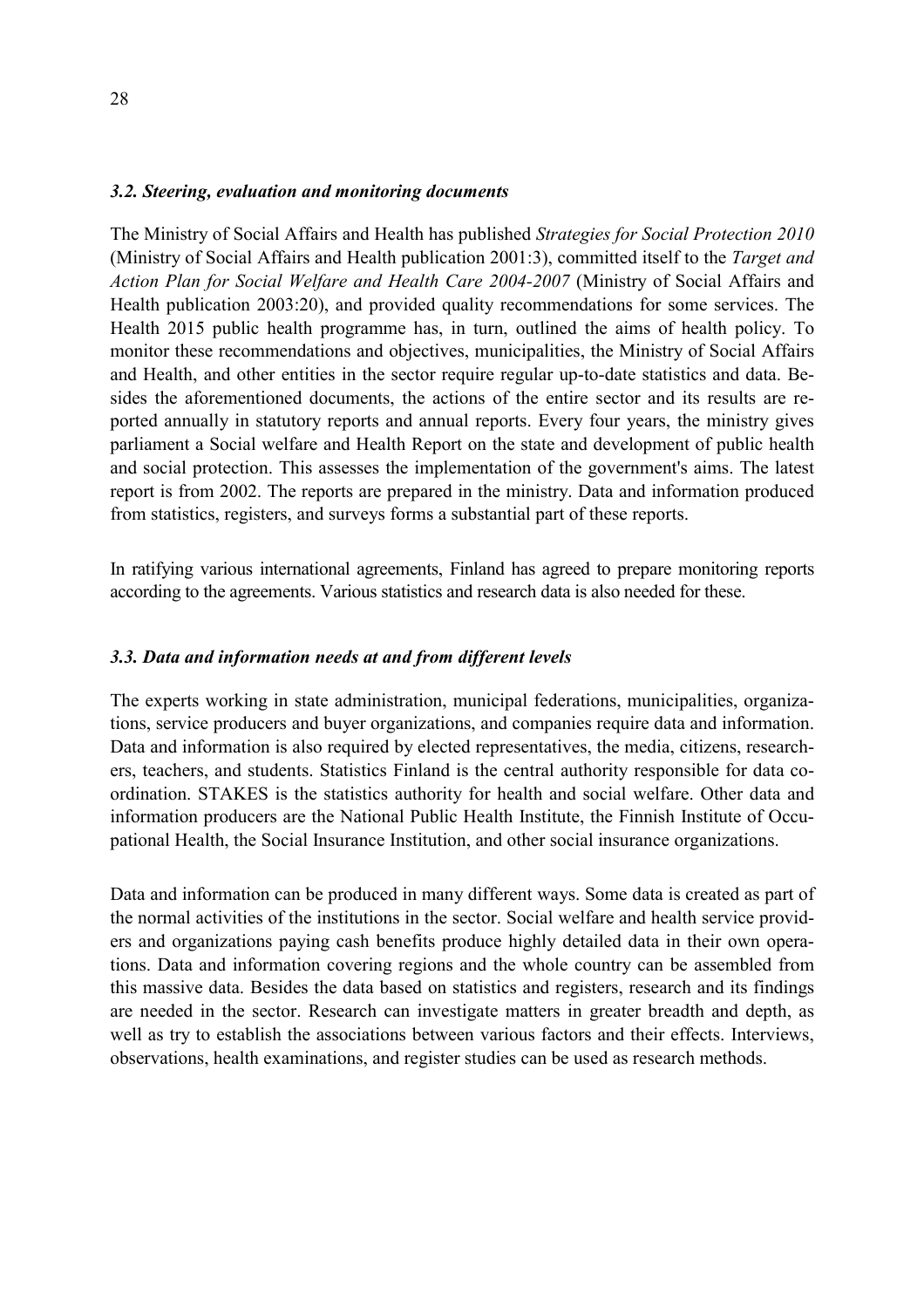### *3.2. Steering, evaluation and monitoring documents*

The Ministry of Social Affairs and Health has published *Strategies for Social Protection 2010* (Ministry of Social Affairs and Health publication 2001:3), committed itself to the *Target and Action Plan for Social Welfare and Health Care 2004-2007* (Ministry of Social Affairs and Health publication 2003:20), and provided quality recommendations for some services. The Health 2015 public health programme has, in turn, outlined the aims of health policy. To monitor these recommendations and objectives, municipalities, the Ministry of Social Affairs and Health, and other entities in the sector require regular up-to-date statistics and data. Besides the aforementioned documents, the actions of the entire sector and its results are reported annually in statutory reports and annual reports. Every four years, the ministry gives parliament a Social welfare and Health Report on the state and development of public health and social protection. This assesses the implementation of the government's aims. The latest report is from 2002. The reports are prepared in the ministry. Data and information produced from statistics, registers, and surveys forms a substantial part of these reports.

In ratifying various international agreements, Finland has agreed to prepare monitoring reports according to the agreements. Various statistics and research data is also needed for these.

### *3.3. Data and information needs at and from different levels*

The experts working in state administration, municipal federations, municipalities, organizations, service producers and buyer organizations, and companies require data and information. Data and information is also required by elected representatives, the media, citizens, researchers, teachers, and students. Statistics Finland is the central authority responsible for data coordination. STAKES is the statistics authority for health and social welfare. Other data and information producers are the National Public Health Institute, the Finnish Institute of Occupational Health, the Social Insurance Institution, and other social insurance organizations.

Data and information can be produced in many different ways. Some data is created as part of the normal activities of the institutions in the sector. Social welfare and health service providers and organizations paying cash benefits produce highly detailed data in their own operations. Data and information covering regions and the whole country can be assembled from this massive data. Besides the data based on statistics and registers, research and its findings are needed in the sector. Research can investigate matters in greater breadth and depth, as well as try to establish the associations between various factors and their effects. Interviews, observations, health examinations, and register studies can be used as research methods.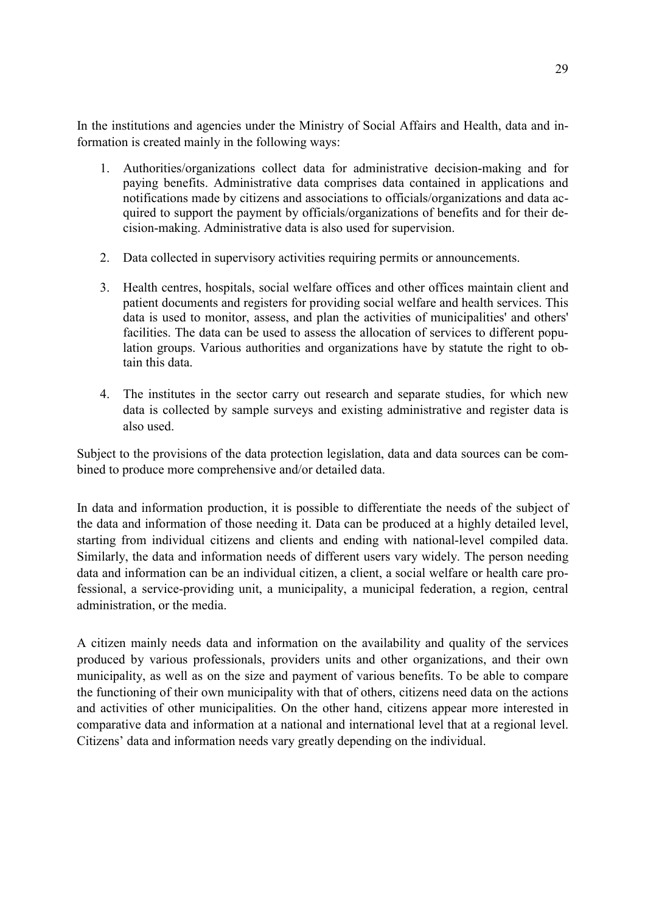In the institutions and agencies under the Ministry of Social Affairs and Health, data and information is created mainly in the following ways:

1. Authorities/organizations collect data for administrative decision-making and for paying benefits. Administrative data comprises data contained in applications and notifications made by citizens and associations to officials/organizations and data acquired to support the payment by officials/organizations of benefits and for their decision-making. Administrative data is also used for supervision.

2. Data collected in supervisory activities requiring permits or announcements.

3. Health centres, hospitals, social welfare offices and other offices maintain client and patient documents and registers for providing social welfare and health services. This data is used to monitor, assess, and plan the activities of municipalities' and others' facilities. The data can be used to assess the allocation of services to different population groups. Various authorities and organizations have by statute the right to obtain this data.

4. The institutes in the sector carry out research and separate studies, for which new data is collected by sample surveys and existing administrative and register data is also used.

Subject to the provisions of the data protection legislation, data and data sources can be combined to produce more comprehensive and/or detailed data.

In data and information production, it is possible to differentiate the needs of the subject of the data and information of those needing it. Data can be produced at a highly detailed level, starting from individual citizens and clients and ending with national-level compiled data. Similarly, the data and information needs of different users vary widely. The person needing data and information can be an individual citizen, a client, a social welfare or health care professional, a service-providing unit, a municipality, a municipal federation, a region, central administration, or the media.

A citizen mainly needs data and information on the availability and quality of the services produced by various professionals, providers units and other organizations, and their own municipality, as well as on the size and payment of various benefits. To be able to compare the functioning of their own municipality with that of others, citizens need data on the actions and activities of other municipalities. On the other hand, citizens appear more interested in comparative data and information at a national and international level that at a regional level. Citizens' data and information needs vary greatly depending on the individual.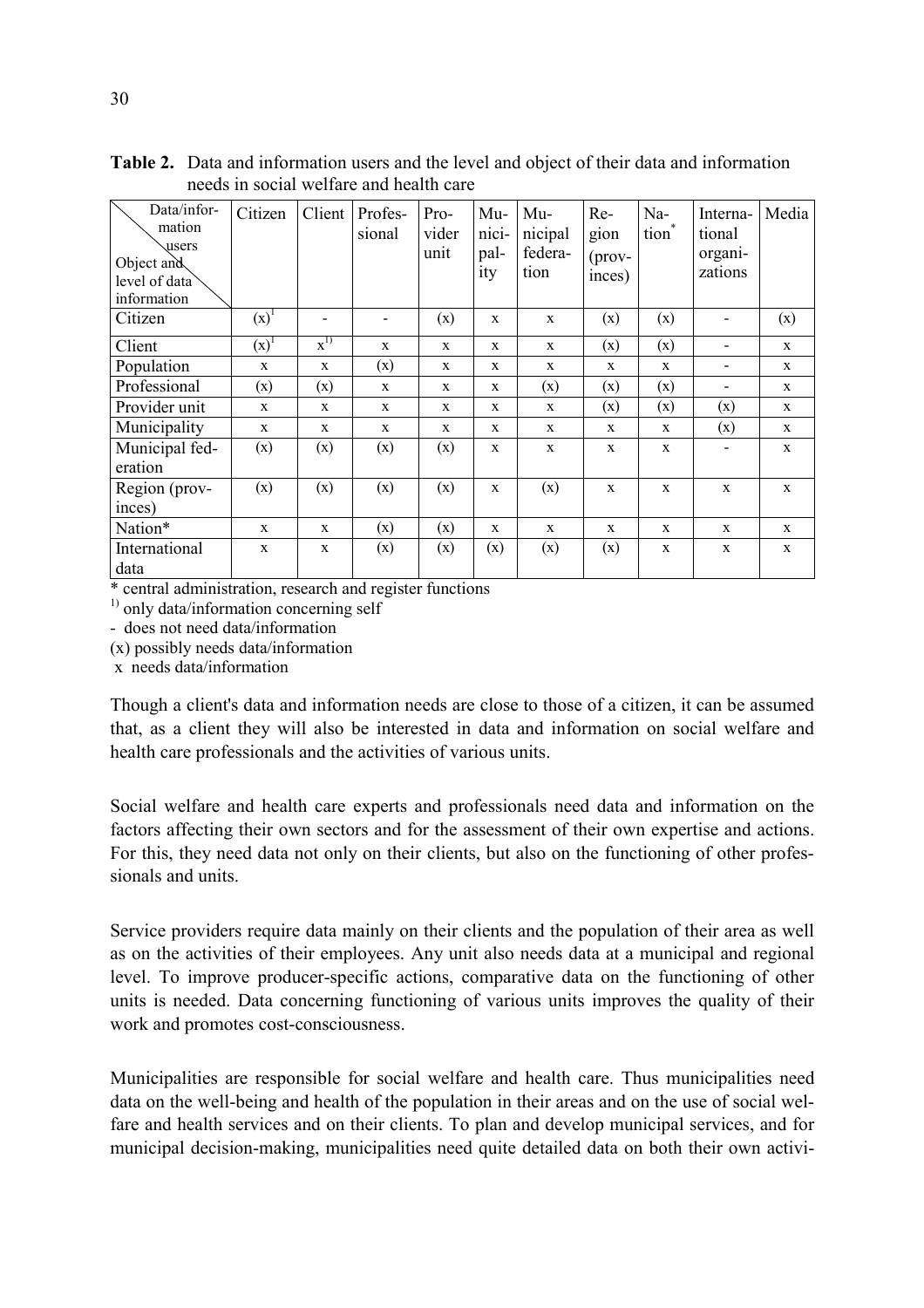**Table 2.** Data and information users and the level and object of their data and information needs in social welfare and health care

| Data/information users / Object and level of data information | Citizen | Client | Professional | Provider unit | Municipality | Municipal federation | Region (provinces) | Nation* | International organizations | Media |
|---|---|---|---|---|---|---|---|---|---|---|
| Citizen | (x)[1] | - | - | (x) | x | x | (x) | (x) | - | (x) |
| Client | (x)[1] | x[1)] | x | x | x | x | (x) | (x) | - | x |
| Population | x | x | (x) | x | x | x | x | x | - | x |
| Professional | (x) | (x) | x | x | x | (x) | (x) | (x) | - | x |
| Provider unit | x | x | x | x | x | x | (x) | (x) | (x) | x |
| Municipality | x | x | x | x | x | x | x | x | (x) | x |
| Municipal federation | (x) | (x) | (x) | (x) | x | x | x | x | - | x |
| Region (provinces) | (x) | (x) | (x) | (x) | x | (x) | x | x | x | x |
| Nation* | x | x | (x) | (x) | x | x | x | x | x | x |
| International data | x | x | (x) | (x) | (x) | (x) | (x) | x | x | x |

\* central administration, research and register functions

[1)] only data/information concerning self

\- does not need data/information

(x) possibly needs data/information

x needs data/information

Though a client's data and information needs are close to those of a citizen, it can be assumed that, as a client they will also be interested in data and information on social welfare and health care professionals and the activities of various units.

Social welfare and health care experts and professionals need data and information on the factors affecting their own sectors and for the assessment of their own expertise and actions. For this, they need data not only on their clients, but also on the functioning of other professionals and units.

Service providers require data mainly on their clients and the population of their area as well as on the activities of their employees. Any unit also needs data at a municipal and regional level. To improve producer-specific actions, comparative data on the functioning of other units is needed. Data concerning functioning of various units improves the quality of their work and promotes cost-consciousness.

Municipalities are responsible for social welfare and health care. Thus municipalities need data on the well-being and health of the population in their areas and on the use of social welfare and health services and on their clients. To plan and develop municipal services, and for municipal decision-making, municipalities need quite detailed data on both their own activi-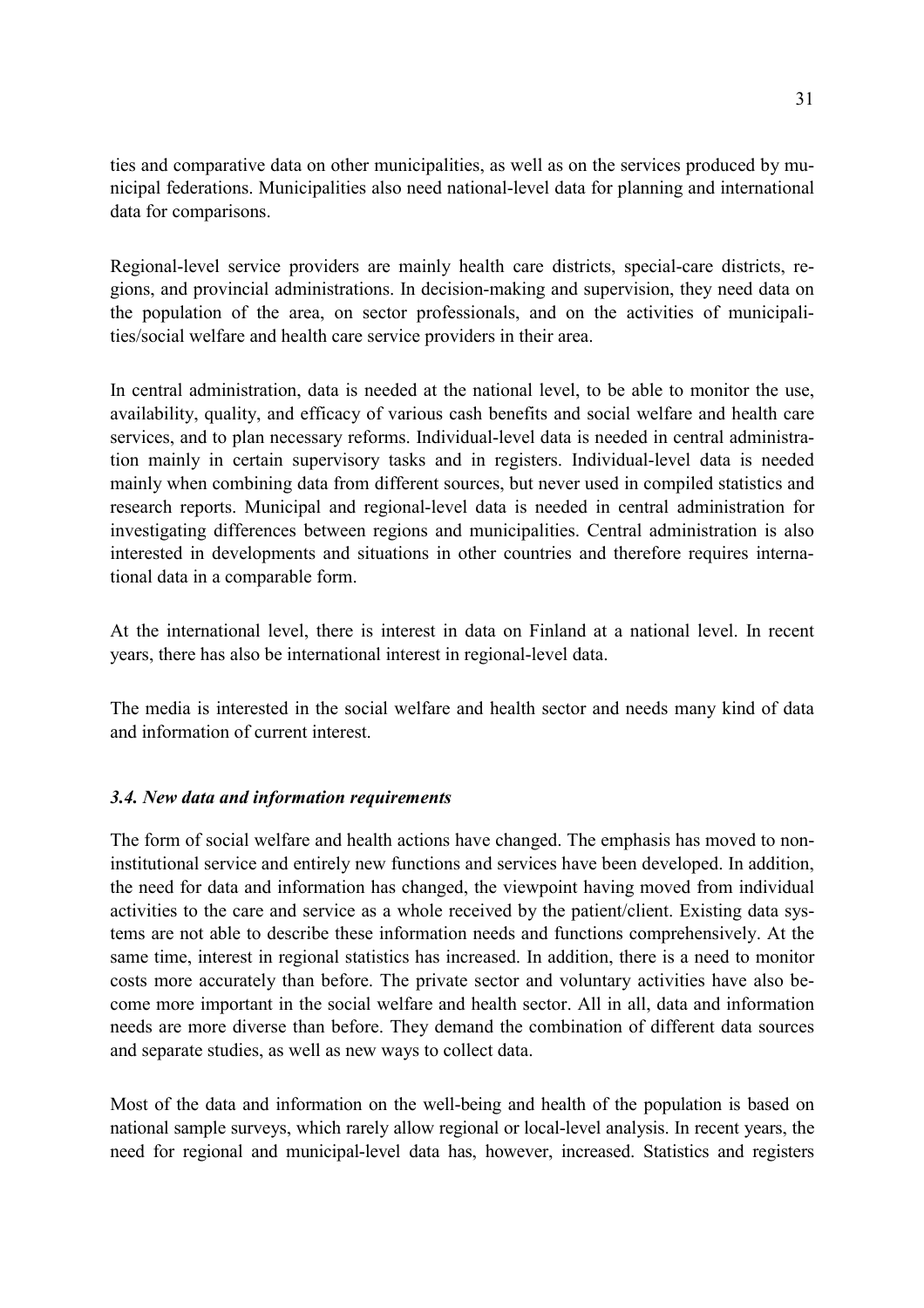ties and comparative data on other municipalities, as well as on the services produced by municipal federations. Municipalities also need national-level data for planning and international data for comparisons.

Regional-level service providers are mainly health care districts, special-care districts, regions, and provincial administrations. In decision-making and supervision, they need data on the population of the area, on sector professionals, and on the activities of municipalities/social welfare and health care service providers in their area.

In central administration, data is needed at the national level, to be able to monitor the use, availability, quality, and efficacy of various cash benefits and social welfare and health care services, and to plan necessary reforms. Individual-level data is needed in central administration mainly in certain supervisory tasks and in registers. Individual-level data is needed mainly when combining data from different sources, but never used in compiled statistics and research reports. Municipal and regional-level data is needed in central administration for investigating differences between regions and municipalities. Central administration is also interested in developments and situations in other countries and therefore requires international data in a comparable form.

At the international level, there is interest in data on Finland at a national level. In recent years, there has also be international interest in regional-level data.

The media is interested in the social welfare and health sector and needs many kind of data and information of current interest.

### *3.4. New data and information requirements*

The form of social welfare and health actions have changed. The emphasis has moved to non-institutional service and entirely new functions and services have been developed. In addition, the need for data and information has changed, the viewpoint having moved from individual activities to the care and service as a whole received by the patient/client. Existing data systems are not able to describe these information needs and functions comprehensively. At the same time, interest in regional statistics has increased. In addition, there is a need to monitor costs more accurately than before. The private sector and voluntary activities have also become more important in the social welfare and health sector. All in all, data and information needs are more diverse than before. They demand the combination of different data sources and separate studies, as well as new ways to collect data.

Most of the data and information on the well-being and health of the population is based on national sample surveys, which rarely allow regional or local-level analysis. In recent years, the need for regional and municipal-level data has, however, increased. Statistics and registers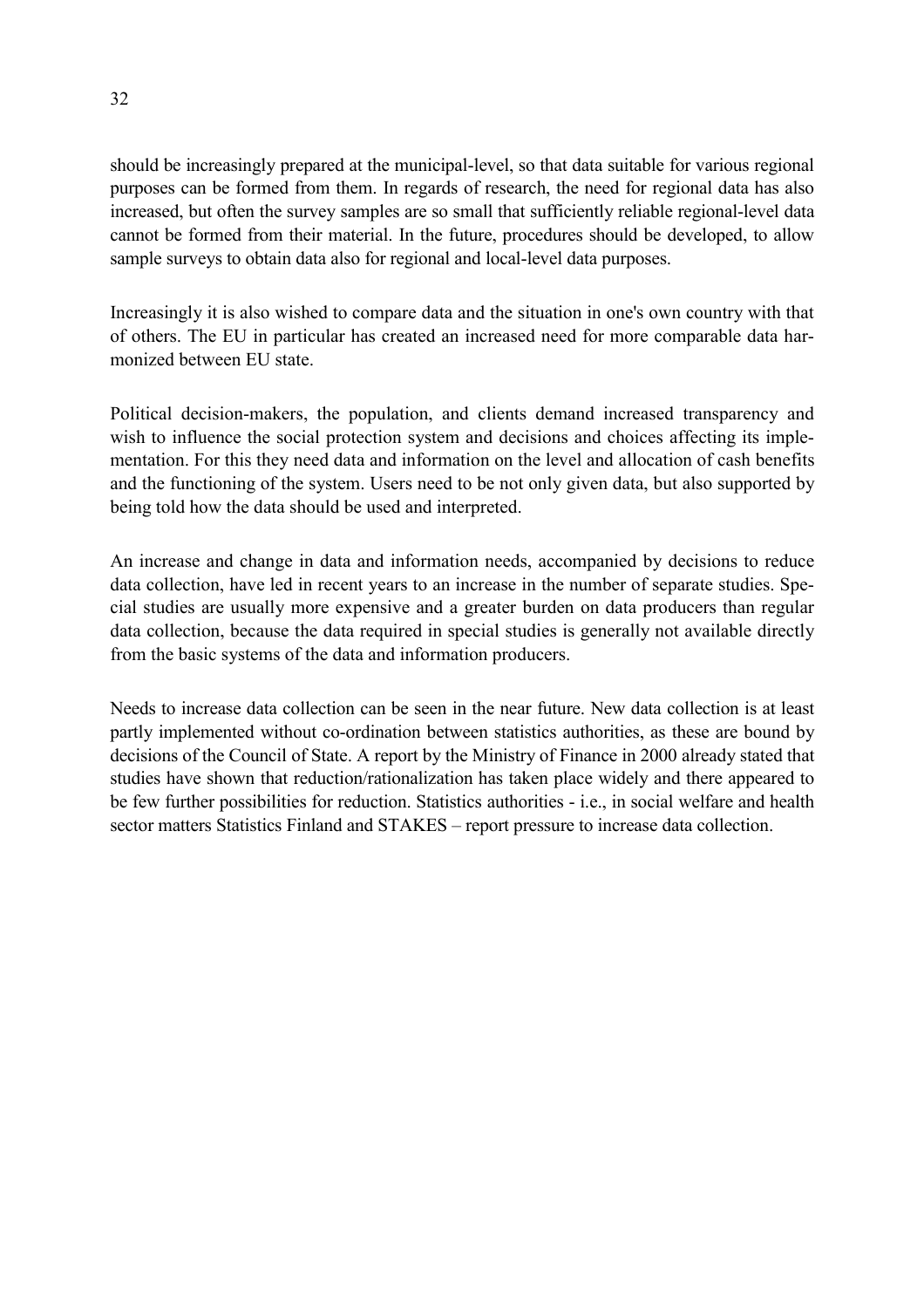should be increasingly prepared at the municipal-level, so that data suitable for various regional purposes can be formed from them. In regards of research, the need for regional data has also increased, but often the survey samples are so small that sufficiently reliable regional-level data cannot be formed from their material. In the future, procedures should be developed, to allow sample surveys to obtain data also for regional and local-level data purposes.

Increasingly it is also wished to compare data and the situation in one's own country with that of others. The EU in particular has created an increased need for more comparable data harmonized between EU state.

Political decision-makers, the population, and clients demand increased transparency and wish to influence the social protection system and decisions and choices affecting its implementation. For this they need data and information on the level and allocation of cash benefits and the functioning of the system. Users need to be not only given data, but also supported by being told how the data should be used and interpreted.

An increase and change in data and information needs, accompanied by decisions to reduce data collection, have led in recent years to an increase in the number of separate studies. Special studies are usually more expensive and a greater burden on data producers than regular data collection, because the data required in special studies is generally not available directly from the basic systems of the data and information producers.

Needs to increase data collection can be seen in the near future. New data collection is at least partly implemented without co-ordination between statistics authorities, as these are bound by decisions of the Council of State. A report by the Ministry of Finance in 2000 already stated that studies have shown that reduction/rationalization has taken place widely and there appeared to be few further possibilities for reduction. Statistics authorities - i.e., in social welfare and health sector matters Statistics Finland and STAKES – report pressure to increase data collection.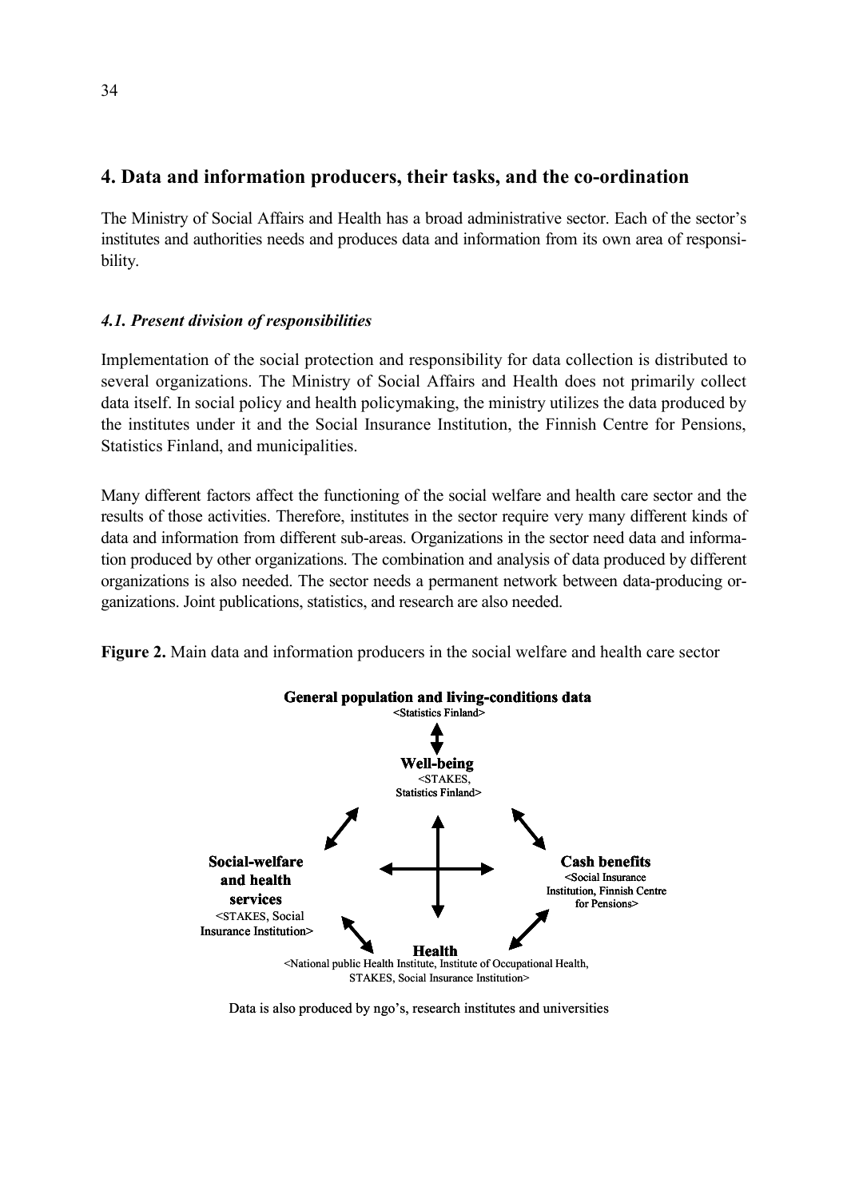## 4. Data and information producers, their tasks, and the co-ordination

The Ministry of Social Affairs and Health has a broad administrative sector. Each of the sector's institutes and authorities needs and produces data and information from its own area of responsibility.

### *4.1. Present division of responsibilities*

Implementation of the social protection and responsibility for data collection is distributed to several organizations. The Ministry of Social Affairs and Health does not primarily collect data itself. In social policy and health policymaking, the ministry utilizes the data produced by the institutes under it and the Social Insurance Institution, the Finnish Centre for Pensions, Statistics Finland, and municipalities.

Many different factors affect the functioning of the social welfare and health care sector and the results of those activities. Therefore, institutes in the sector require very many different kinds of data and information from different sub-areas. Organizations in the sector need data and information produced by other organizations. The combination and analysis of data produced by different organizations is also needed. The sector needs a permanent network between data-producing organizations. Joint publications, statistics, and research are also needed.

**Figure 2.** Main data and information producers in the social welfare and health care sector

**General population and living-conditions data**
<Statistics Finland>

**Well-being**
<STAKES, Statistics Finland>

**Social-welfare and health services**
<STAKES, Social Insurance Institution>

**Cash benefits**
<Social Insurance Institution, Finnish Centre for Pensions>

**Health**
<National public Health Institute, Institute of Occupational Health, STAKES, Social Insurance Institution>

Data is also produced by ngo's, research institutes and universities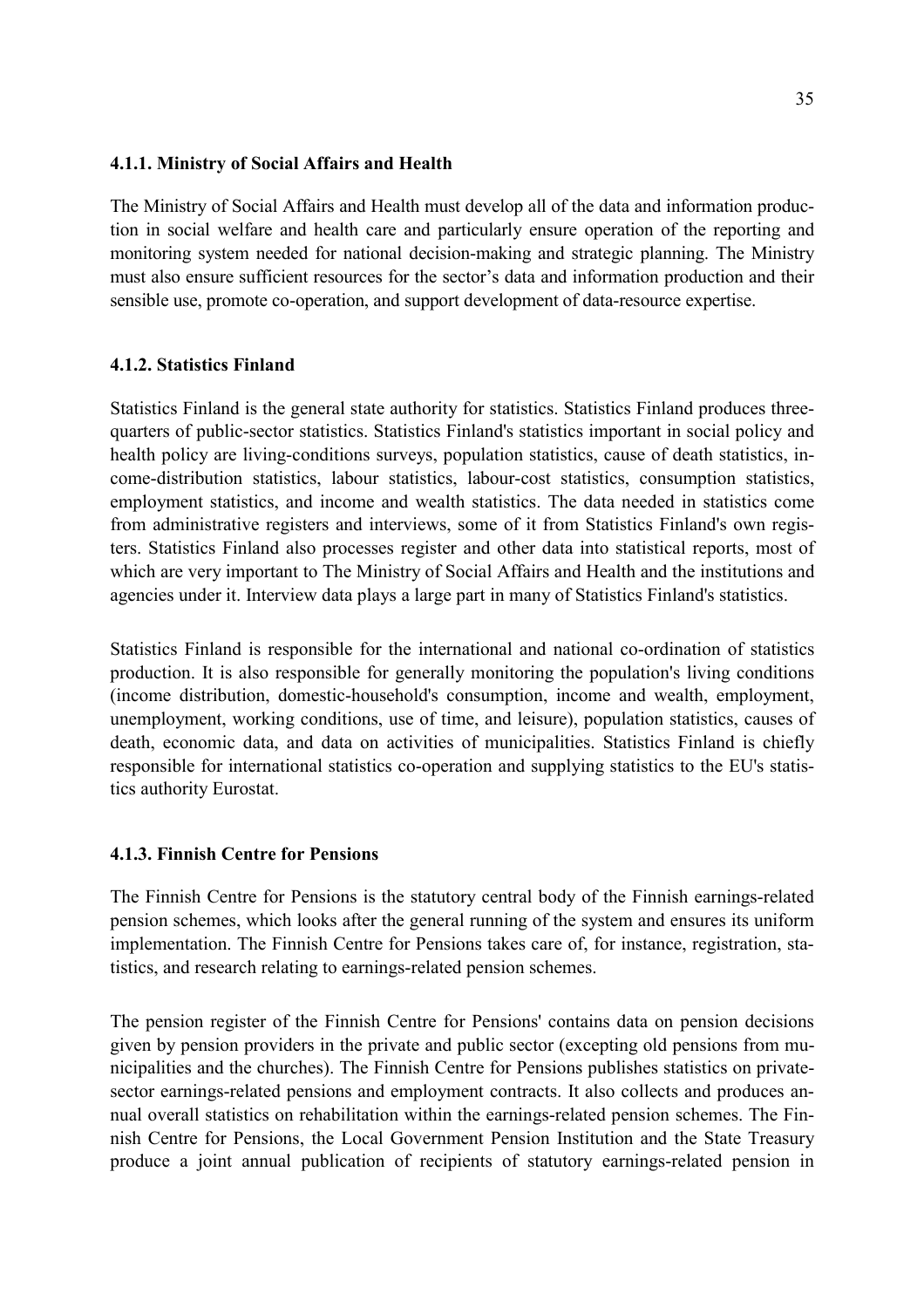### 4.1.1. Ministry of Social Affairs and Health

The Ministry of Social Affairs and Health must develop all of the data and information production in social welfare and health care and particularly ensure operation of the reporting and monitoring system needed for national decision-making and strategic planning. The Ministry must also ensure sufficient resources for the sector's data and information production and their sensible use, promote co-operation, and support development of data-resource expertise.

### 4.1.2. Statistics Finland

Statistics Finland is the general state authority for statistics. Statistics Finland produces three-quarters of public-sector statistics. Statistics Finland's statistics important in social policy and health policy are living-conditions surveys, population statistics, cause of death statistics, income-distribution statistics, labour statistics, labour-cost statistics, consumption statistics, employment statistics, and income and wealth statistics. The data needed in statistics come from administrative registers and interviews, some of it from Statistics Finland's own registers. Statistics Finland also processes register and other data into statistical reports, most of which are very important to The Ministry of Social Affairs and Health and the institutions and agencies under it. Interview data plays a large part in many of Statistics Finland's statistics.

Statistics Finland is responsible for the international and national co-ordination of statistics production. It is also responsible for generally monitoring the population's living conditions (income distribution, domestic-household's consumption, income and wealth, employment, unemployment, working conditions, use of time, and leisure), population statistics, causes of death, economic data, and data on activities of municipalities. Statistics Finland is chiefly responsible for international statistics co-operation and supplying statistics to the EU's statistics authority Eurostat.

### 4.1.3. Finnish Centre for Pensions

The Finnish Centre for Pensions is the statutory central body of the Finnish earnings-related pension schemes, which looks after the general running of the system and ensures its uniform implementation. The Finnish Centre for Pensions takes care of, for instance, registration, statistics, and research relating to earnings-related pension schemes.

The pension register of the Finnish Centre for Pensions' contains data on pension decisions given by pension providers in the private and public sector (excepting old pensions from municipalities and the churches). The Finnish Centre for Pensions publishes statistics on private-sector earnings-related pensions and employment contracts. It also collects and produces annual overall statistics on rehabilitation within the earnings-related pension schemes. The Finnish Centre for Pensions, the Local Government Pension Institution and the State Treasury produce a joint annual publication of recipients of statutory earnings-related pension in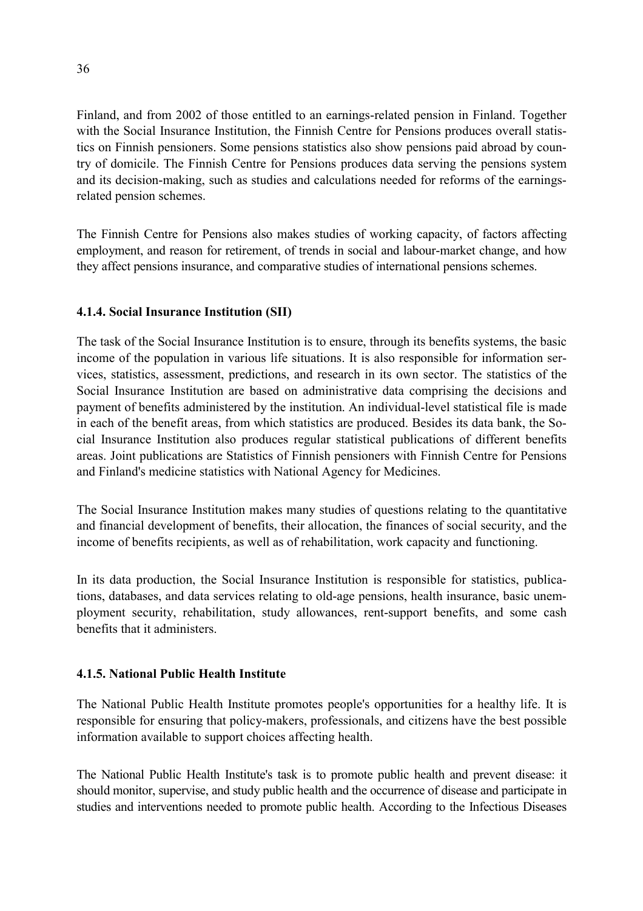Finland, and from 2002 of those entitled to an earnings-related pension in Finland. Together with the Social Insurance Institution, the Finnish Centre for Pensions produces overall statistics on Finnish pensioners. Some pensions statistics also show pensions paid abroad by country of domicile. The Finnish Centre for Pensions produces data serving the pensions system and its decision-making, such as studies and calculations needed for reforms of the earnings-related pension schemes.

The Finnish Centre for Pensions also makes studies of working capacity, of factors affecting employment, and reason for retirement, of trends in social and labour-market change, and how they affect pensions insurance, and comparative studies of international pensions schemes.

#### 4.1.4. Social Insurance Institution (SII)

The task of the Social Insurance Institution is to ensure, through its benefits systems, the basic income of the population in various life situations. It is also responsible for information services, statistics, assessment, predictions, and research in its own sector. The statistics of the Social Insurance Institution are based on administrative data comprising the decisions and payment of benefits administered by the institution. An individual-level statistical file is made in each of the benefit areas, from which statistics are produced. Besides its data bank, the Social Insurance Institution also produces regular statistical publications of different benefits areas. Joint publications are Statistics of Finnish pensioners with Finnish Centre for Pensions and Finland's medicine statistics with National Agency for Medicines.

The Social Insurance Institution makes many studies of questions relating to the quantitative and financial development of benefits, their allocation, the finances of social security, and the income of benefits recipients, as well as of rehabilitation, work capacity and functioning.

In its data production, the Social Insurance Institution is responsible for statistics, publications, databases, and data services relating to old-age pensions, health insurance, basic unemployment security, rehabilitation, study allowances, rent-support benefits, and some cash benefits that it administers.

#### 4.1.5. National Public Health Institute

The National Public Health Institute promotes people's opportunities for a healthy life. It is responsible for ensuring that policy-makers, professionals, and citizens have the best possible information available to support choices affecting health.

The National Public Health Institute's task is to promote public health and prevent disease: it should monitor, supervise, and study public health and the occurrence of disease and participate in studies and interventions needed to promote public health. According to the Infectious Diseases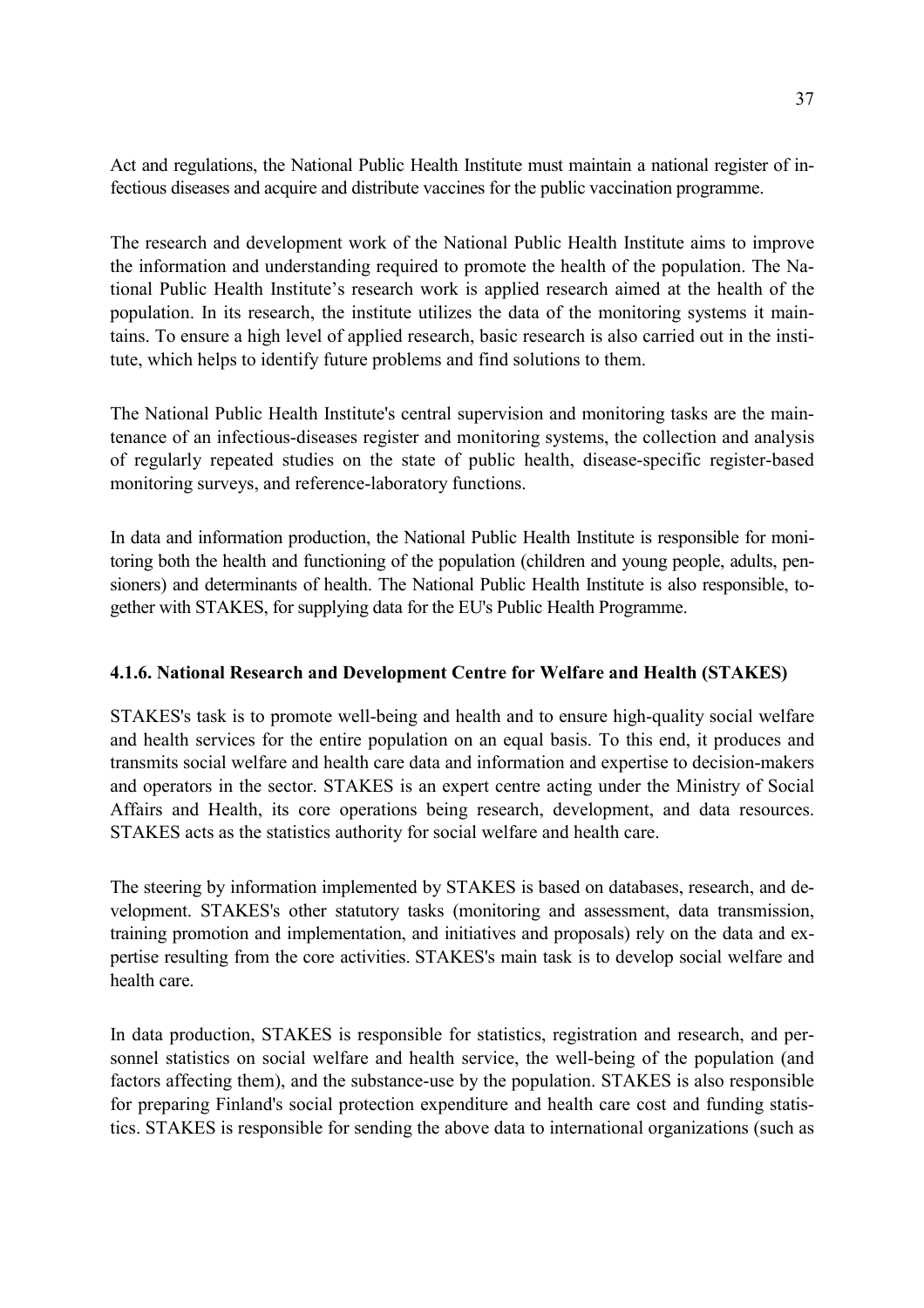Act and regulations, the National Public Health Institute must maintain a national register of infectious diseases and acquire and distribute vaccines for the public vaccination programme.

The research and development work of the National Public Health Institute aims to improve the information and understanding required to promote the health of the population. The National Public Health Institute's research work is applied research aimed at the health of the population. In its research, the institute utilizes the data of the monitoring systems it maintains. To ensure a high level of applied research, basic research is also carried out in the institute, which helps to identify future problems and find solutions to them.

The National Public Health Institute's central supervision and monitoring tasks are the maintenance of an infectious-diseases register and monitoring systems, the collection and analysis of regularly repeated studies on the state of public health, disease-specific register-based monitoring surveys, and reference-laboratory functions.

In data and information production, the National Public Health Institute is responsible for monitoring both the health and functioning of the population (children and young people, adults, pensioners) and determinants of health. The National Public Health Institute is also responsible, together with STAKES, for supplying data for the EU's Public Health Programme.

#### 4.1.6. National Research and Development Centre for Welfare and Health (STAKES)

STAKES's task is to promote well-being and health and to ensure high-quality social welfare and health services for the entire population on an equal basis. To this end, it produces and transmits social welfare and health care data and information and expertise to decision-makers and operators in the sector. STAKES is an expert centre acting under the Ministry of Social Affairs and Health, its core operations being research, development, and data resources. STAKES acts as the statistics authority for social welfare and health care.

The steering by information implemented by STAKES is based on databases, research, and development. STAKES's other statutory tasks (monitoring and assessment, data transmission, training promotion and implementation, and initiatives and proposals) rely on the data and expertise resulting from the core activities. STAKES's main task is to develop social welfare and health care.

In data production, STAKES is responsible for statistics, registration and research, and personnel statistics on social welfare and health service, the well-being of the population (and factors affecting them), and the substance-use by the population. STAKES is also responsible for preparing Finland's social protection expenditure and health care cost and funding statistics. STAKES is responsible for sending the above data to international organizations (such as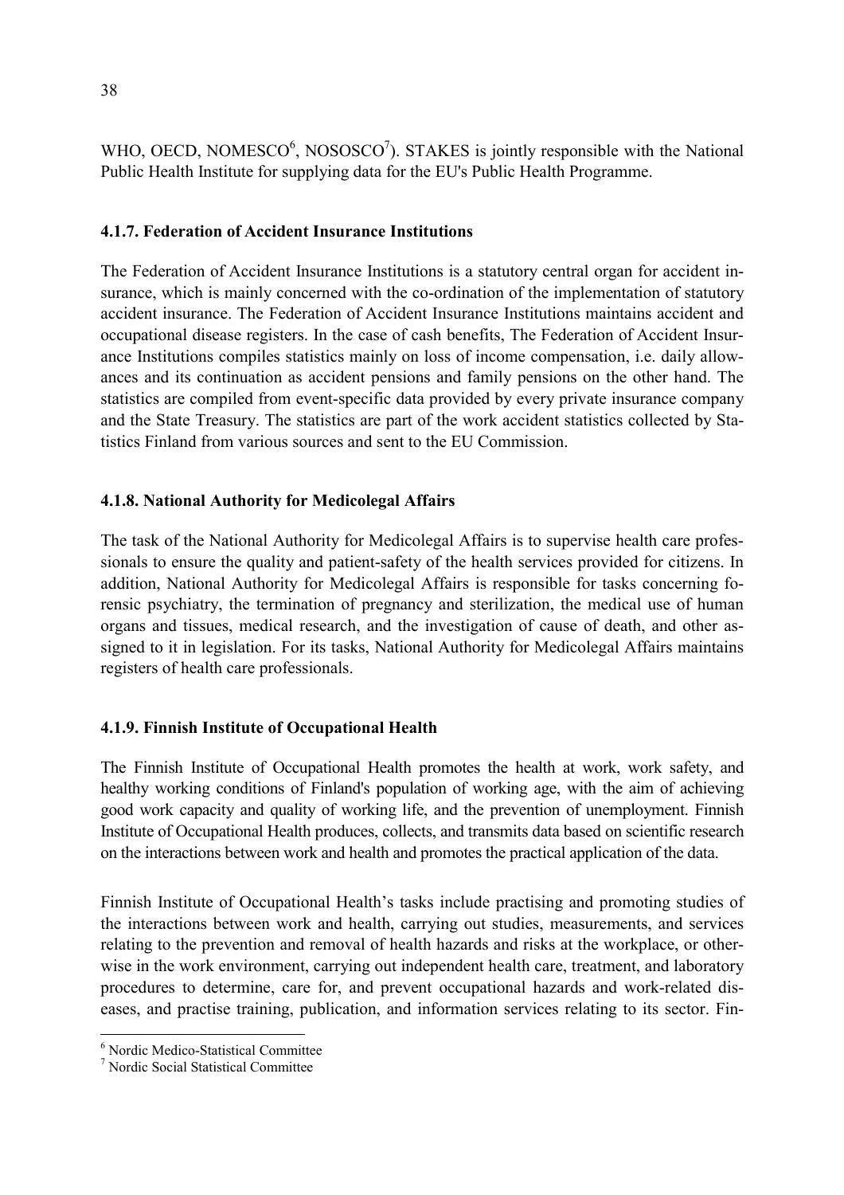WHO, OECD, NOMESCO[6], NOSOSCO[7]). STAKES is jointly responsible with the National Public Health Institute for supplying data for the EU's Public Health Programme.

### 4.1.7. Federation of Accident Insurance Institutions

The Federation of Accident Insurance Institutions is a statutory central organ for accident insurance, which is mainly concerned with the co-ordination of the implementation of statutory accident insurance. The Federation of Accident Insurance Institutions maintains accident and occupational disease registers. In the case of cash benefits, The Federation of Accident Insurance Institutions compiles statistics mainly on loss of income compensation, i.e. daily allowances and its continuation as accident pensions and family pensions on the other hand. The statistics are compiled from event-specific data provided by every private insurance company and the State Treasury. The statistics are part of the work accident statistics collected by Statistics Finland from various sources and sent to the EU Commission.

### 4.1.8. National Authority for Medicolegal Affairs

The task of the National Authority for Medicolegal Affairs is to supervise health care professionals to ensure the quality and patient-safety of the health services provided for citizens. In addition, National Authority for Medicolegal Affairs is responsible for tasks concerning forensic psychiatry, the termination of pregnancy and sterilization, the medical use of human organs and tissues, medical research, and the investigation of cause of death, and other assigned to it in legislation. For its tasks, National Authority for Medicolegal Affairs maintains registers of health care professionals.

### 4.1.9. Finnish Institute of Occupational Health

The Finnish Institute of Occupational Health promotes the health at work, work safety, and healthy working conditions of Finland's population of working age, with the aim of achieving good work capacity and quality of working life, and the prevention of unemployment. Finnish Institute of Occupational Health produces, collects, and transmits data based on scientific research on the interactions between work and health and promotes the practical application of the data.

Finnish Institute of Occupational Health's tasks include practising and promoting studies of the interactions between work and health, carrying out studies, measurements, and services relating to the prevention and removal of health hazards and risks at the workplace, or otherwise in the work environment, carrying out independent health care, treatment, and laboratory procedures to determine, care for, and prevent occupational hazards and work-related diseases, and practise training, publication, and information services relating to its sector. Fin-

[6] Nordic Medico-Statistical Committee
[7] Nordic Social Statistical Committee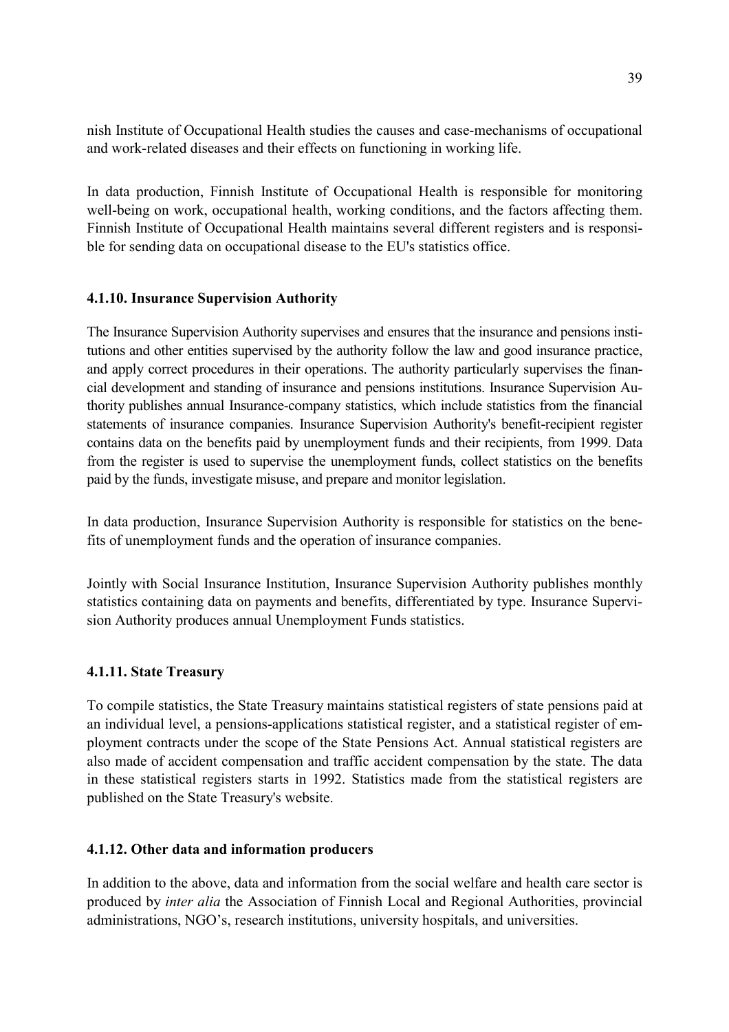nish Institute of Occupational Health studies the causes and case-mechanisms of occupational and work-related diseases and their effects on functioning in working life.

In data production, Finnish Institute of Occupational Health is responsible for monitoring well-being on work, occupational health, working conditions, and the factors affecting them. Finnish Institute of Occupational Health maintains several different registers and is responsible for sending data on occupational disease to the EU's statistics office.

#### 4.1.10. Insurance Supervision Authority

The Insurance Supervision Authority supervises and ensures that the insurance and pensions institutions and other entities supervised by the authority follow the law and good insurance practice, and apply correct procedures in their operations. The authority particularly supervises the financial development and standing of insurance and pensions institutions. Insurance Supervision Authority publishes annual Insurance-company statistics, which include statistics from the financial statements of insurance companies. Insurance Supervision Authority's benefit-recipient register contains data on the benefits paid by unemployment funds and their recipients, from 1999. Data from the register is used to supervise the unemployment funds, collect statistics on the benefits paid by the funds, investigate misuse, and prepare and monitor legislation.

In data production, Insurance Supervision Authority is responsible for statistics on the benefits of unemployment funds and the operation of insurance companies.

Jointly with Social Insurance Institution, Insurance Supervision Authority publishes monthly statistics containing data on payments and benefits, differentiated by type. Insurance Supervision Authority produces annual Unemployment Funds statistics.

#### 4.1.11. State Treasury

To compile statistics, the State Treasury maintains statistical registers of state pensions paid at an individual level, a pensions-applications statistical register, and a statistical register of employment contracts under the scope of the State Pensions Act. Annual statistical registers are also made of accident compensation and traffic accident compensation by the state. The data in these statistical registers starts in 1992. Statistics made from the statistical registers are published on the State Treasury's website.

#### 4.1.12. Other data and information producers

In addition to the above, data and information from the social welfare and health care sector is produced by *inter alia* the Association of Finnish Local and Regional Authorities, provincial administrations, NGO's, research institutions, university hospitals, and universities.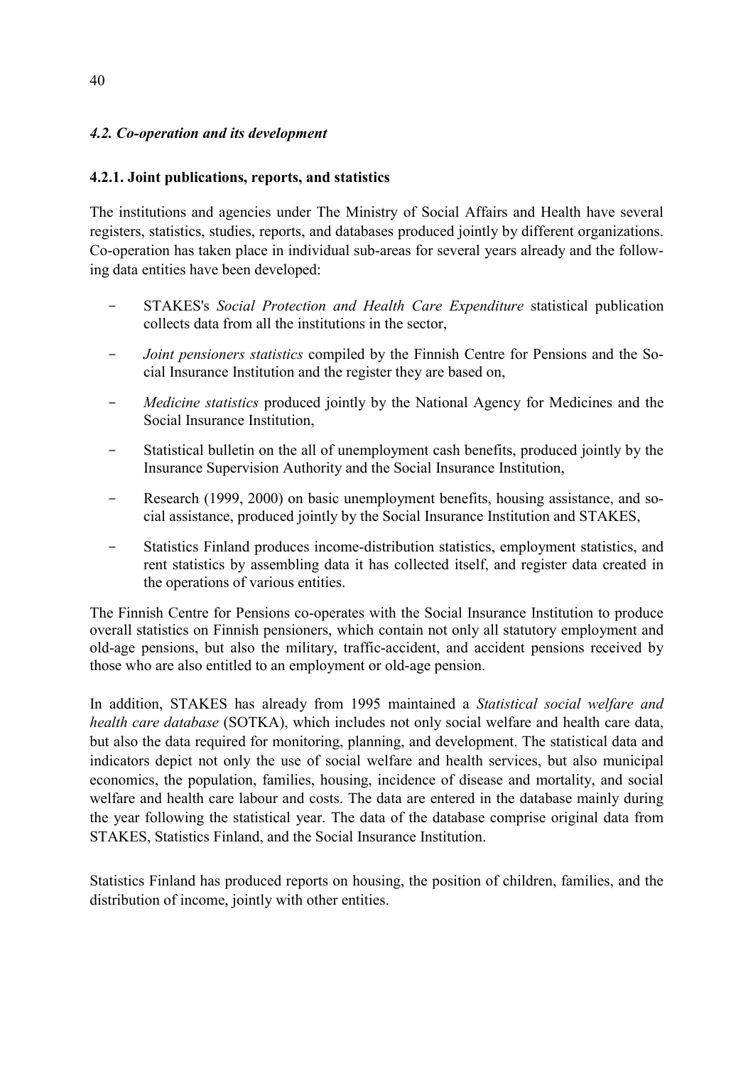### *4.2. Co-operation and its development*

#### 4.2.1. Joint publications, reports, and statistics

The institutions and agencies under The Ministry of Social Affairs and Health have several registers, statistics, studies, reports, and databases produced jointly by different organizations. Co-operation has taken place in individual sub-areas for several years already and the following data entities have been developed:

- STAKES's *Social Protection and Health Care Expenditure* statistical publication collects data from all the institutions in the sector,
- *Joint pensioners statistics* compiled by the Finnish Centre for Pensions and the Social Insurance Institution and the register they are based on,
- *Medicine statistics* produced jointly by the National Agency for Medicines and the Social Insurance Institution,
- Statistical bulletin on the all of unemployment cash benefits, produced jointly by the Insurance Supervision Authority and the Social Insurance Institution,
- Research (1999, 2000) on basic unemployment benefits, housing assistance, and social assistance, produced jointly by the Social Insurance Institution and STAKES,
- Statistics Finland produces income-distribution statistics, employment statistics, and rent statistics by assembling data it has collected itself, and register data created in the operations of various entities.

The Finnish Centre for Pensions co-operates with the Social Insurance Institution to produce overall statistics on Finnish pensioners, which contain not only all statutory employment and old-age pensions, but also the military, traffic-accident, and accident pensions received by those who are also entitled to an employment or old-age pension.

In addition, STAKES has already from 1995 maintained a *Statistical social welfare and health care database* (SOTKA), which includes not only social welfare and health care data, but also the data required for monitoring, planning, and development. The statistical data and indicators depict not only the use of social welfare and health services, but also municipal economics, the population, families, housing, incidence of disease and mortality, and social welfare and health care labour and costs. The data are entered in the database mainly during the year following the statistical year. The data of the database comprise original data from STAKES, Statistics Finland, and the Social Insurance Institution.

Statistics Finland has produced reports on housing, the position of children, families, and the distribution of income, jointly with other entities.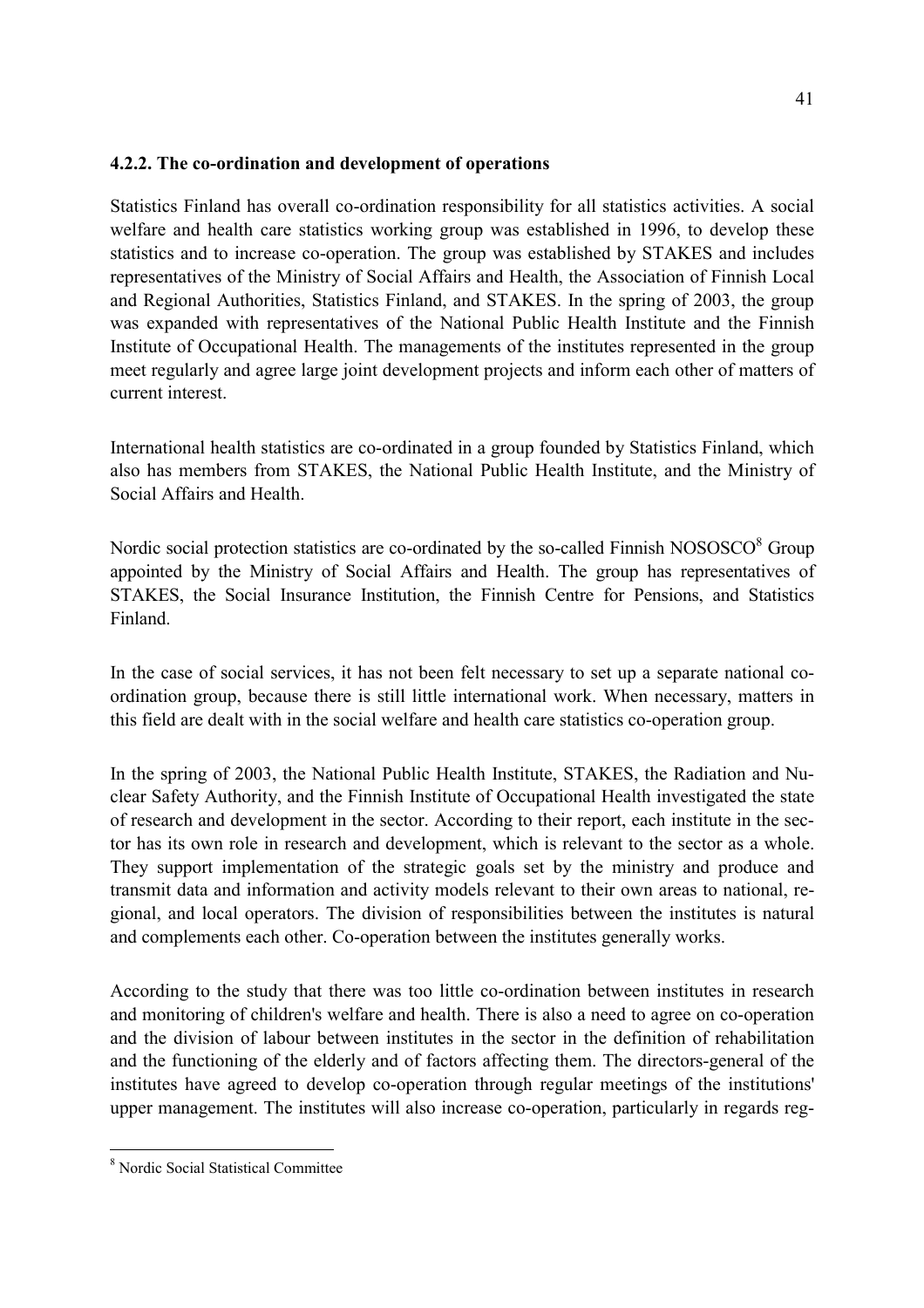### 4.2.2. The co-ordination and development of operations

Statistics Finland has overall co-ordination responsibility for all statistics activities. A social welfare and health care statistics working group was established in 1996, to develop these statistics and to increase co-operation. The group was established by STAKES and includes representatives of the Ministry of Social Affairs and Health, the Association of Finnish Local and Regional Authorities, Statistics Finland, and STAKES. In the spring of 2003, the group was expanded with representatives of the National Public Health Institute and the Finnish Institute of Occupational Health. The managements of the institutes represented in the group meet regularly and agree large joint development projects and inform each other of matters of current interest.

International health statistics are co-ordinated in a group founded by Statistics Finland, which also has members from STAKES, the National Public Health Institute, and the Ministry of Social Affairs and Health.

Nordic social protection statistics are co-ordinated by the so-called Finnish NOSOSCO[8] Group appointed by the Ministry of Social Affairs and Health. The group has representatives of STAKES, the Social Insurance Institution, the Finnish Centre for Pensions, and Statistics Finland.

In the case of social services, it has not been felt necessary to set up a separate national co-ordination group, because there is still little international work. When necessary, matters in this field are dealt with in the social welfare and health care statistics co-operation group.

In the spring of 2003, the National Public Health Institute, STAKES, the Radiation and Nuclear Safety Authority, and the Finnish Institute of Occupational Health investigated the state of research and development in the sector. According to their report, each institute in the sector has its own role in research and development, which is relevant to the sector as a whole. They support implementation of the strategic goals set by the ministry and produce and transmit data and information and activity models relevant to their own areas to national, regional, and local operators. The division of responsibilities between the institutes is natural and complements each other. Co-operation between the institutes generally works.

According to the study that there was too little co-ordination between institutes in research and monitoring of children's welfare and health. There is also a need to agree on co-operation and the division of labour between institutes in the sector in the definition of rehabilitation and the functioning of the elderly and of factors affecting them. The directors-general of the institutes have agreed to develop co-operation through regular meetings of the institutions' upper management. The institutes will also increase co-operation, particularly in regards reg-

---

[8] Nordic Social Statistical Committee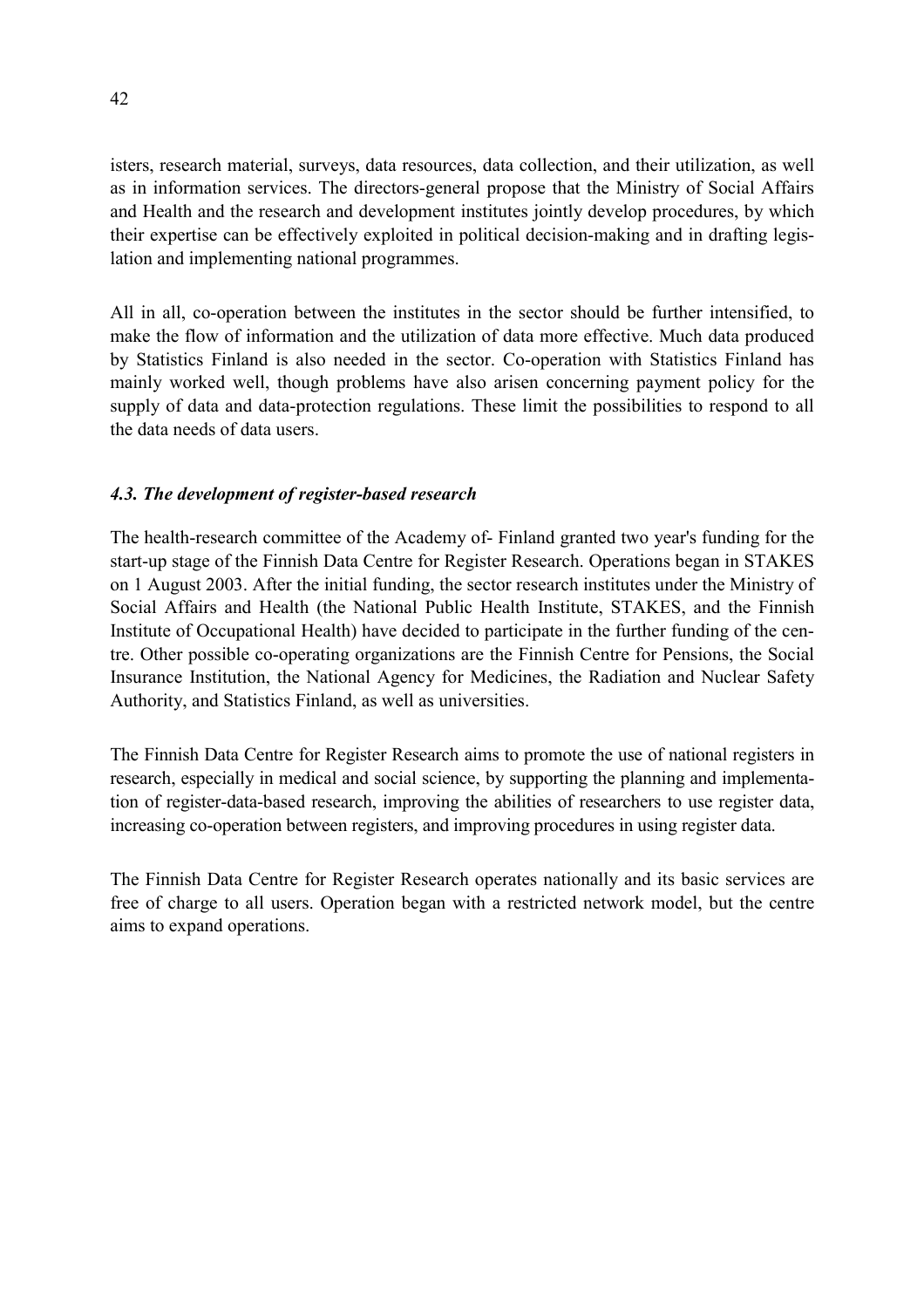isters, research material, surveys, data resources, data collection, and their utilization, as well as in information services. The directors-general propose that the Ministry of Social Affairs and Health and the research and development institutes jointly develop procedures, by which their expertise can be effectively exploited in political decision-making and in drafting legislation and implementing national programmes.

All in all, co-operation between the institutes in the sector should be further intensified, to make the flow of information and the utilization of data more effective. Much data produced by Statistics Finland is also needed in the sector. Co-operation with Statistics Finland has mainly worked well, though problems have also arisen concerning payment policy for the supply of data and data-protection regulations. These limit the possibilities to respond to all the data needs of data users.

### *4.3. The development of register-based research*

The health-research committee of the Academy of- Finland granted two year's funding for the start-up stage of the Finnish Data Centre for Register Research. Operations began in STAKES on 1 August 2003. After the initial funding, the sector research institutes under the Ministry of Social Affairs and Health (the National Public Health Institute, STAKES, and the Finnish Institute of Occupational Health) have decided to participate in the further funding of the centre. Other possible co-operating organizations are the Finnish Centre for Pensions, the Social Insurance Institution, the National Agency for Medicines, the Radiation and Nuclear Safety Authority, and Statistics Finland, as well as universities.

The Finnish Data Centre for Register Research aims to promote the use of national registers in research, especially in medical and social science, by supporting the planning and implementation of register-data-based research, improving the abilities of researchers to use register data, increasing co-operation between registers, and improving procedures in using register data.

The Finnish Data Centre for Register Research operates nationally and its basic services are free of charge to all users. Operation began with a restricted network model, but the centre aims to expand operations.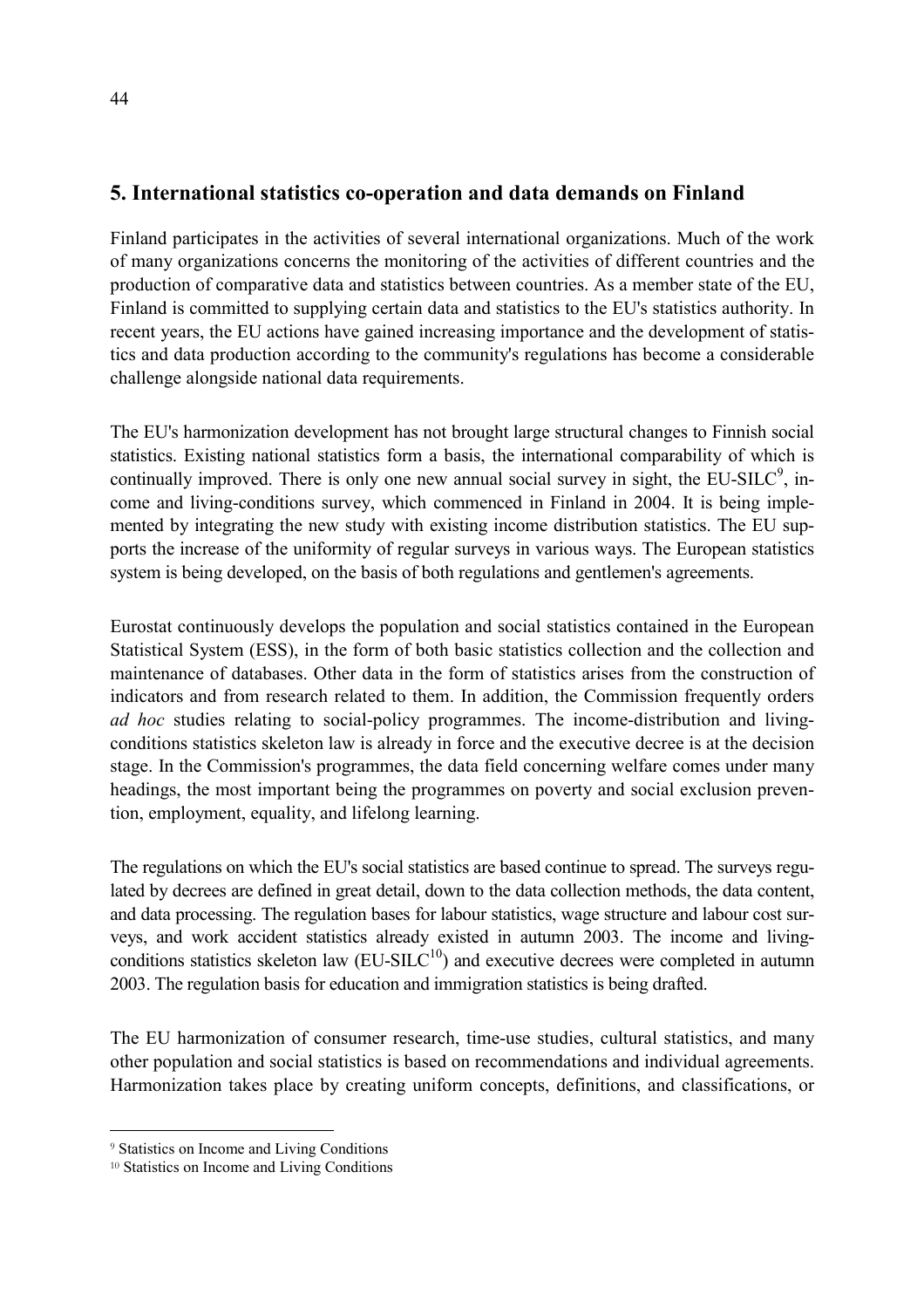## 5. International statistics co-operation and data demands on Finland

Finland participates in the activities of several international organizations. Much of the work of many organizations concerns the monitoring of the activities of different countries and the production of comparative data and statistics between countries. As a member state of the EU, Finland is committed to supplying certain data and statistics to the EU's statistics authority. In recent years, the EU actions have gained increasing importance and the development of statistics and data production according to the community's regulations has become a considerable challenge alongside national data requirements.

The EU's harmonization development has not brought large structural changes to Finnish social statistics. Existing national statistics form a basis, the international comparability of which is continually improved. There is only one new annual social survey in sight, the EU-SILC[9], income and living-conditions survey, which commenced in Finland in 2004. It is being implemented by integrating the new study with existing income distribution statistics. The EU supports the increase of the uniformity of regular surveys in various ways. The European statistics system is being developed, on the basis of both regulations and gentlemen's agreements.

Eurostat continuously develops the population and social statistics contained in the European Statistical System (ESS), in the form of both basic statistics collection and the collection and maintenance of databases. Other data in the form of statistics arises from the construction of indicators and from research related to them. In addition, the Commission frequently orders *ad hoc* studies relating to social-policy programmes. The income-distribution and living-conditions statistics skeleton law is already in force and the executive decree is at the decision stage. In the Commission's programmes, the data field concerning welfare comes under many headings, the most important being the programmes on poverty and social exclusion prevention, employment, equality, and lifelong learning.

The regulations on which the EU's social statistics are based continue to spread. The surveys regulated by decrees are defined in great detail, down to the data collection methods, the data content, and data processing. The regulation bases for labour statistics, wage structure and labour cost surveys, and work accident statistics already existed in autumn 2003. The income and living-conditions statistics skeleton law (EU-SILC[10]) and executive decrees were completed in autumn 2003. The regulation basis for education and immigration statistics is being drafted.

The EU harmonization of consumer research, time-use studies, cultural statistics, and many other population and social statistics is based on recommendations and individual agreements. Harmonization takes place by creating uniform concepts, definitions, and classifications, or

---

[9] Statistics on Income and Living Conditions

[10] Statistics on Income and Living Conditions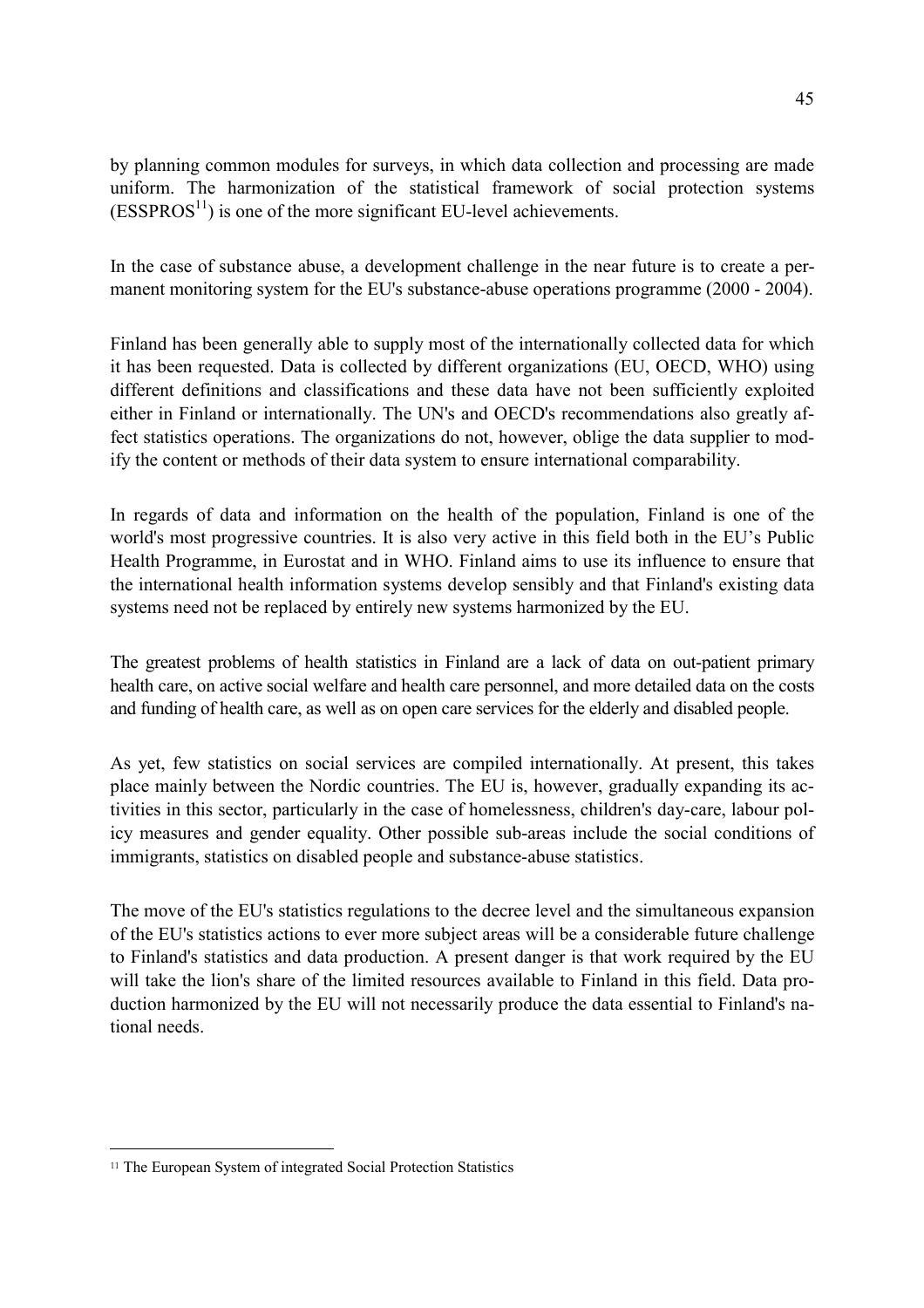by planning common modules for surveys, in which data collection and processing are made uniform. The harmonization of the statistical framework of social protection systems (ESSPROS[11]) is one of the more significant EU-level achievements.

In the case of substance abuse, a development challenge in the near future is to create a permanent monitoring system for the EU's substance-abuse operations programme (2000 - 2004).

Finland has been generally able to supply most of the internationally collected data for which it has been requested. Data is collected by different organizations (EU, OECD, WHO) using different definitions and classifications and these data have not been sufficiently exploited either in Finland or internationally. The UN's and OECD's recommendations also greatly affect statistics operations. The organizations do not, however, oblige the data supplier to modify the content or methods of their data system to ensure international comparability.

In regards of data and information on the health of the population, Finland is one of the world's most progressive countries. It is also very active in this field both in the EU's Public Health Programme, in Eurostat and in WHO. Finland aims to use its influence to ensure that the international health information systems develop sensibly and that Finland's existing data systems need not be replaced by entirely new systems harmonized by the EU.

The greatest problems of health statistics in Finland are a lack of data on out-patient primary health care, on active social welfare and health care personnel, and more detailed data on the costs and funding of health care, as well as on open care services for the elderly and disabled people.

As yet, few statistics on social services are compiled internationally. At present, this takes place mainly between the Nordic countries. The EU is, however, gradually expanding its activities in this sector, particularly in the case of homelessness, children's day-care, labour policy measures and gender equality. Other possible sub-areas include the social conditions of immigrants, statistics on disabled people and substance-abuse statistics.

The move of the EU's statistics regulations to the decree level and the simultaneous expansion of the EU's statistics actions to ever more subject areas will be a considerable future challenge to Finland's statistics and data production. A present danger is that work required by the EU will take the lion's share of the limited resources available to Finland in this field. Data production harmonized by the EU will not necessarily produce the data essential to Finland's national needs.

---

[11] The European System of integrated Social Protection Statistics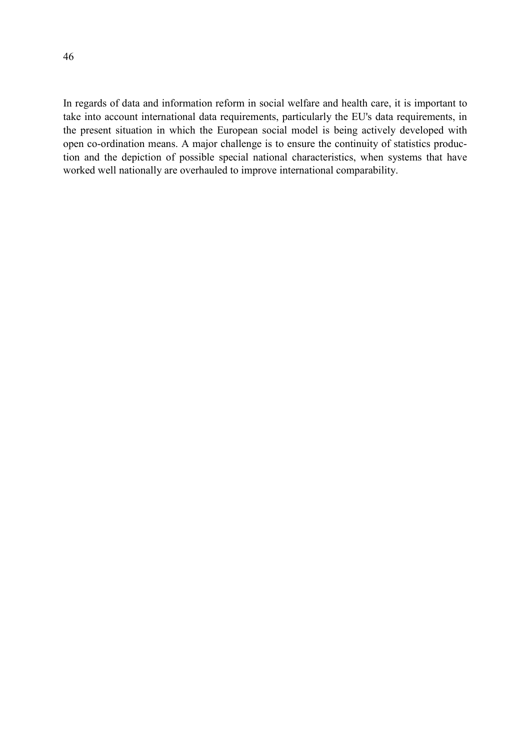In regards of data and information reform in social welfare and health care, it is important to take into account international data requirements, particularly the EU's data requirements, in the present situation in which the European social model is being actively developed with open co-ordination means. A major challenge is to ensure the continuity of statistics production and the depiction of possible special national characteristics, when systems that have worked well nationally are overhauled to improve international comparability.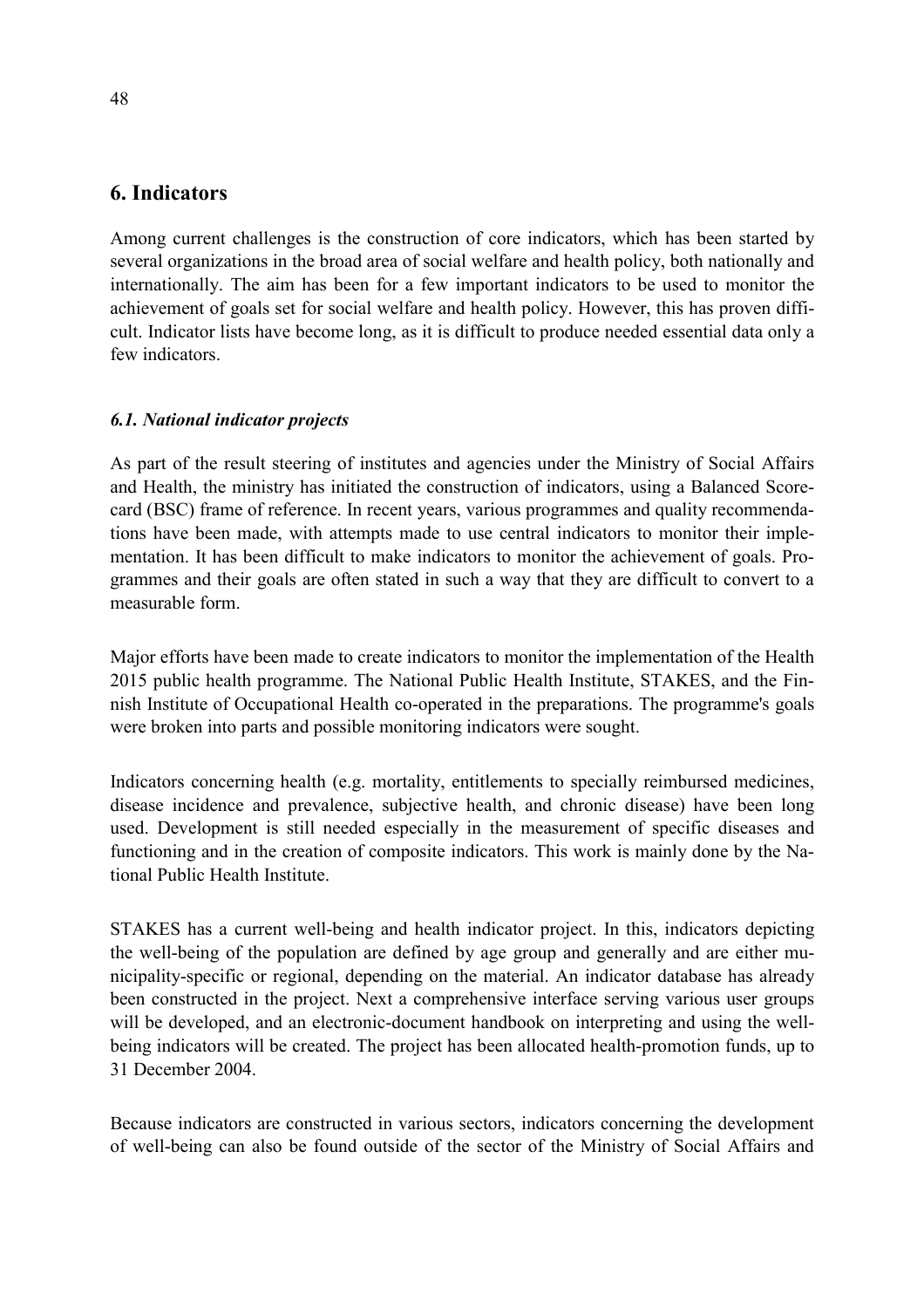## 6. Indicators

Among current challenges is the construction of core indicators, which has been started by several organizations in the broad area of social welfare and health policy, both nationally and internationally. The aim has been for a few important indicators to be used to monitor the achievement of goals set for social welfare and health policy. However, this has proven difficult. Indicator lists have become long, as it is difficult to produce needed essential data only a few indicators.

### *6.1. National indicator projects*

As part of the result steering of institutes and agencies under the Ministry of Social Affairs and Health, the ministry has initiated the construction of indicators, using a Balanced Scorecard (BSC) frame of reference. In recent years, various programmes and quality recommendations have been made, with attempts made to use central indicators to monitor their implementation. It has been difficult to make indicators to monitor the achievement of goals. Programmes and their goals are often stated in such a way that they are difficult to convert to a measurable form.

Major efforts have been made to create indicators to monitor the implementation of the Health 2015 public health programme. The National Public Health Institute, STAKES, and the Finnish Institute of Occupational Health co-operated in the preparations. The programme's goals were broken into parts and possible monitoring indicators were sought.

Indicators concerning health (e.g. mortality, entitlements to specially reimbursed medicines, disease incidence and prevalence, subjective health, and chronic disease) have been long used. Development is still needed especially in the measurement of specific diseases and functioning and in the creation of composite indicators. This work is mainly done by the National Public Health Institute.

STAKES has a current well-being and health indicator project. In this, indicators depicting the well-being of the population are defined by age group and generally and are either municipality-specific or regional, depending on the material. An indicator database has already been constructed in the project. Next a comprehensive interface serving various user groups will be developed, and an electronic-document handbook on interpreting and using the well-being indicators will be created. The project has been allocated health-promotion funds, up to 31 December 2004.

Because indicators are constructed in various sectors, indicators concerning the development of well-being can also be found outside of the sector of the Ministry of Social Affairs and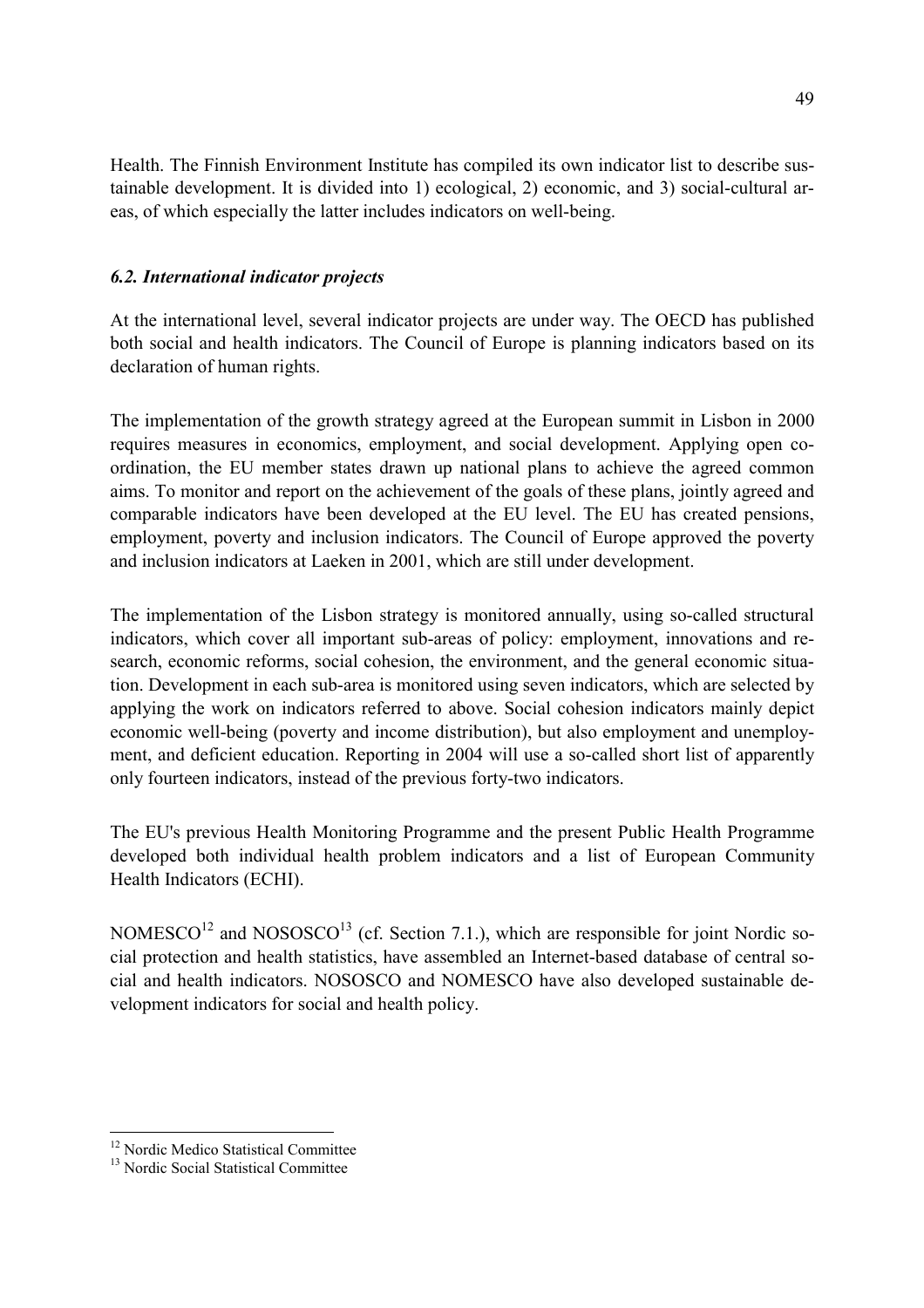Health. The Finnish Environment Institute has compiled its own indicator list to describe sustainable development. It is divided into 1) ecological, 2) economic, and 3) social-cultural areas, of which especially the latter includes indicators on well-being.

### *6.2. International indicator projects*

At the international level, several indicator projects are under way. The OECD has published both social and health indicators. The Council of Europe is planning indicators based on its declaration of human rights.

The implementation of the growth strategy agreed at the European summit in Lisbon in 2000 requires measures in economics, employment, and social development. Applying open coordination, the EU member states drawn up national plans to achieve the agreed common aims. To monitor and report on the achievement of the goals of these plans, jointly agreed and comparable indicators have been developed at the EU level. The EU has created pensions, employment, poverty and inclusion indicators. The Council of Europe approved the poverty and inclusion indicators at Laeken in 2001, which are still under development.

The implementation of the Lisbon strategy is monitored annually, using so-called structural indicators, which cover all important sub-areas of policy: employment, innovations and research, economic reforms, social cohesion, the environment, and the general economic situation. Development in each sub-area is monitored using seven indicators, which are selected by applying the work on indicators referred to above. Social cohesion indicators mainly depict economic well-being (poverty and income distribution), but also employment and unemployment, and deficient education. Reporting in 2004 will use a so-called short list of apparently only fourteen indicators, instead of the previous forty-two indicators.

The EU's previous Health Monitoring Programme and the present Public Health Programme developed both individual health problem indicators and a list of European Community Health Indicators (ECHI).

NOMESCO[12] and NOSOSCO[13] (cf. Section 7.1.), which are responsible for joint Nordic social protection and health statistics, have assembled an Internet-based database of central social and health indicators. NOSOSCO and NOMESCO have also developed sustainable development indicators for social and health policy.

[12] Nordic Medico Statistical Committee

[13] Nordic Social Statistical Committee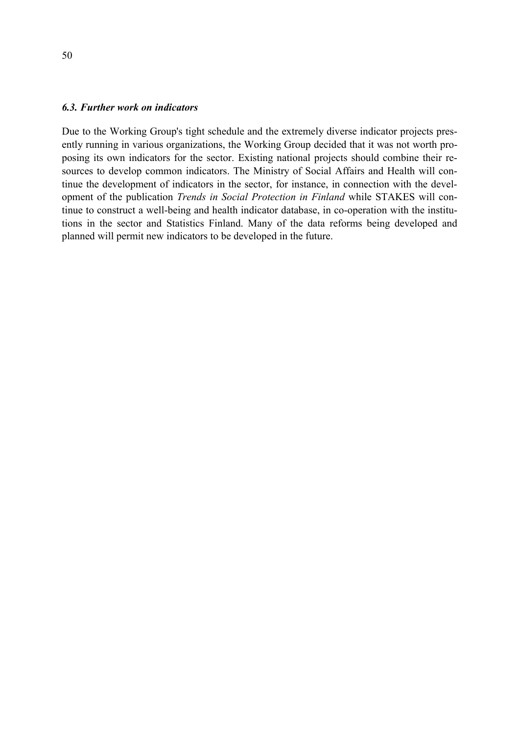### *6.3. Further work on indicators*

Due to the Working Group's tight schedule and the extremely diverse indicator projects presently running in various organizations, the Working Group decided that it was not worth proposing its own indicators for the sector. Existing national projects should combine their resources to develop common indicators. The Ministry of Social Affairs and Health will continue the development of indicators in the sector, for instance, in connection with the development of the publication *Trends in Social Protection in Finland* while STAKES will continue to construct a well-being and health indicator database, in co-operation with the institutions in the sector and Statistics Finland. Many of the data reforms being developed and planned will permit new indicators to be developed in the future.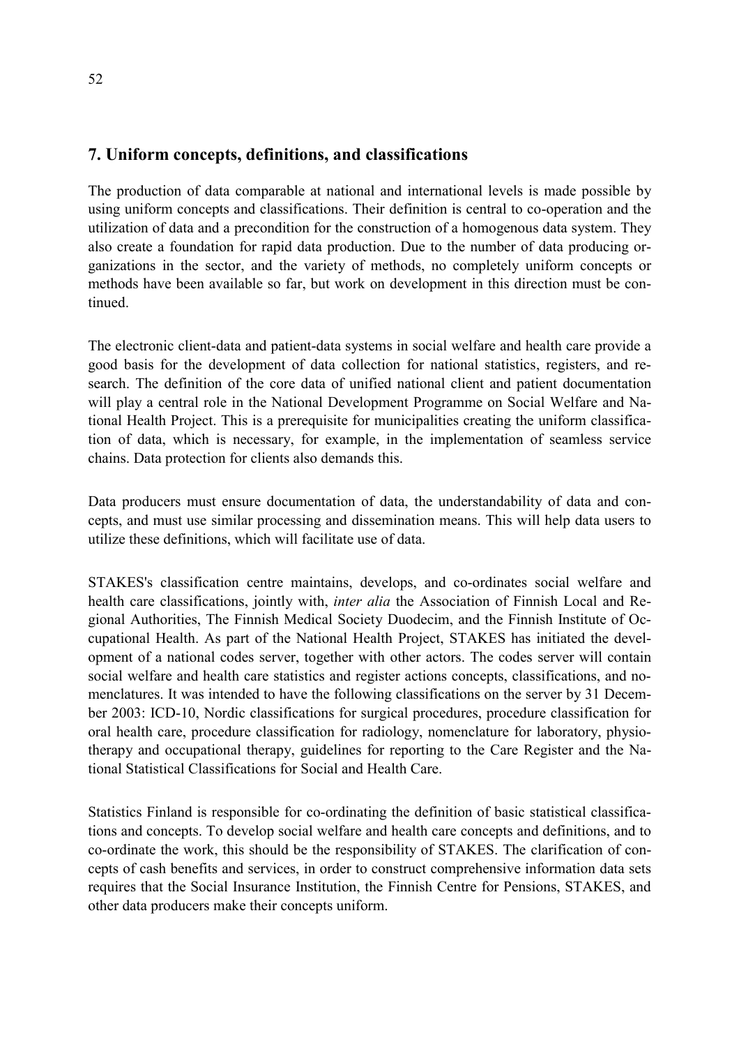## 7. Uniform concepts, definitions, and classifications

The production of data comparable at national and international levels is made possible by using uniform concepts and classifications. Their definition is central to co-operation and the utilization of data and a precondition for the construction of a homogenous data system. They also create a foundation for rapid data production. Due to the number of data producing organizations in the sector, and the variety of methods, no completely uniform concepts or methods have been available so far, but work on development in this direction must be continued.

The electronic client-data and patient-data systems in social welfare and health care provide a good basis for the development of data collection for national statistics, registers, and research. The definition of the core data of unified national client and patient documentation will play a central role in the National Development Programme on Social Welfare and National Health Project. This is a prerequisite for municipalities creating the uniform classification of data, which is necessary, for example, in the implementation of seamless service chains. Data protection for clients also demands this.

Data producers must ensure documentation of data, the understandability of data and concepts, and must use similar processing and dissemination means. This will help data users to utilize these definitions, which will facilitate use of data.

STAKES's classification centre maintains, develops, and co-ordinates social welfare and health care classifications, jointly with, *inter alia* the Association of Finnish Local and Regional Authorities, The Finnish Medical Society Duodecim, and the Finnish Institute of Occupational Health. As part of the National Health Project, STAKES has initiated the development of a national codes server, together with other actors. The codes server will contain social welfare and health care statistics and register actions concepts, classifications, and nomenclatures. It was intended to have the following classifications on the server by 31 December 2003: ICD-10, Nordic classifications for surgical procedures, procedure classification for oral health care, procedure classification for radiology, nomenclature for laboratory, physiotherapy and occupational therapy, guidelines for reporting to the Care Register and the National Statistical Classifications for Social and Health Care.

Statistics Finland is responsible for co-ordinating the definition of basic statistical classifications and concepts. To develop social welfare and health care concepts and definitions, and to co-ordinate the work, this should be the responsibility of STAKES. The clarification of concepts of cash benefits and services, in order to construct comprehensive information data sets requires that the Social Insurance Institution, the Finnish Centre for Pensions, STAKES, and other data producers make their concepts uniform.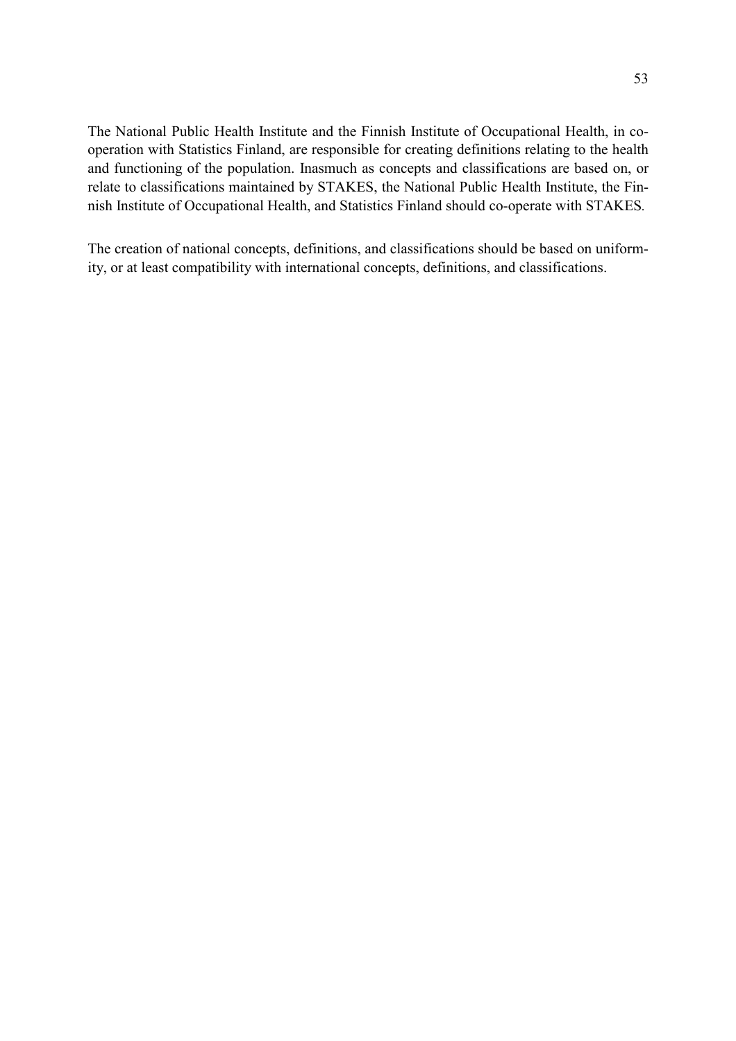The National Public Health Institute and the Finnish Institute of Occupational Health, in co-operation with Statistics Finland, are responsible for creating definitions relating to the health and functioning of the population. Inasmuch as concepts and classifications are based on, or relate to classifications maintained by STAKES, the National Public Health Institute, the Finnish Institute of Occupational Health, and Statistics Finland should co-operate with STAKES.

The creation of national concepts, definitions, and classifications should be based on uniformity, or at least compatibility with international concepts, definitions, and classifications.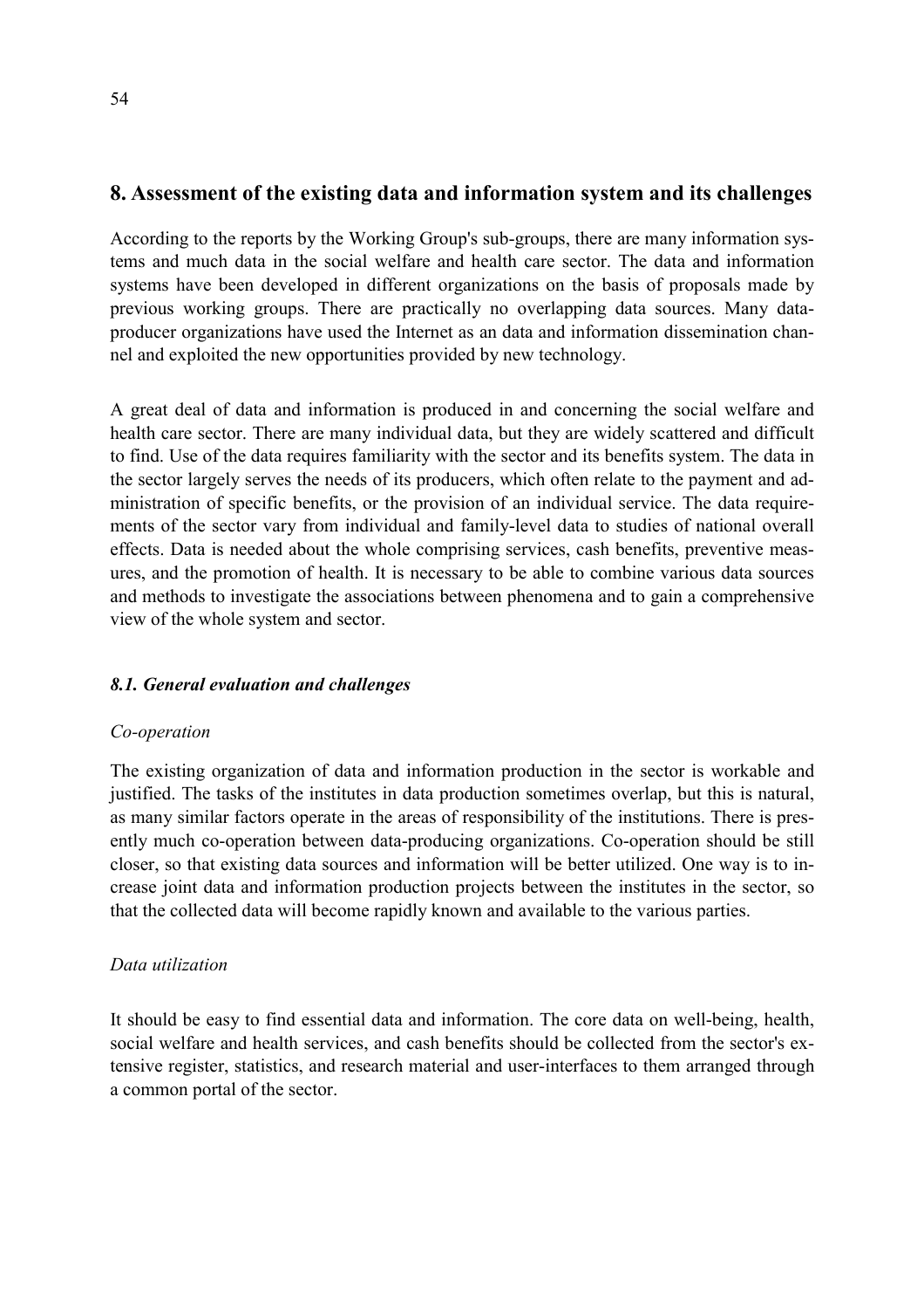## 8. Assessment of the existing data and information system and its challenges

According to the reports by the Working Group's sub-groups, there are many information systems and much data in the social welfare and health care sector. The data and information systems have been developed in different organizations on the basis of proposals made by previous working groups. There are practically no overlapping data sources. Many data-producer organizations have used the Internet as an data and information dissemination channel and exploited the new opportunities provided by new technology.

A great deal of data and information is produced in and concerning the social welfare and health care sector. There are many individual data, but they are widely scattered and difficult to find. Use of the data requires familiarity with the sector and its benefits system. The data in the sector largely serves the needs of its producers, which often relate to the payment and administration of specific benefits, or the provision of an individual service. The data requirements of the sector vary from individual and family-level data to studies of national overall effects. Data is needed about the whole comprising services, cash benefits, preventive measures, and the promotion of health. It is necessary to be able to combine various data sources and methods to investigate the associations between phenomena and to gain a comprehensive view of the whole system and sector.

### *8.1. General evaluation and challenges*

*Co-operation*

The existing organization of data and information production in the sector is workable and justified. The tasks of the institutes in data production sometimes overlap, but this is natural, as many similar factors operate in the areas of responsibility of the institutions. There is presently much co-operation between data-producing organizations. Co-operation should be still closer, so that existing data sources and information will be better utilized. One way is to increase joint data and information production projects between the institutes in the sector, so that the collected data will become rapidly known and available to the various parties.

*Data utilization*

It should be easy to find essential data and information. The core data on well-being, health, social welfare and health services, and cash benefits should be collected from the sector's extensive register, statistics, and research material and user-interfaces to them arranged through a common portal of the sector.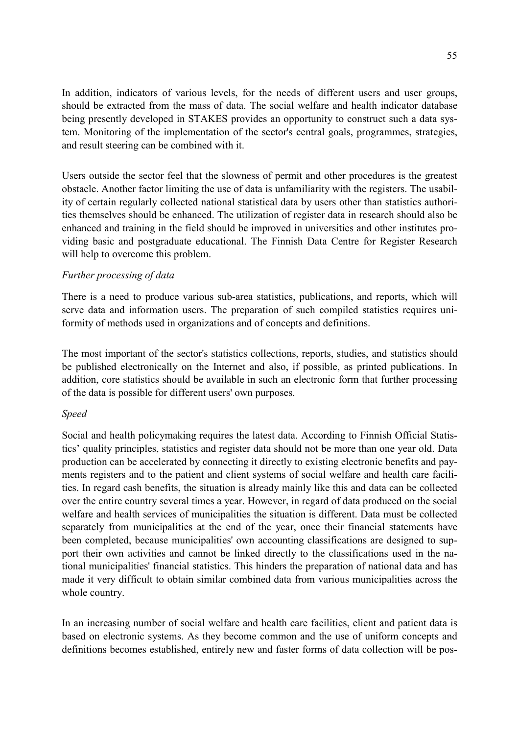In addition, indicators of various levels, for the needs of different users and user groups, should be extracted from the mass of data. The social welfare and health indicator database being presently developed in STAKES provides an opportunity to construct such a data system. Monitoring of the implementation of the sector's central goals, programmes, strategies, and result steering can be combined with it.

Users outside the sector feel that the slowness of permit and other procedures is the greatest obstacle. Another factor limiting the use of data is unfamiliarity with the registers. The usability of certain regularly collected national statistical data by users other than statistics authorities themselves should be enhanced. The utilization of register data in research should also be enhanced and training in the field should be improved in universities and other institutes providing basic and postgraduate educational. The Finnish Data Centre for Register Research will help to overcome this problem.

*Further processing of data*

There is a need to produce various sub-area statistics, publications, and reports, which will serve data and information users. The preparation of such compiled statistics requires uniformity of methods used in organizations and of concepts and definitions.

The most important of the sector's statistics collections, reports, studies, and statistics should be published electronically on the Internet and also, if possible, as printed publications. In addition, core statistics should be available in such an electronic form that further processing of the data is possible for different users' own purposes.

*Speed*

Social and health policymaking requires the latest data. According to Finnish Official Statistics' quality principles, statistics and register data should not be more than one year old. Data production can be accelerated by connecting it directly to existing electronic benefits and payments registers and to the patient and client systems of social welfare and health care facilities. In regard cash benefits, the situation is already mainly like this and data can be collected over the entire country several times a year. However, in regard of data produced on the social welfare and health services of municipalities the situation is different. Data must be collected separately from municipalities at the end of the year, once their financial statements have been completed, because municipalities' own accounting classifications are designed to support their own activities and cannot be linked directly to the classifications used in the national municipalities' financial statistics. This hinders the preparation of national data and has made it very difficult to obtain similar combined data from various municipalities across the whole country.

In an increasing number of social welfare and health care facilities, client and patient data is based on electronic systems. As they become common and the use of uniform concepts and definitions becomes established, entirely new and faster forms of data collection will be pos-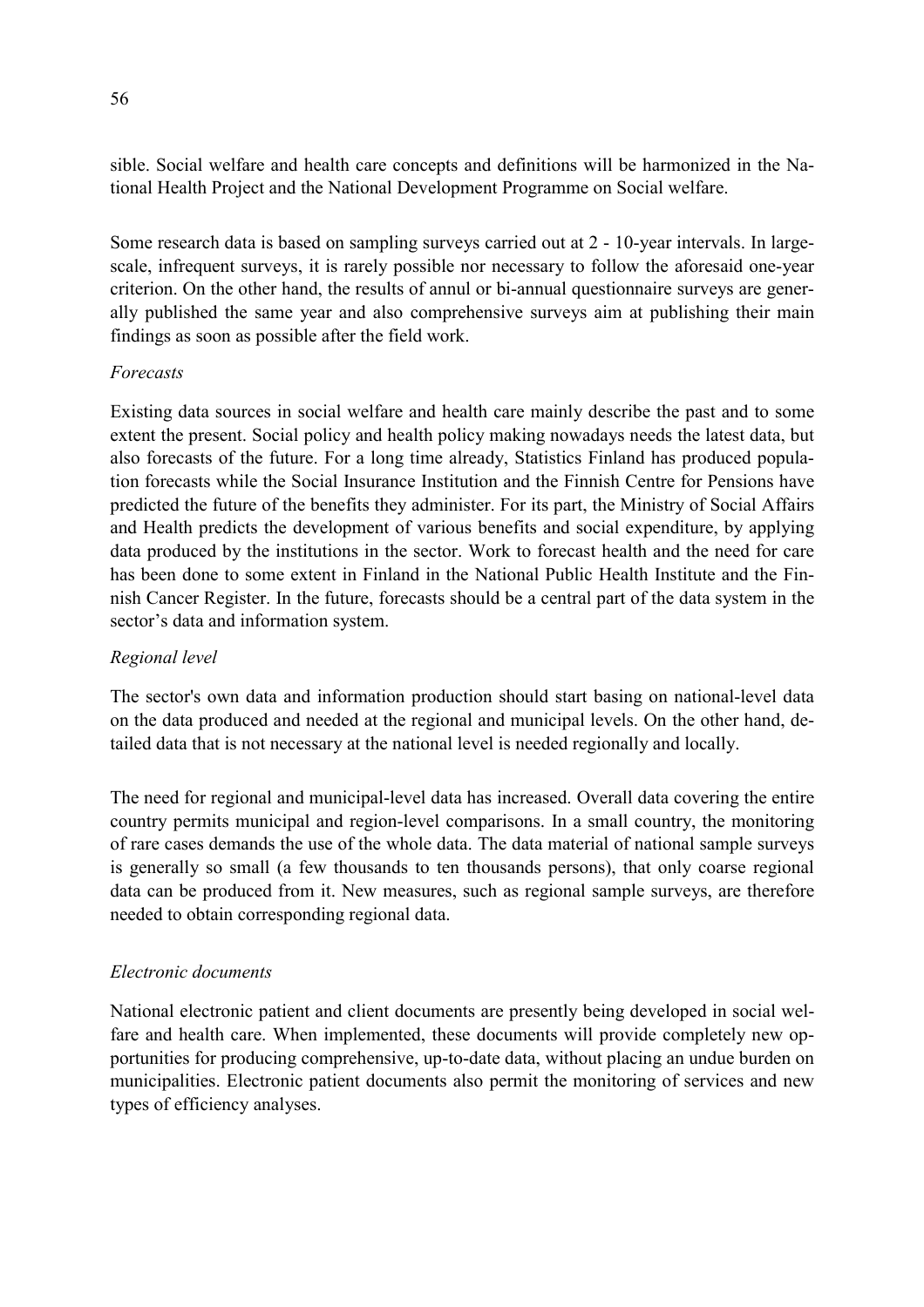sible. Social welfare and health care concepts and definitions will be harmonized in the National Health Project and the National Development Programme on Social welfare.

Some research data is based on sampling surveys carried out at 2 - 10-year intervals. In large-scale, infrequent surveys, it is rarely possible nor necessary to follow the aforesaid one-year criterion. On the other hand, the results of annul or bi-annual questionnaire surveys are generally published the same year and also comprehensive surveys aim at publishing their main findings as soon as possible after the field work.

*Forecasts*

Existing data sources in social welfare and health care mainly describe the past and to some extent the present. Social policy and health policy making nowadays needs the latest data, but also forecasts of the future. For a long time already, Statistics Finland has produced population forecasts while the Social Insurance Institution and the Finnish Centre for Pensions have predicted the future of the benefits they administer. For its part, the Ministry of Social Affairs and Health predicts the development of various benefits and social expenditure, by applying data produced by the institutions in the sector. Work to forecast health and the need for care has been done to some extent in Finland in the National Public Health Institute and the Finnish Cancer Register. In the future, forecasts should be a central part of the data system in the sector's data and information system.

*Regional level*

The sector's own data and information production should start basing on national-level data on the data produced and needed at the regional and municipal levels. On the other hand, detailed data that is not necessary at the national level is needed regionally and locally.

The need for regional and municipal-level data has increased. Overall data covering the entire country permits municipal and region-level comparisons. In a small country, the monitoring of rare cases demands the use of the whole data. The data material of national sample surveys is generally so small (a few thousands to ten thousands persons), that only coarse regional data can be produced from it. New measures, such as regional sample surveys, are therefore needed to obtain corresponding regional data.

*Electronic documents*

National electronic patient and client documents are presently being developed in social welfare and health care. When implemented, these documents will provide completely new opportunities for producing comprehensive, up-to-date data, without placing an undue burden on municipalities. Electronic patient documents also permit the monitoring of services and new types of efficiency analyses.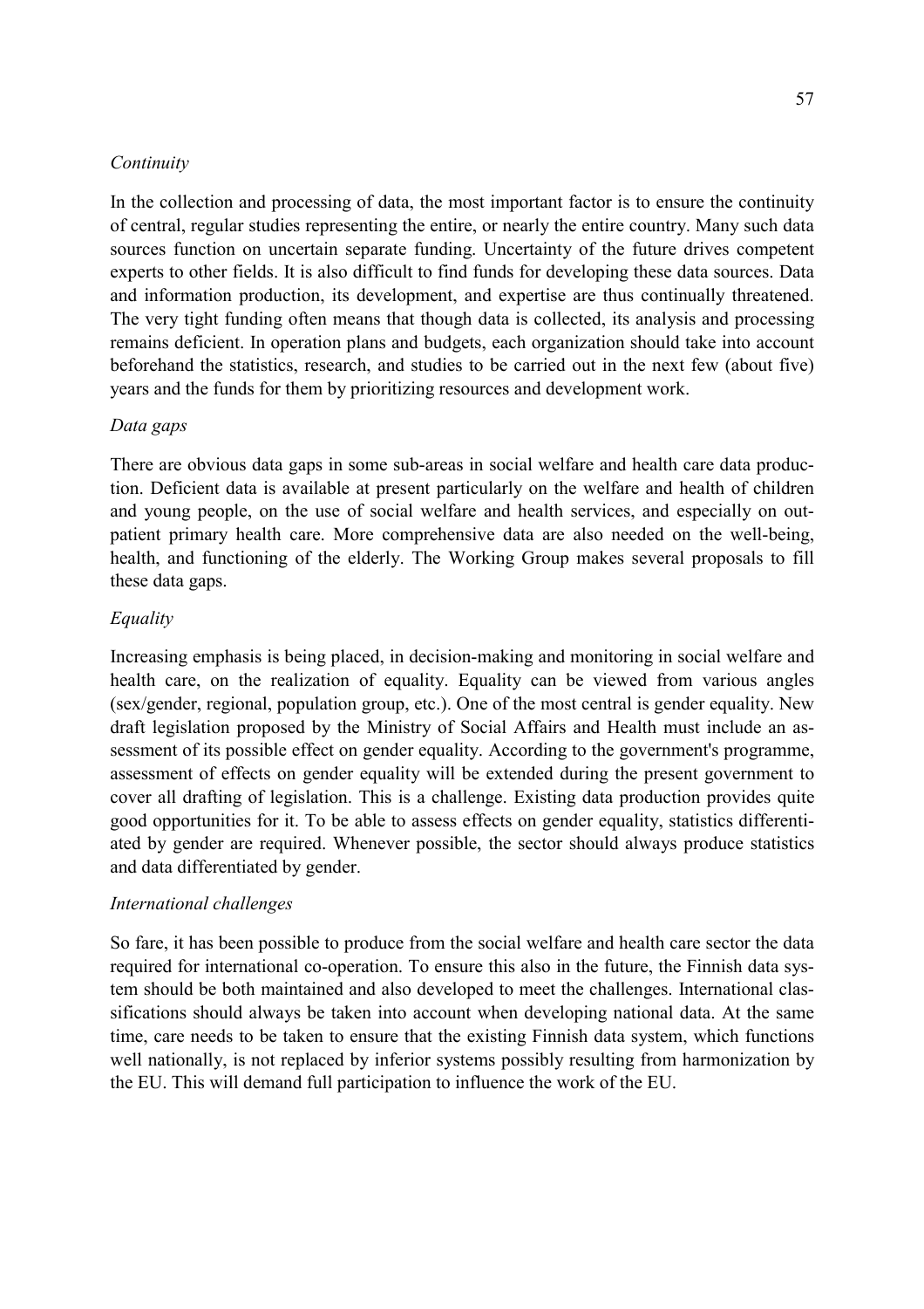*Continuity*

In the collection and processing of data, the most important factor is to ensure the continuity of central, regular studies representing the entire, or nearly the entire country. Many such data sources function on uncertain separate funding. Uncertainty of the future drives competent experts to other fields. It is also difficult to find funds for developing these data sources. Data and information production, its development, and expertise are thus continually threatened. The very tight funding often means that though data is collected, its analysis and processing remains deficient. In operation plans and budgets, each organization should take into account beforehand the statistics, research, and studies to be carried out in the next few (about five) years and the funds for them by prioritizing resources and development work.

*Data gaps*

There are obvious data gaps in some sub-areas in social welfare and health care data production. Deficient data is available at present particularly on the welfare and health of children and young people, on the use of social welfare and health services, and especially on outpatient primary health care. More comprehensive data are also needed on the well-being, health, and functioning of the elderly. The Working Group makes several proposals to fill these data gaps.

*Equality*

Increasing emphasis is being placed, in decision-making and monitoring in social welfare and health care, on the realization of equality. Equality can be viewed from various angles (sex/gender, regional, population group, etc.). One of the most central is gender equality. New draft legislation proposed by the Ministry of Social Affairs and Health must include an assessment of its possible effect on gender equality. According to the government's programme, assessment of effects on gender equality will be extended during the present government to cover all drafting of legislation. This is a challenge. Existing data production provides quite good opportunities for it. To be able to assess effects on gender equality, statistics differentiated by gender are required. Whenever possible, the sector should always produce statistics and data differentiated by gender.

*International challenges*

So fare, it has been possible to produce from the social welfare and health care sector the data required for international co-operation. To ensure this also in the future, the Finnish data system should be both maintained and also developed to meet the challenges. International classifications should always be taken into account when developing national data. At the same time, care needs to be taken to ensure that the existing Finnish data system, which functions well nationally, is not replaced by inferior systems possibly resulting from harmonization by the EU. This will demand full participation to influence the work of the EU.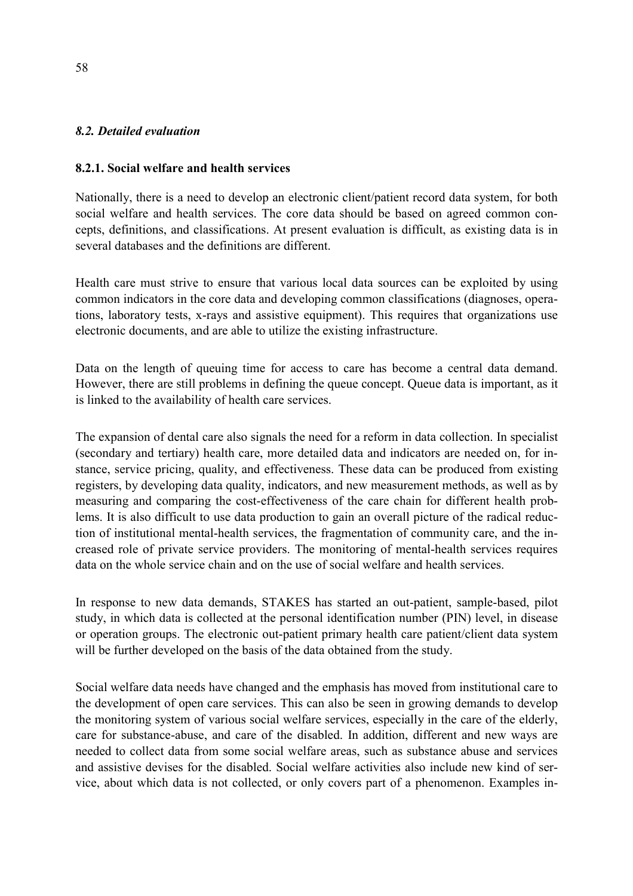### *8.2. Detailed evaluation*

#### 8.2.1. Social welfare and health services

Nationally, there is a need to develop an electronic client/patient record data system, for both social welfare and health services. The core data should be based on agreed common concepts, definitions, and classifications. At present evaluation is difficult, as existing data is in several databases and the definitions are different.

Health care must strive to ensure that various local data sources can be exploited by using common indicators in the core data and developing common classifications (diagnoses, operations, laboratory tests, x-rays and assistive equipment). This requires that organizations use electronic documents, and are able to utilize the existing infrastructure.

Data on the length of queuing time for access to care has become a central data demand. However, there are still problems in defining the queue concept. Queue data is important, as it is linked to the availability of health care services.

The expansion of dental care also signals the need for a reform in data collection. In specialist (secondary and tertiary) health care, more detailed data and indicators are needed on, for instance, service pricing, quality, and effectiveness. These data can be produced from existing registers, by developing data quality, indicators, and new measurement methods, as well as by measuring and comparing the cost-effectiveness of the care chain for different health problems. It is also difficult to use data production to gain an overall picture of the radical reduction of institutional mental-health services, the fragmentation of community care, and the increased role of private service providers. The monitoring of mental-health services requires data on the whole service chain and on the use of social welfare and health services.

In response to new data demands, STAKES has started an out-patient, sample-based, pilot study, in which data is collected at the personal identification number (PIN) level, in disease or operation groups. The electronic out-patient primary health care patient/client data system will be further developed on the basis of the data obtained from the study.

Social welfare data needs have changed and the emphasis has moved from institutional care to the development of open care services. This can also be seen in growing demands to develop the monitoring system of various social welfare services, especially in the care of the elderly, care for substance-abuse, and care of the disabled. In addition, different and new ways are needed to collect data from some social welfare areas, such as substance abuse and services and assistive devises for the disabled. Social welfare activities also include new kind of service, about which data is not collected, or only covers part of a phenomenon. Examples in-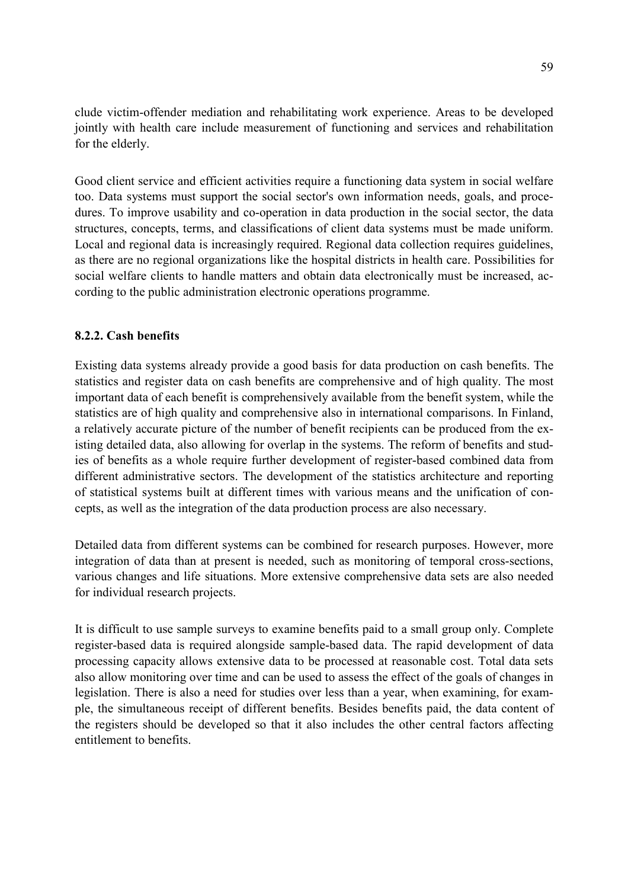clude victim-offender mediation and rehabilitating work experience. Areas to be developed jointly with health care include measurement of functioning and services and rehabilitation for the elderly.

Good client service and efficient activities require a functioning data system in social welfare too. Data systems must support the social sector's own information needs, goals, and procedures. To improve usability and co-operation in data production in the social sector, the data structures, concepts, terms, and classifications of client data systems must be made uniform. Local and regional data is increasingly required. Regional data collection requires guidelines, as there are no regional organizations like the hospital districts in health care. Possibilities for social welfare clients to handle matters and obtain data electronically must be increased, according to the public administration electronic operations programme.

### 8.2.2. Cash benefits

Existing data systems already provide a good basis for data production on cash benefits. The statistics and register data on cash benefits are comprehensive and of high quality. The most important data of each benefit is comprehensively available from the benefit system, while the statistics are of high quality and comprehensive also in international comparisons. In Finland, a relatively accurate picture of the number of benefit recipients can be produced from the existing detailed data, also allowing for overlap in the systems. The reform of benefits and studies of benefits as a whole require further development of register-based combined data from different administrative sectors. The development of the statistics architecture and reporting of statistical systems built at different times with various means and the unification of concepts, as well as the integration of the data production process are also necessary.

Detailed data from different systems can be combined for research purposes. However, more integration of data than at present is needed, such as monitoring of temporal cross-sections, various changes and life situations. More extensive comprehensive data sets are also needed for individual research projects.

It is difficult to use sample surveys to examine benefits paid to a small group only. Complete register-based data is required alongside sample-based data. The rapid development of data processing capacity allows extensive data to be processed at reasonable cost. Total data sets also allow monitoring over time and can be used to assess the effect of the goals of changes in legislation. There is also a need for studies over less than a year, when examining, for example, the simultaneous receipt of different benefits. Besides benefits paid, the data content of the registers should be developed so that it also includes the other central factors affecting entitlement to benefits.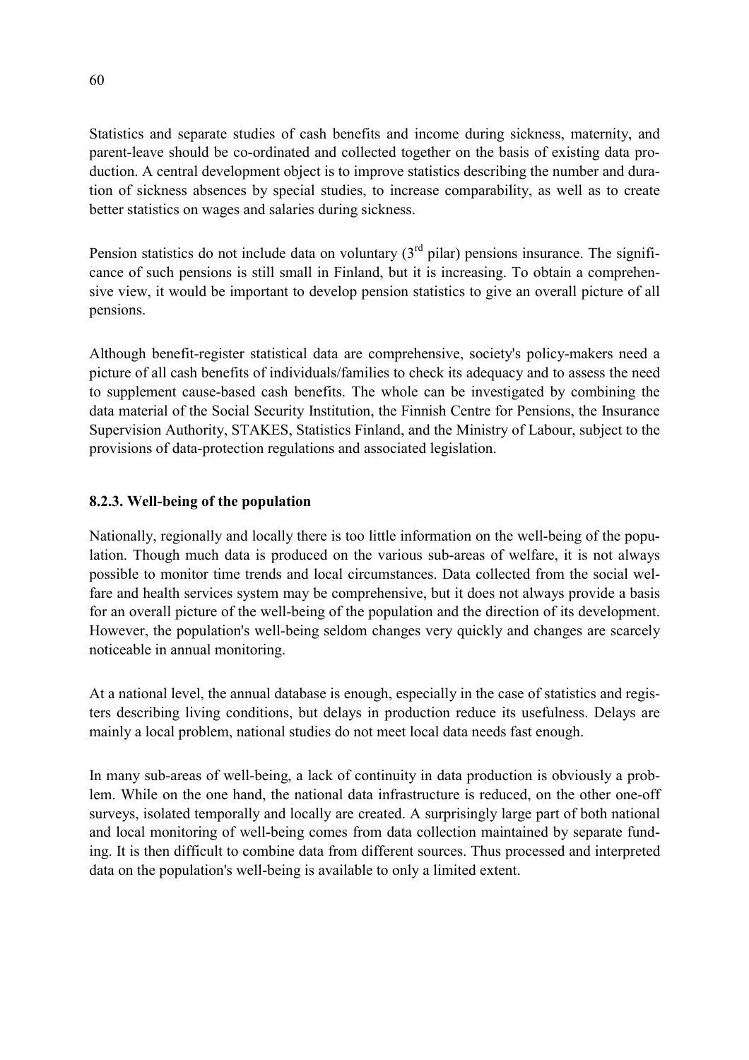Statistics and separate studies of cash benefits and income during sickness, maternity, and parent-leave should be co-ordinated and collected together on the basis of existing data production. A central development object is to improve statistics describing the number and duration of sickness absences by special studies, to increase comparability, as well as to create better statistics on wages and salaries during sickness.

Pension statistics do not include data on voluntary (3rd pilar) pensions insurance. The significance of such pensions is still small in Finland, but it is increasing. To obtain a comprehensive view, it would be important to develop pension statistics to give an overall picture of all pensions.

Although benefit-register statistical data are comprehensive, society's policy-makers need a picture of all cash benefits of individuals/families to check its adequacy and to assess the need to supplement cause-based cash benefits. The whole can be investigated by combining the data material of the Social Security Institution, the Finnish Centre for Pensions, the Insurance Supervision Authority, STAKES, Statistics Finland, and the Ministry of Labour, subject to the provisions of data-protection regulations and associated legislation.

### 8.2.3. Well-being of the population

Nationally, regionally and locally there is too little information on the well-being of the population. Though much data is produced on the various sub-areas of welfare, it is not always possible to monitor time trends and local circumstances. Data collected from the social welfare and health services system may be comprehensive, but it does not always provide a basis for an overall picture of the well-being of the population and the direction of its development. However, the population's well-being seldom changes very quickly and changes are scarcely noticeable in annual monitoring.

At a national level, the annual database is enough, especially in the case of statistics and registers describing living conditions, but delays in production reduce its usefulness. Delays are mainly a local problem, national studies do not meet local data needs fast enough.

In many sub-areas of well-being, a lack of continuity in data production is obviously a problem. While on the one hand, the national data infrastructure is reduced, on the other one-off surveys, isolated temporally and locally are created. A surprisingly large part of both national and local monitoring of well-being comes from data collection maintained by separate funding. It is then difficult to combine data from different sources. Thus processed and interpreted data on the population's well-being is available to only a limited extent.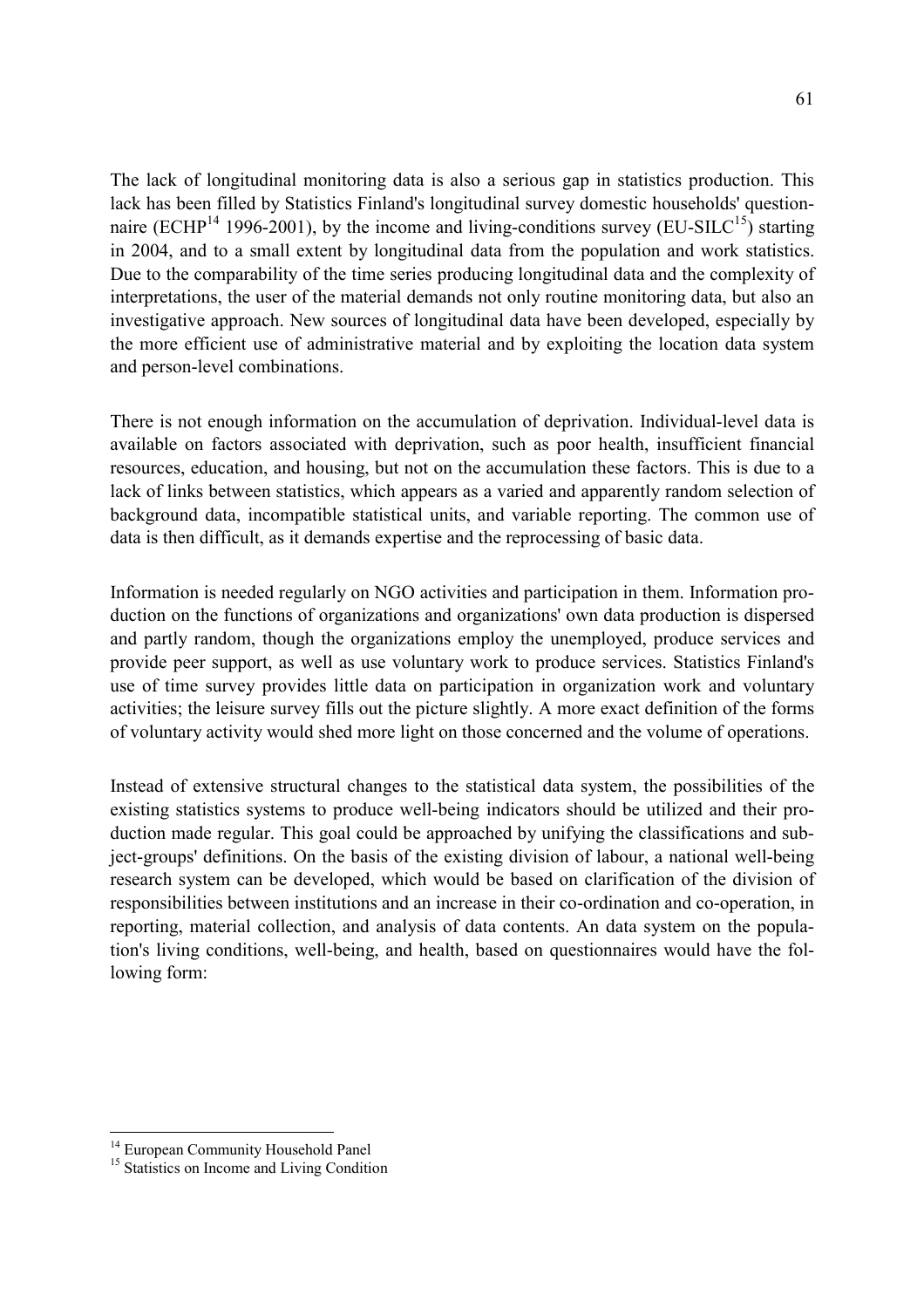The lack of longitudinal monitoring data is also a serious gap in statistics production. This lack has been filled by Statistics Finland's longitudinal survey domestic households' questionnaire (ECHP[14] 1996-2001), by the income and living-conditions survey (EU-SILC[15]) starting in 2004, and to a small extent by longitudinal data from the population and work statistics. Due to the comparability of the time series producing longitudinal data and the complexity of interpretations, the user of the material demands not only routine monitoring data, but also an investigative approach. New sources of longitudinal data have been developed, especially by the more efficient use of administrative material and by exploiting the location data system and person-level combinations.

There is not enough information on the accumulation of deprivation. Individual-level data is available on factors associated with deprivation, such as poor health, insufficient financial resources, education, and housing, but not on the accumulation these factors. This is due to a lack of links between statistics, which appears as a varied and apparently random selection of background data, incompatible statistical units, and variable reporting. The common use of data is then difficult, as it demands expertise and the reprocessing of basic data.

Information is needed regularly on NGO activities and participation in them. Information production on the functions of organizations and organizations' own data production is dispersed and partly random, though the organizations employ the unemployed, produce services and provide peer support, as well as use voluntary work to produce services. Statistics Finland's use of time survey provides little data on participation in organization work and voluntary activities; the leisure survey fills out the picture slightly. A more exact definition of the forms of voluntary activity would shed more light on those concerned and the volume of operations.

Instead of extensive structural changes to the statistical data system, the possibilities of the existing statistics systems to produce well-being indicators should be utilized and their production made regular. This goal could be approached by unifying the classifications and subject-groups' definitions. On the basis of the existing division of labour, a national well-being research system can be developed, which would be based on clarification of the division of responsibilities between institutions and an increase in their co-ordination and co-operation, in reporting, material collection, and analysis of data contents. An data system on the population's living conditions, well-being, and health, based on questionnaires would have the following form:

---

[14] European Community Household Panel

[15] Statistics on Income and Living Condition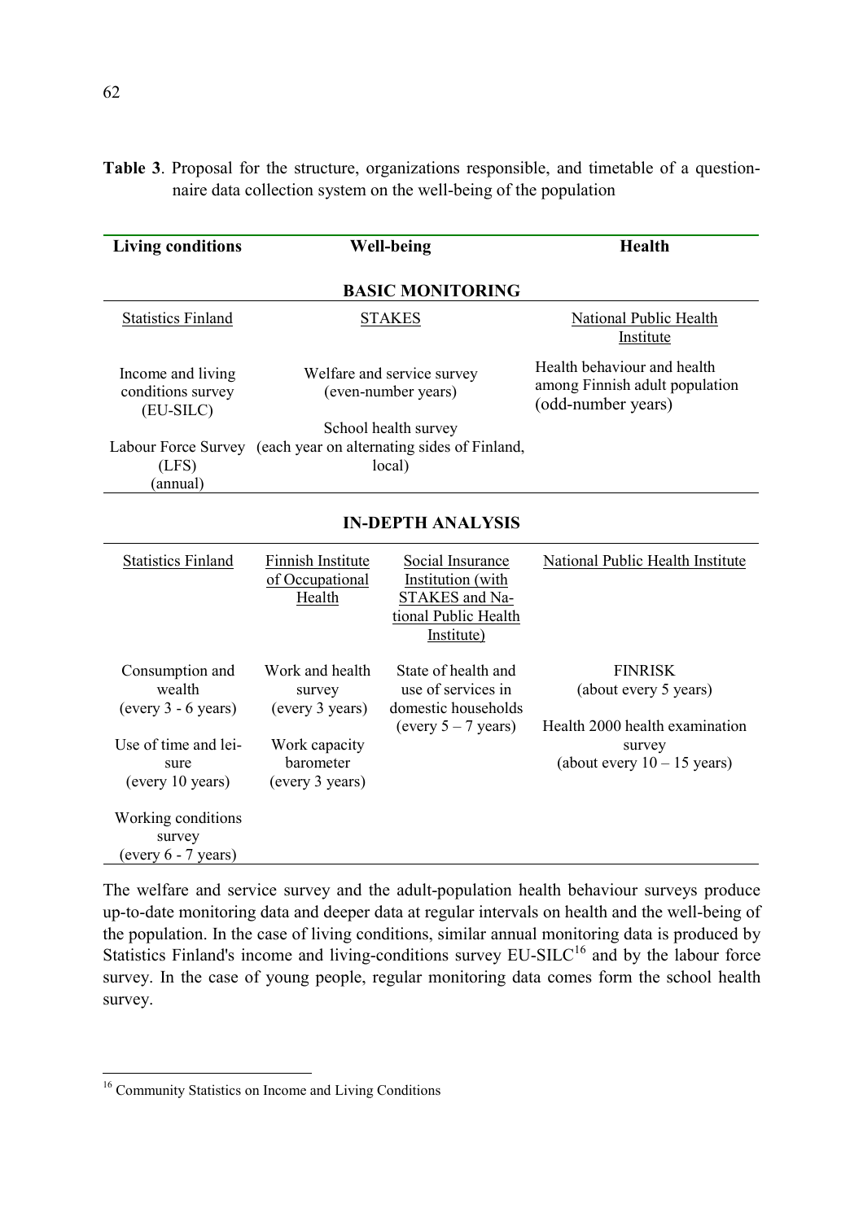**Table 3**. Proposal for the structure, organizations responsible, and timetable of a questionnaire data collection system on the well-being of the population

| Living conditions | Well-being | | Health |
|---|---|---|---|
| **BASIC MONITORING** | | | |
| Statistics Finland | STAKES | | National Public Health Institute |
| Income and living conditions survey (EU-SILC) | Welfare and service survey (even-number years) | | Health behaviour and health among Finnish adult population (odd-number years) |
| Labour Force Survey (LFS) (annual) | School health survey (each year on alternating sides of Finland, local) | | |
| **IN-DEPTH ANALYSIS** | | | |
| Statistics Finland | Finnish Institute of Occupational Health | Social Insurance Institution (with STAKES and National Public Health Institute) | National Public Health Institute |
| Consumption and wealth (every 3 - 6 years) | Work and health survey (every 3 years) | State of health and use of services in domestic households (every 5 – 7 years) | FINRISK (about every 5 years) |
| Use of time and leisure (every 10 years) | Work capacity barometer (every 3 years) | | Health 2000 health examination survey (about every 10 – 15 years) |
| Working conditions survey (every 6 - 7 years) | | | |

The welfare and service survey and the adult-population health behaviour surveys produce up-to-date monitoring data and deeper data at regular intervals on health and the well-being of the population. In the case of living conditions, similar annual monitoring data is produced by Statistics Finland's income and living-conditions survey EU-SILC[16] and by the labour force survey. In the case of young people, regular monitoring data comes form the school health survey.

[16] Community Statistics on Income and Living Conditions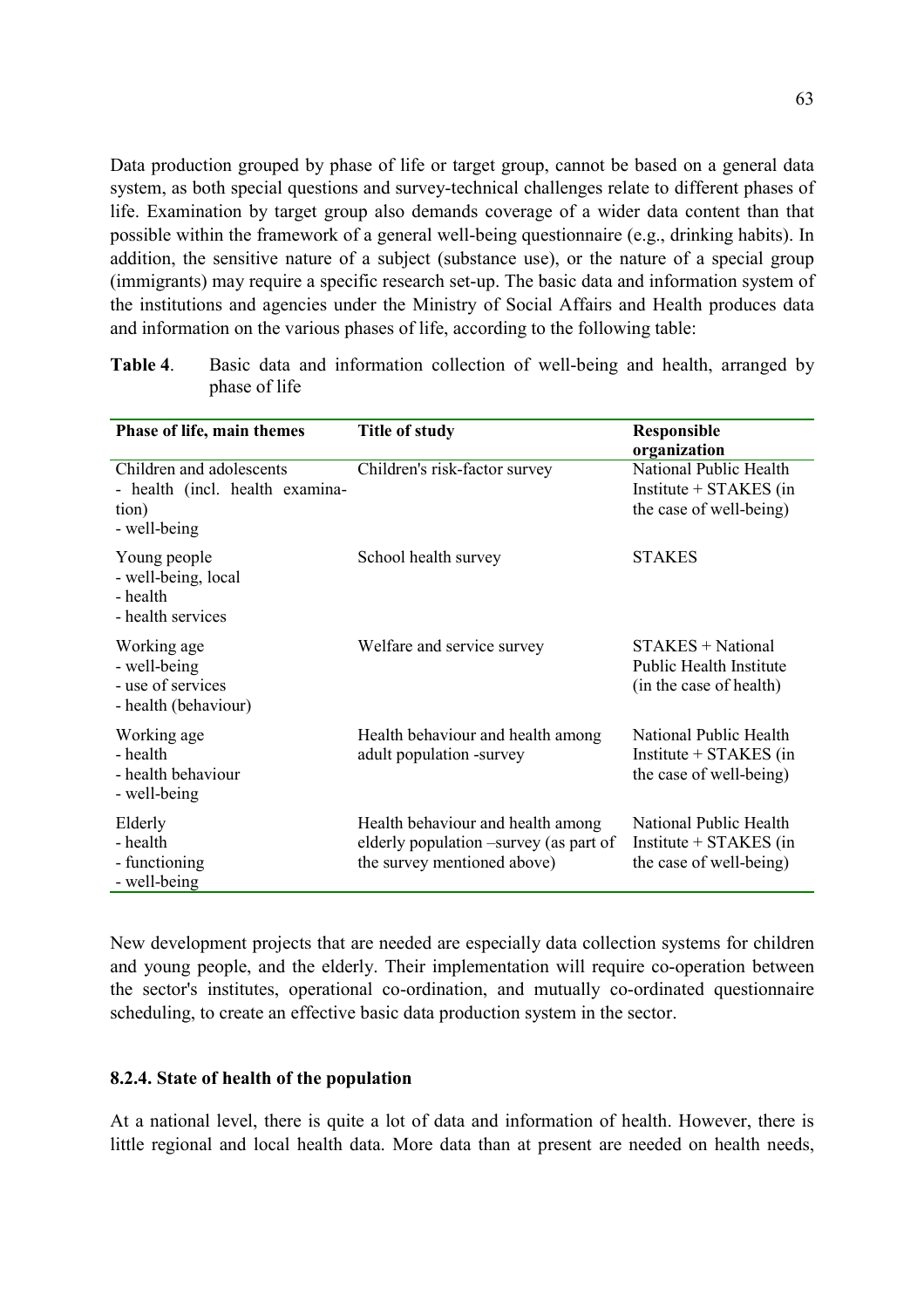Data production grouped by phase of life or target group, cannot be based on a general data system, as both special questions and survey-technical challenges relate to different phases of life. Examination by target group also demands coverage of a wider data content than that possible within the framework of a general well-being questionnaire (e.g., drinking habits). In addition, the sensitive nature of a subject (substance use), or the nature of a special group (immigrants) may require a specific research set-up. The basic data and information system of the institutions and agencies under the Ministry of Social Affairs and Health produces data and information on the various phases of life, according to the following table:

**Table 4**. Basic data and information collection of well-being and health, arranged by phase of life

| Phase of life, main themes | Title of study | Responsible organization |
|---|---|---|
| Children and adolescents<br>- health (incl. health examination)<br>- well-being | Children's risk-factor survey | National Public Health Institute + STAKES (in the case of well-being) |
| Young people<br>- well-being, local<br>- health<br>- health services | School health survey | STAKES |
| Working age<br>- well-being<br>- use of services<br>- health (behaviour) | Welfare and service survey | STAKES + National Public Health Institute (in the case of health) |
| Working age<br>- health<br>- health behaviour<br>- well-being | Health behaviour and health among adult population -survey | National Public Health Institute + STAKES (in the case of well-being) |
| Elderly<br>- health<br>- functioning<br>- well-being | Health behaviour and health among elderly population –survey (as part of the survey mentioned above) | National Public Health Institute + STAKES (in the case of well-being) |

New development projects that are needed are especially data collection systems for children and young people, and the elderly. Their implementation will require co-operation between the sector's institutes, operational co-ordination, and mutually co-ordinated questionnaire scheduling, to create an effective basic data production system in the sector.

#### 8.2.4. State of health of the population

At a national level, there is quite a lot of data and information of health. However, there is little regional and local health data. More data than at present are needed on health needs,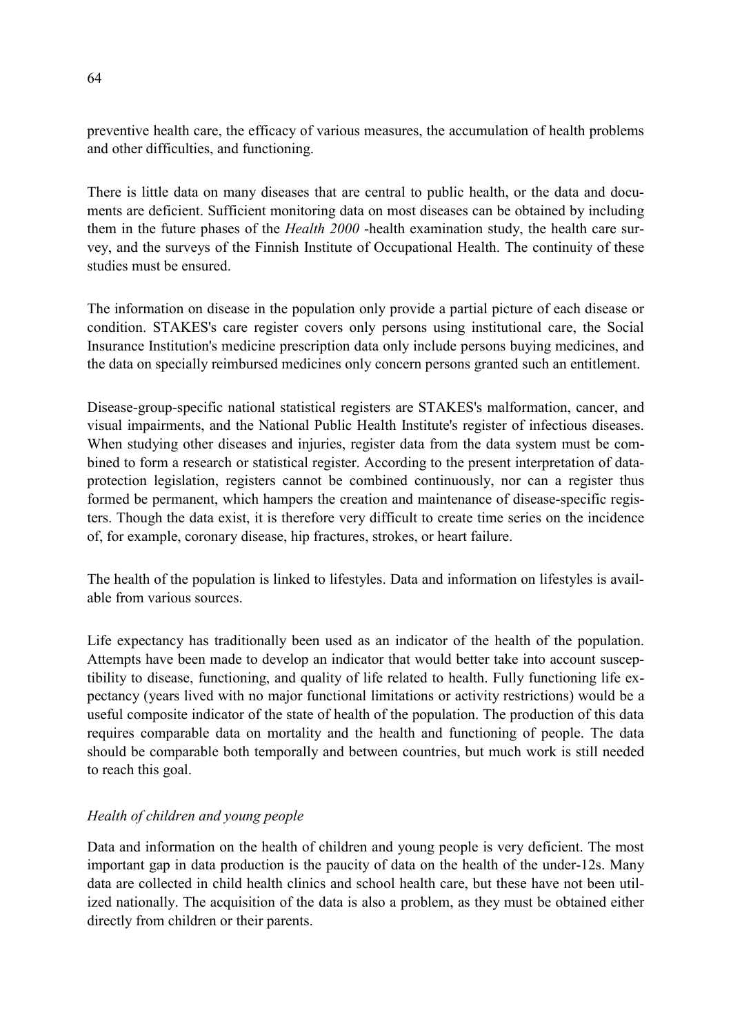preventive health care, the efficacy of various measures, the accumulation of health problems and other difficulties, and functioning.

There is little data on many diseases that are central to public health, or the data and documents are deficient. Sufficient monitoring data on most diseases can be obtained by including them in the future phases of the *Health 2000* -health examination study, the health care survey, and the surveys of the Finnish Institute of Occupational Health. The continuity of these studies must be ensured.

The information on disease in the population only provide a partial picture of each disease or condition. STAKES's care register covers only persons using institutional care, the Social Insurance Institution's medicine prescription data only include persons buying medicines, and the data on specially reimbursed medicines only concern persons granted such an entitlement.

Disease-group-specific national statistical registers are STAKES's malformation, cancer, and visual impairments, and the National Public Health Institute's register of infectious diseases. When studying other diseases and injuries, register data from the data system must be combined to form a research or statistical register. According to the present interpretation of data-protection legislation, registers cannot be combined continuously, nor can a register thus formed be permanent, which hampers the creation and maintenance of disease-specific registers. Though the data exist, it is therefore very difficult to create time series on the incidence of, for example, coronary disease, hip fractures, strokes, or heart failure.

The health of the population is linked to lifestyles. Data and information on lifestyles is available from various sources.

Life expectancy has traditionally been used as an indicator of the health of the population. Attempts have been made to develop an indicator that would better take into account susceptibility to disease, functioning, and quality of life related to health. Fully functioning life expectancy (years lived with no major functional limitations or activity restrictions) would be a useful composite indicator of the state of health of the population. The production of this data requires comparable data on mortality and the health and functioning of people. The data should be comparable both temporally and between countries, but much work is still needed to reach this goal.

*Health of children and young people*

Data and information on the health of children and young people is very deficient. The most important gap in data production is the paucity of data on the health of the under-12s. Many data are collected in child health clinics and school health care, but these have not been utilized nationally. The acquisition of the data is also a problem, as they must be obtained either directly from children or their parents.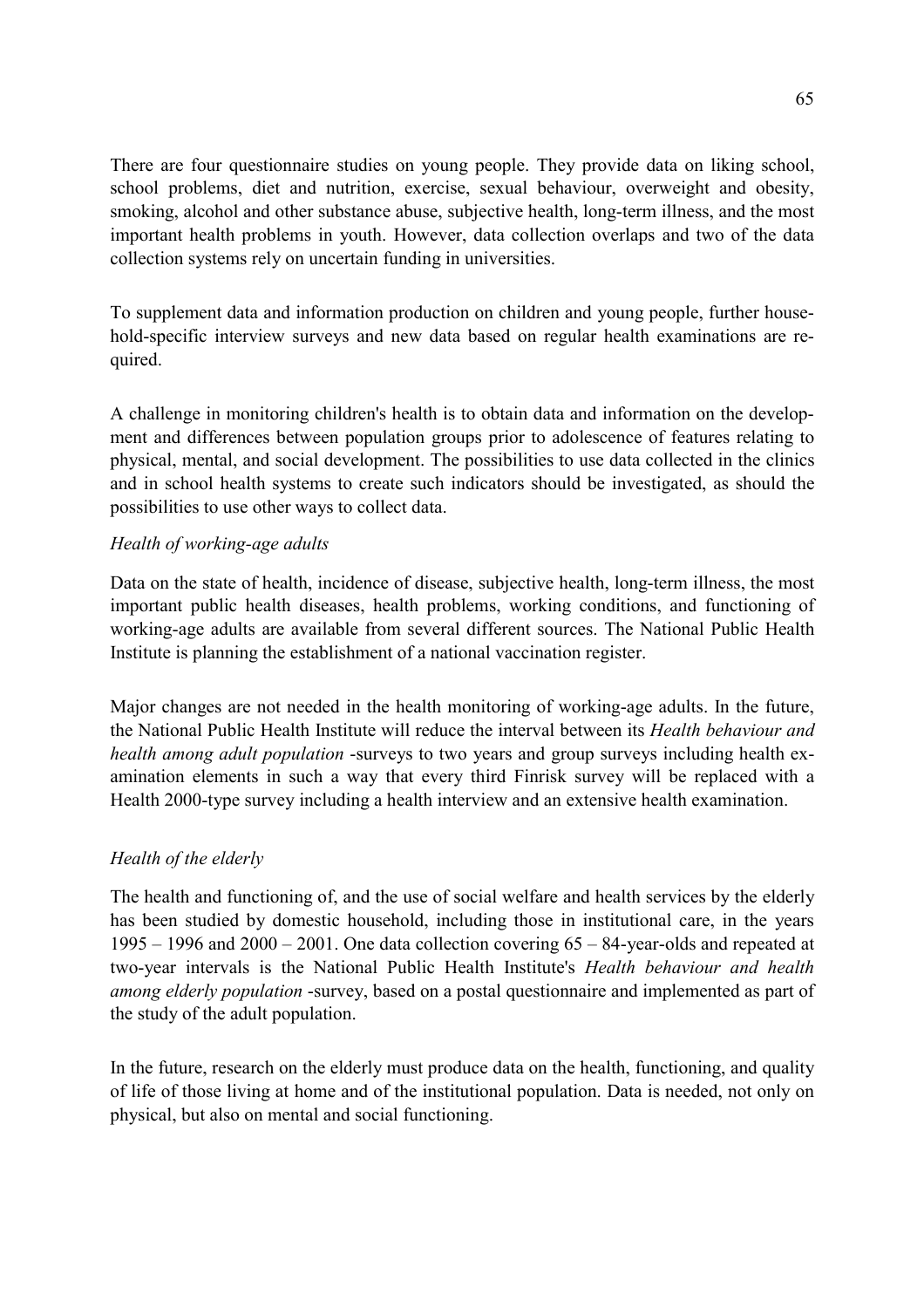There are four questionnaire studies on young people. They provide data on liking school, school problems, diet and nutrition, exercise, sexual behaviour, overweight and obesity, smoking, alcohol and other substance abuse, subjective health, long-term illness, and the most important health problems in youth. However, data collection overlaps and two of the data collection systems rely on uncertain funding in universities.

To supplement data and information production on children and young people, further household-specific interview surveys and new data based on regular health examinations are required.

A challenge in monitoring children's health is to obtain data and information on the development and differences between population groups prior to adolescence of features relating to physical, mental, and social development. The possibilities to use data collected in the clinics and in school health systems to create such indicators should be investigated, as should the possibilities to use other ways to collect data.

*Health of working-age adults*

Data on the state of health, incidence of disease, subjective health, long-term illness, the most important public health diseases, health problems, working conditions, and functioning of working-age adults are available from several different sources. The National Public Health Institute is planning the establishment of a national vaccination register.

Major changes are not needed in the health monitoring of working-age adults. In the future, the National Public Health Institute will reduce the interval between its *Health behaviour and health among adult population* -surveys to two years and group surveys including health examination elements in such a way that every third Finrisk survey will be replaced with a Health 2000-type survey including a health interview and an extensive health examination.

*Health of the elderly*

The health and functioning of, and the use of social welfare and health services by the elderly has been studied by domestic household, including those in institutional care, in the years 1995 – 1996 and 2000 – 2001. One data collection covering 65 – 84-year-olds and repeated at two-year intervals is the National Public Health Institute's *Health behaviour and health among elderly population* -survey, based on a postal questionnaire and implemented as part of the study of the adult population.

In the future, research on the elderly must produce data on the health, functioning, and quality of life of those living at home and of the institutional population. Data is needed, not only on physical, but also on mental and social functioning.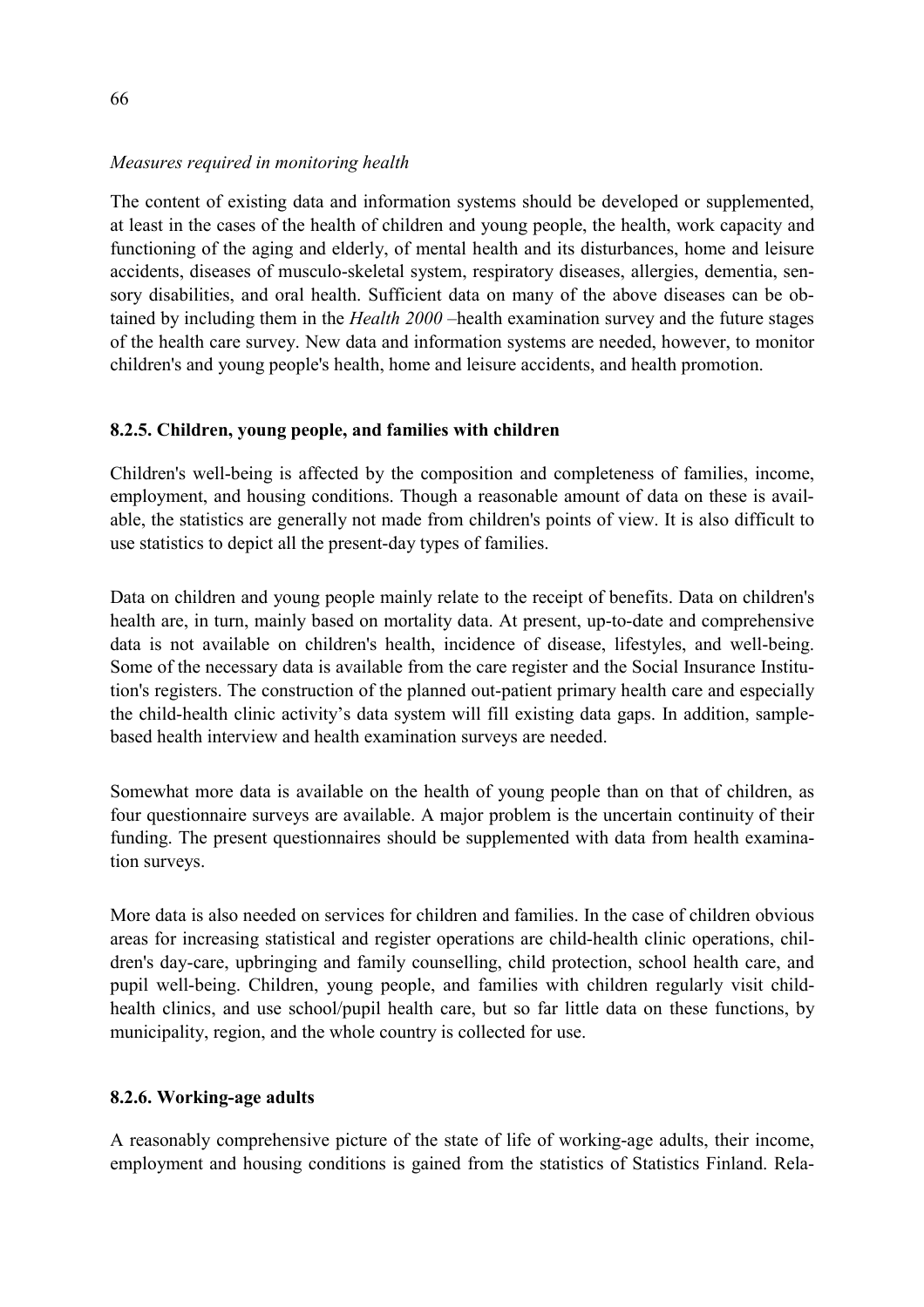*Measures required in monitoring health*

The content of existing data and information systems should be developed or supplemented, at least in the cases of the health of children and young people, the health, work capacity and functioning of the aging and elderly, of mental health and its disturbances, home and leisure accidents, diseases of musculo-skeletal system, respiratory diseases, allergies, dementia, sensory disabilities, and oral health. Sufficient data on many of the above diseases can be obtained by including them in the *Health 2000* –health examination survey and the future stages of the health care survey. New data and information systems are needed, however, to monitor children's and young people's health, home and leisure accidents, and health promotion.

### 8.2.5. Children, young people, and families with children

Children's well-being is affected by the composition and completeness of families, income, employment, and housing conditions. Though a reasonable amount of data on these is available, the statistics are generally not made from children's points of view. It is also difficult to use statistics to depict all the present-day types of families.

Data on children and young people mainly relate to the receipt of benefits. Data on children's health are, in turn, mainly based on mortality data. At present, up-to-date and comprehensive data is not available on children's health, incidence of disease, lifestyles, and well-being. Some of the necessary data is available from the care register and the Social Insurance Institution's registers. The construction of the planned out-patient primary health care and especially the child-health clinic activity's data system will fill existing data gaps. In addition, sample-based health interview and health examination surveys are needed.

Somewhat more data is available on the health of young people than on that of children, as four questionnaire surveys are available. A major problem is the uncertain continuity of their funding. The present questionnaires should be supplemented with data from health examination surveys.

More data is also needed on services for children and families. In the case of children obvious areas for increasing statistical and register operations are child-health clinic operations, children's day-care, upbringing and family counselling, child protection, school health care, and pupil well-being. Children, young people, and families with children regularly visit child-health clinics, and use school/pupil health care, but so far little data on these functions, by municipality, region, and the whole country is collected for use.

### 8.2.6. Working-age adults

A reasonably comprehensive picture of the state of life of working-age adults, their income, employment and housing conditions is gained from the statistics of Statistics Finland. Rela-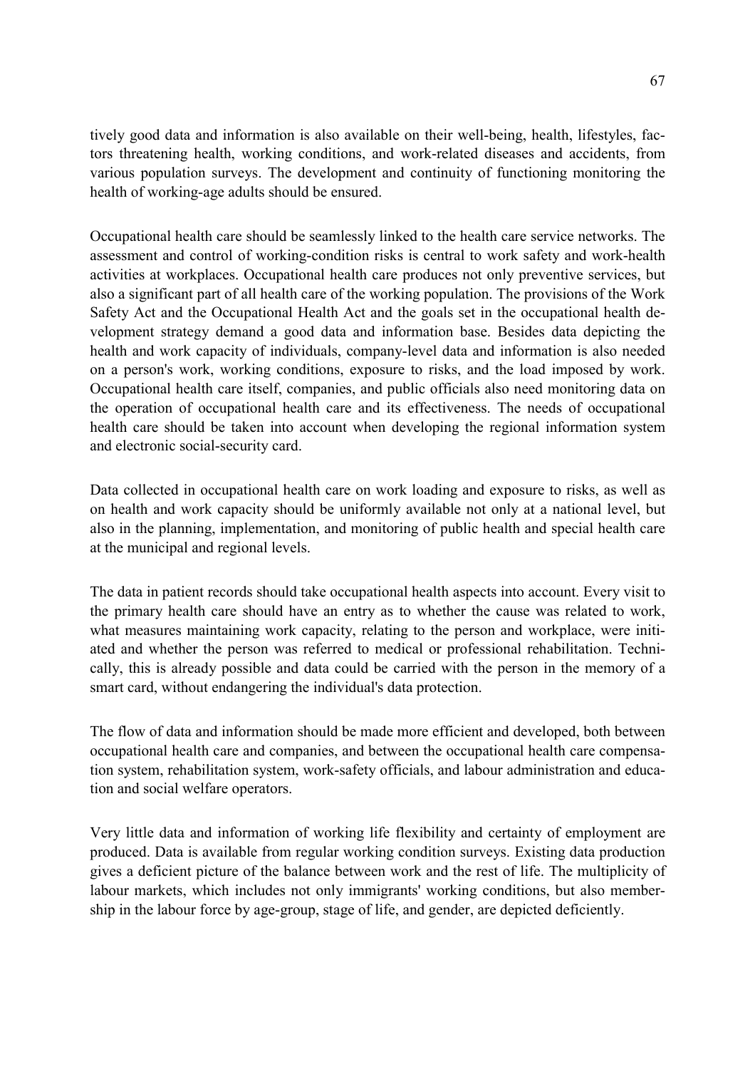tively good data and information is also available on their well-being, health, lifestyles, factors threatening health, working conditions, and work-related diseases and accidents, from various population surveys. The development and continuity of functioning monitoring the health of working-age adults should be ensured.

Occupational health care should be seamlessly linked to the health care service networks. The assessment and control of working-condition risks is central to work safety and work-health activities at workplaces. Occupational health care produces not only preventive services, but also a significant part of all health care of the working population. The provisions of the Work Safety Act and the Occupational Health Act and the goals set in the occupational health development strategy demand a good data and information base. Besides data depicting the health and work capacity of individuals, company-level data and information is also needed on a person's work, working conditions, exposure to risks, and the load imposed by work. Occupational health care itself, companies, and public officials also need monitoring data on the operation of occupational health care and its effectiveness. The needs of occupational health care should be taken into account when developing the regional information system and electronic social-security card.

Data collected in occupational health care on work loading and exposure to risks, as well as on health and work capacity should be uniformly available not only at a national level, but also in the planning, implementation, and monitoring of public health and special health care at the municipal and regional levels.

The data in patient records should take occupational health aspects into account. Every visit to the primary health care should have an entry as to whether the cause was related to work, what measures maintaining work capacity, relating to the person and workplace, were initiated and whether the person was referred to medical or professional rehabilitation. Technically, this is already possible and data could be carried with the person in the memory of a smart card, without endangering the individual's data protection.

The flow of data and information should be made more efficient and developed, both between occupational health care and companies, and between the occupational health care compensation system, rehabilitation system, work-safety officials, and labour administration and education and social welfare operators.

Very little data and information of working life flexibility and certainty of employment are produced. Data is available from regular working condition surveys. Existing data production gives a deficient picture of the balance between work and the rest of life. The multiplicity of labour markets, which includes not only immigrants' working conditions, but also membership in the labour force by age-group, stage of life, and gender, are depicted deficiently.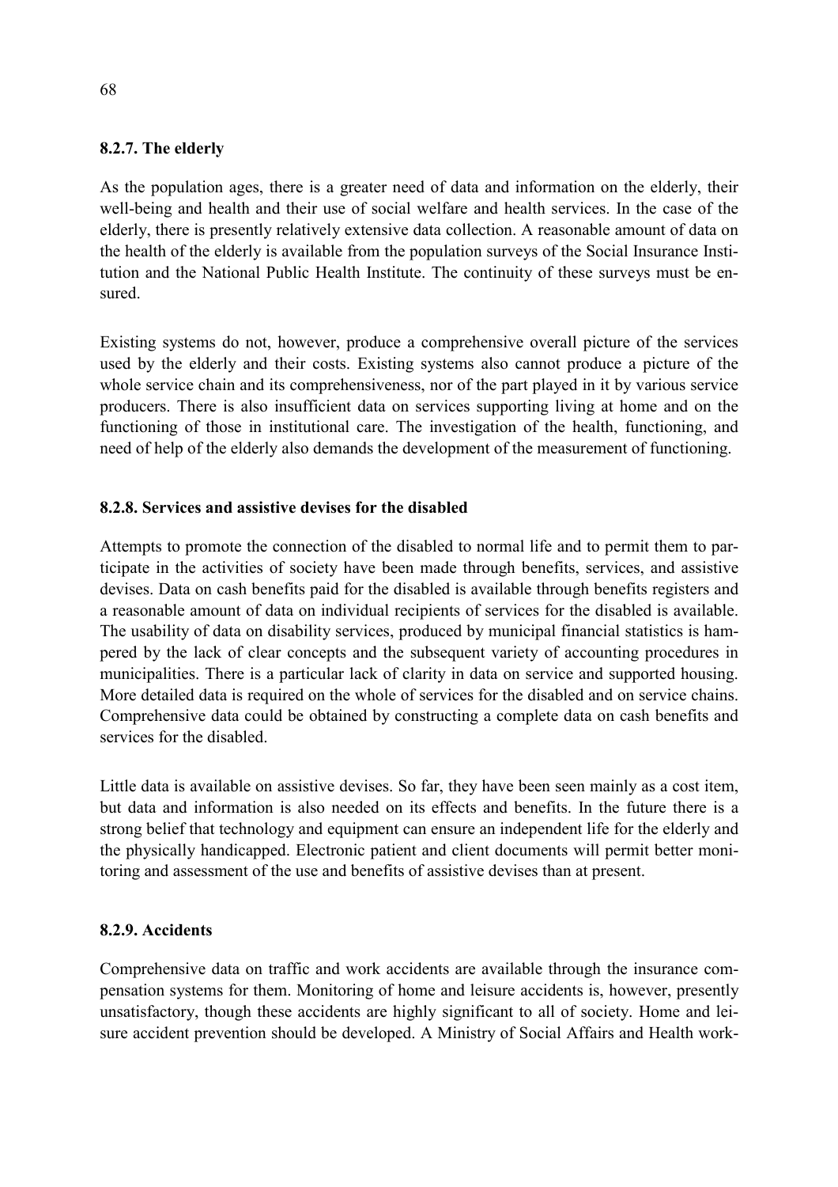### 8.2.7. The elderly

As the population ages, there is a greater need of data and information on the elderly, their well-being and health and their use of social welfare and health services. In the case of the elderly, there is presently relatively extensive data collection. A reasonable amount of data on the health of the elderly is available from the population surveys of the Social Insurance Institution and the National Public Health Institute. The continuity of these surveys must be ensured.

Existing systems do not, however, produce a comprehensive overall picture of the services used by the elderly and their costs. Existing systems also cannot produce a picture of the whole service chain and its comprehensiveness, nor of the part played in it by various service producers. There is also insufficient data on services supporting living at home and on the functioning of those in institutional care. The investigation of the health, functioning, and need of help of the elderly also demands the development of the measurement of functioning.

### 8.2.8. Services and assistive devises for the disabled

Attempts to promote the connection of the disabled to normal life and to permit them to participate in the activities of society have been made through benefits, services, and assistive devises. Data on cash benefits paid for the disabled is available through benefits registers and a reasonable amount of data on individual recipients of services for the disabled is available. The usability of data on disability services, produced by municipal financial statistics is hampered by the lack of clear concepts and the subsequent variety of accounting procedures in municipalities. There is a particular lack of clarity in data on service and supported housing. More detailed data is required on the whole of services for the disabled and on service chains. Comprehensive data could be obtained by constructing a complete data on cash benefits and services for the disabled.

Little data is available on assistive devises. So far, they have been seen mainly as a cost item, but data and information is also needed on its effects and benefits. In the future there is a strong belief that technology and equipment can ensure an independent life for the elderly and the physically handicapped. Electronic patient and client documents will permit better monitoring and assessment of the use and benefits of assistive devises than at present.

### 8.2.9. Accidents

Comprehensive data on traffic and work accidents are available through the insurance compensation systems for them. Monitoring of home and leisure accidents is, however, presently unsatisfactory, though these accidents are highly significant to all of society. Home and leisure accident prevention should be developed. A Ministry of Social Affairs and Health work-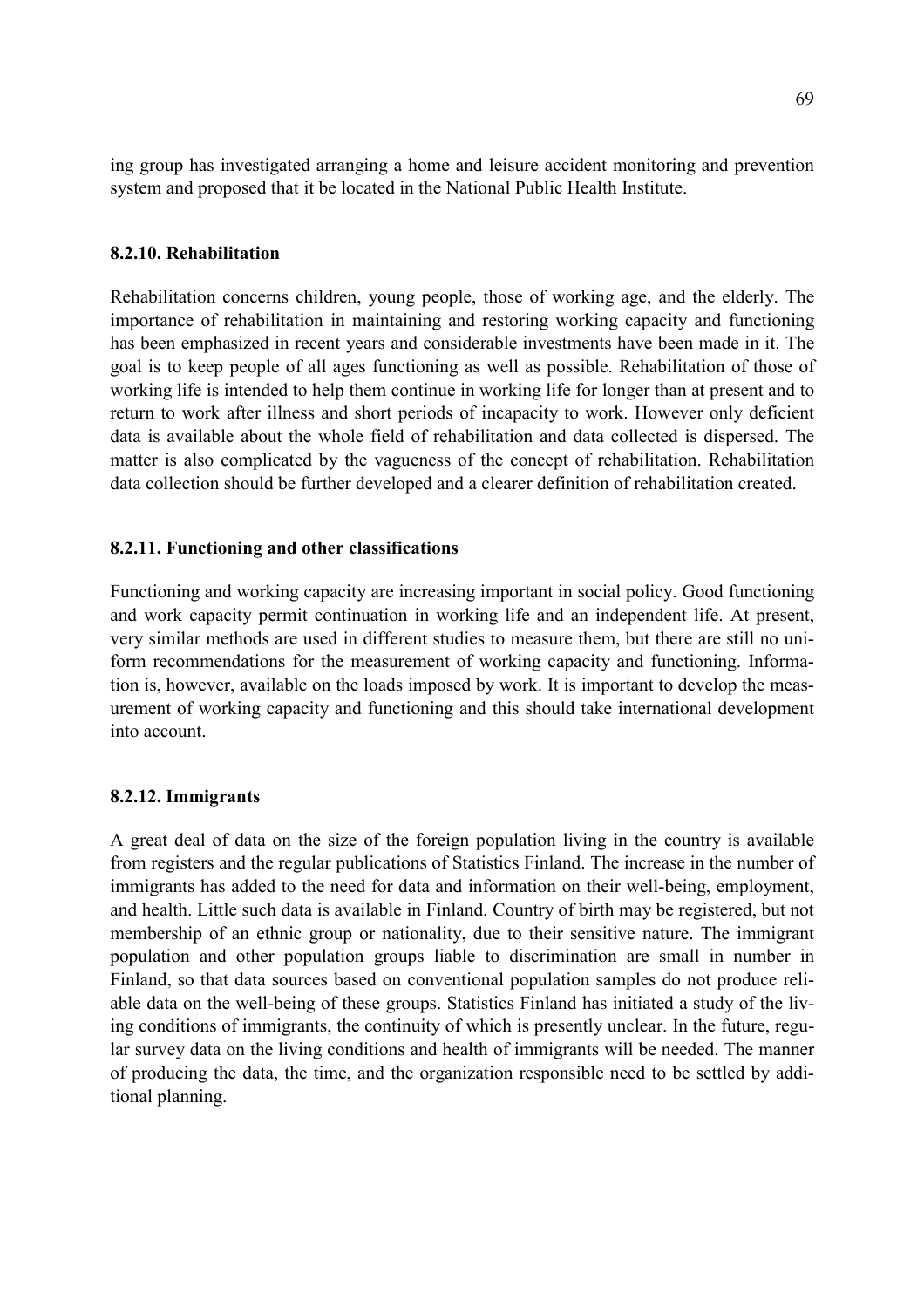ing group has investigated arranging a home and leisure accident monitoring and prevention system and proposed that it be located in the National Public Health Institute.

### 8.2.10. Rehabilitation

Rehabilitation concerns children, young people, those of working age, and the elderly. The importance of rehabilitation in maintaining and restoring working capacity and functioning has been emphasized in recent years and considerable investments have been made in it. The goal is to keep people of all ages functioning as well as possible. Rehabilitation of those of working life is intended to help them continue in working life for longer than at present and to return to work after illness and short periods of incapacity to work. However only deficient data is available about the whole field of rehabilitation and data collected is dispersed. The matter is also complicated by the vagueness of the concept of rehabilitation. Rehabilitation data collection should be further developed and a clearer definition of rehabilitation created.

### 8.2.11. Functioning and other classifications

Functioning and working capacity are increasing important in social policy. Good functioning and work capacity permit continuation in working life and an independent life. At present, very similar methods are used in different studies to measure them, but there are still no uniform recommendations for the measurement of working capacity and functioning. Information is, however, available on the loads imposed by work. It is important to develop the measurement of working capacity and functioning and this should take international development into account.

### 8.2.12. Immigrants

A great deal of data on the size of the foreign population living in the country is available from registers and the regular publications of Statistics Finland. The increase in the number of immigrants has added to the need for data and information on their well-being, employment, and health. Little such data is available in Finland. Country of birth may be registered, but not membership of an ethnic group or nationality, due to their sensitive nature. The immigrant population and other population groups liable to discrimination are small in number in Finland, so that data sources based on conventional population samples do not produce reliable data on the well-being of these groups. Statistics Finland has initiated a study of the living conditions of immigrants, the continuity of which is presently unclear. In the future, regular survey data on the living conditions and health of immigrants will be needed. The manner of producing the data, the time, and the organization responsible need to be settled by additional planning.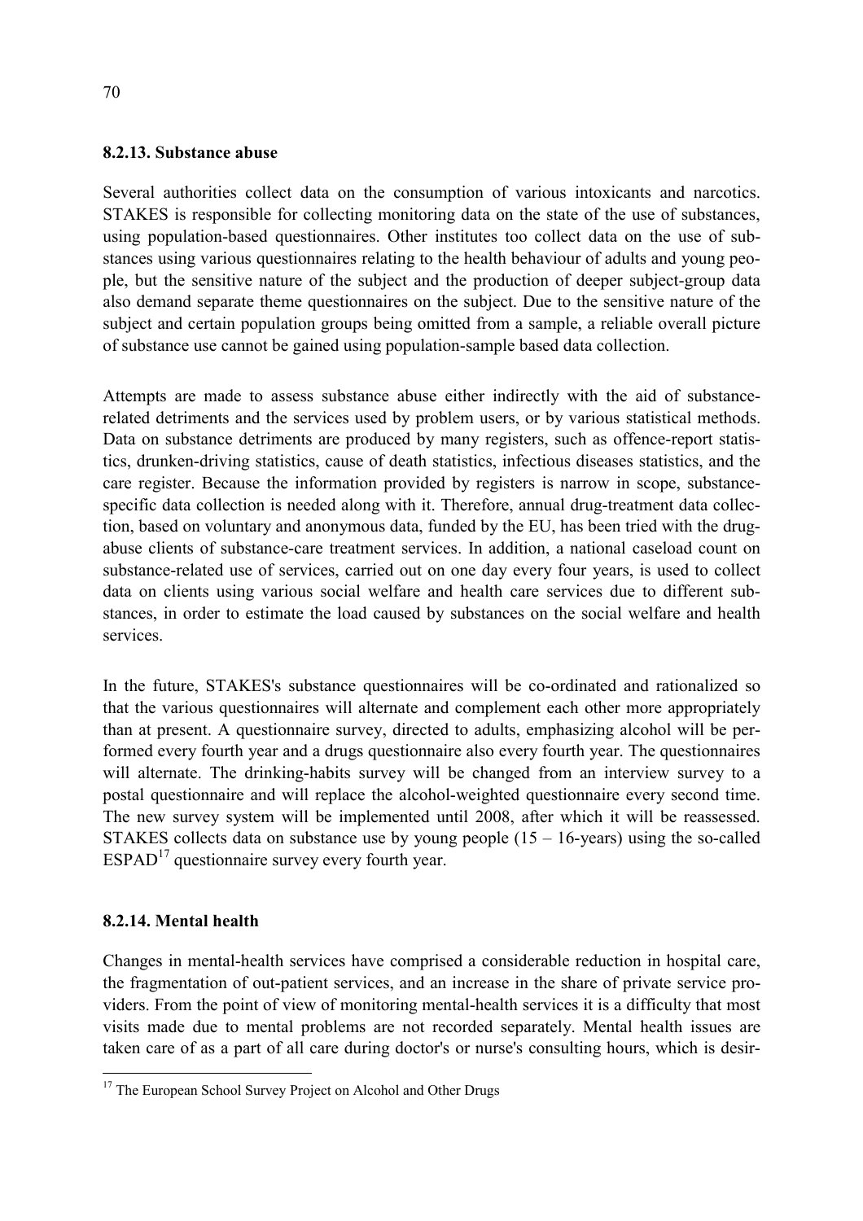### 8.2.13. Substance abuse

Several authorities collect data on the consumption of various intoxicants and narcotics. STAKES is responsible for collecting monitoring data on the state of the use of substances, using population-based questionnaires. Other institutes too collect data on the use of substances using various questionnaires relating to the health behaviour of adults and young people, but the sensitive nature of the subject and the production of deeper subject-group data also demand separate theme questionnaires on the subject. Due to the sensitive nature of the subject and certain population groups being omitted from a sample, a reliable overall picture of substance use cannot be gained using population-sample based data collection.

Attempts are made to assess substance abuse either indirectly with the aid of substance-related detriments and the services used by problem users, or by various statistical methods. Data on substance detriments are produced by many registers, such as offence-report statistics, drunken-driving statistics, cause of death statistics, infectious diseases statistics, and the care register. Because the information provided by registers is narrow in scope, substance-specific data collection is needed along with it. Therefore, annual drug-treatment data collection, based on voluntary and anonymous data, funded by the EU, has been tried with the drug-abuse clients of substance-care treatment services. In addition, a national caseload count on substance-related use of services, carried out on one day every four years, is used to collect data on clients using various social welfare and health care services due to different substances, in order to estimate the load caused by substances on the social welfare and health services.

In the future, STAKES's substance questionnaires will be co-ordinated and rationalized so that the various questionnaires will alternate and complement each other more appropriately than at present. A questionnaire survey, directed to adults, emphasizing alcohol will be performed every fourth year and a drugs questionnaire also every fourth year. The questionnaires will alternate. The drinking-habits survey will be changed from an interview survey to a postal questionnaire and will replace the alcohol-weighted questionnaire every second time. The new survey system will be implemented until 2008, after which it will be reassessed. STAKES collects data on substance use by young people (15 – 16-years) using the so-called ESPAD[17] questionnaire survey every fourth year.

### 8.2.14. Mental health

Changes in mental-health services have comprised a considerable reduction in hospital care, the fragmentation of out-patient services, and an increase in the share of private service providers. From the point of view of monitoring mental-health services it is a difficulty that most visits made due to mental problems are not recorded separately. Mental health issues are taken care of as a part of all care during doctor's or nurse's consulting hours, which is desir-

[17] The European School Survey Project on Alcohol and Other Drugs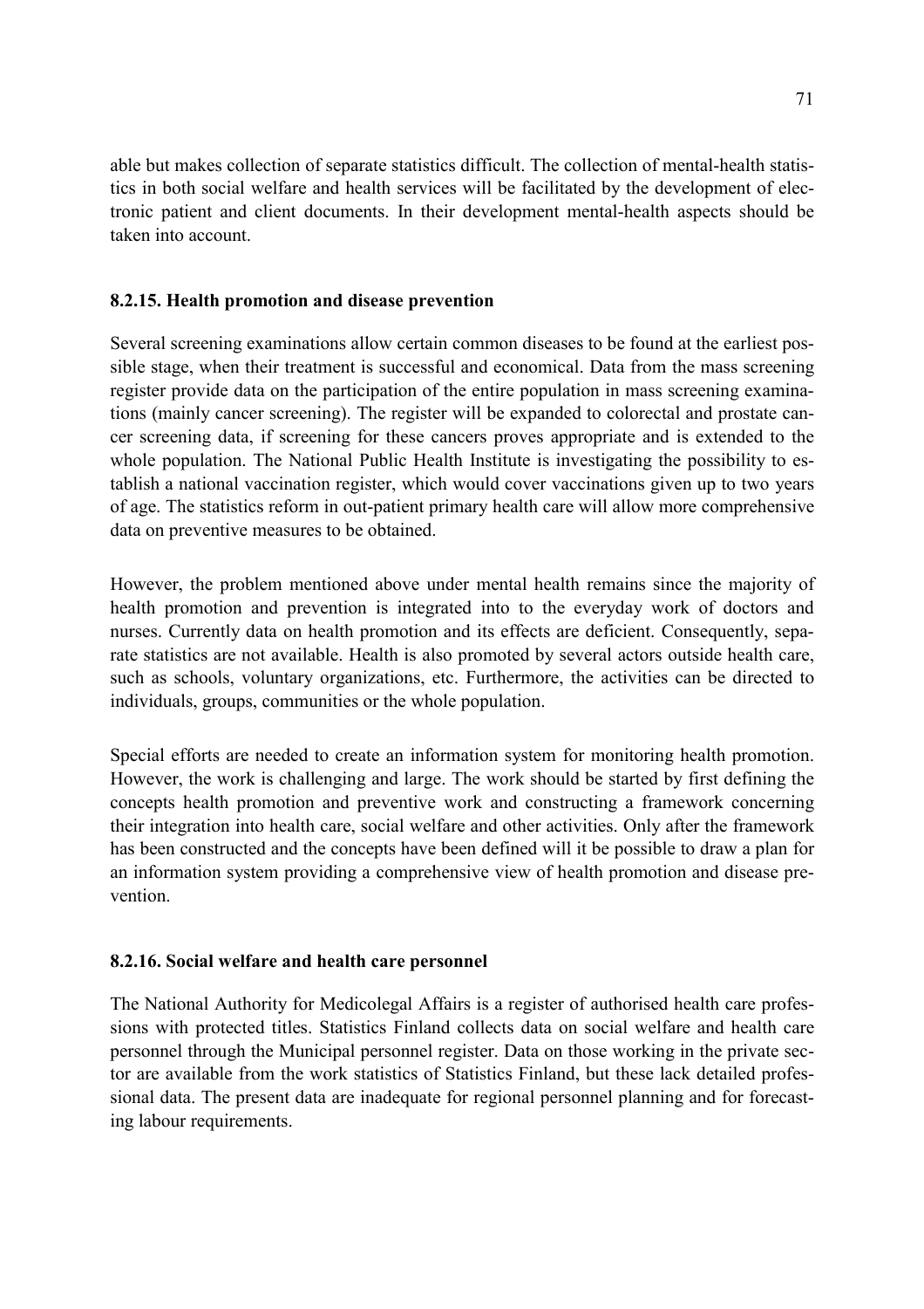able but makes collection of separate statistics difficult. The collection of mental-health statistics in both social welfare and health services will be facilitated by the development of electronic patient and client documents. In their development mental-health aspects should be taken into account.

### 8.2.15. Health promotion and disease prevention

Several screening examinations allow certain common diseases to be found at the earliest possible stage, when their treatment is successful and economical. Data from the mass screening register provide data on the participation of the entire population in mass screening examinations (mainly cancer screening). The register will be expanded to colorectal and prostate cancer screening data, if screening for these cancers proves appropriate and is extended to the whole population. The National Public Health Institute is investigating the possibility to establish a national vaccination register, which would cover vaccinations given up to two years of age. The statistics reform in out-patient primary health care will allow more comprehensive data on preventive measures to be obtained.

However, the problem mentioned above under mental health remains since the majority of health promotion and prevention is integrated into to the everyday work of doctors and nurses. Currently data on health promotion and its effects are deficient. Consequently, separate statistics are not available. Health is also promoted by several actors outside health care, such as schools, voluntary organizations, etc. Furthermore, the activities can be directed to individuals, groups, communities or the whole population.

Special efforts are needed to create an information system for monitoring health promotion. However, the work is challenging and large. The work should be started by first defining the concepts health promotion and preventive work and constructing a framework concerning their integration into health care, social welfare and other activities. Only after the framework has been constructed and the concepts have been defined will it be possible to draw a plan for an information system providing a comprehensive view of health promotion and disease prevention.

### 8.2.16. Social welfare and health care personnel

The National Authority for Medicolegal Affairs is a register of authorised health care professions with protected titles. Statistics Finland collects data on social welfare and health care personnel through the Municipal personnel register. Data on those working in the private sector are available from the work statistics of Statistics Finland, but these lack detailed professional data. The present data are inadequate for regional personnel planning and for forecasting labour requirements.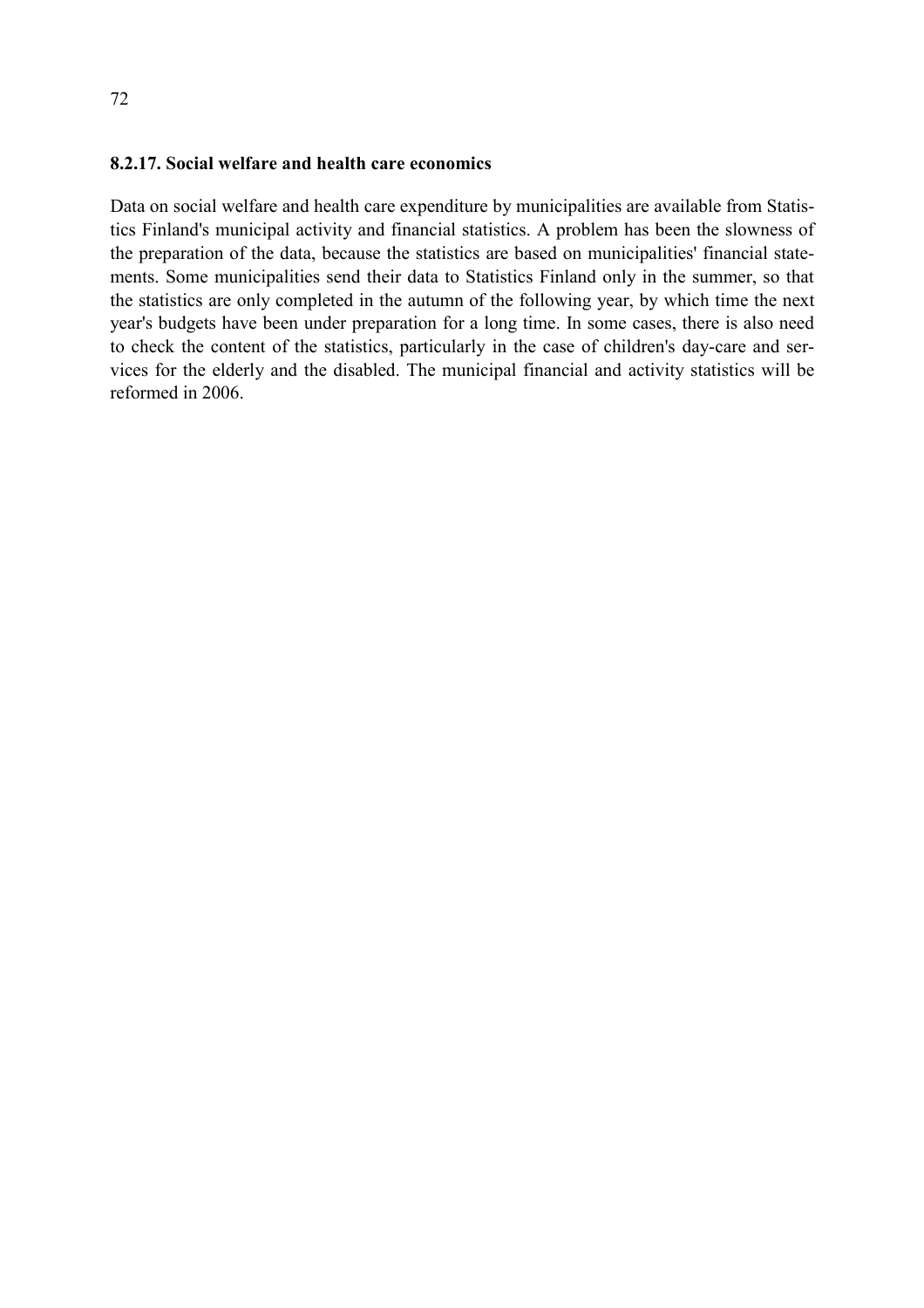### 8.2.17. Social welfare and health care economics

Data on social welfare and health care expenditure by municipalities are available from Statistics Finland's municipal activity and financial statistics. A problem has been the slowness of the preparation of the data, because the statistics are based on municipalities' financial statements. Some municipalities send their data to Statistics Finland only in the summer, so that the statistics are only completed in the autumn of the following year, by which time the next year's budgets have been under preparation for a long time. In some cases, there is also need to check the content of the statistics, particularly in the case of children's day-care and services for the elderly and the disabled. The municipal financial and activity statistics will be reformed in 2006.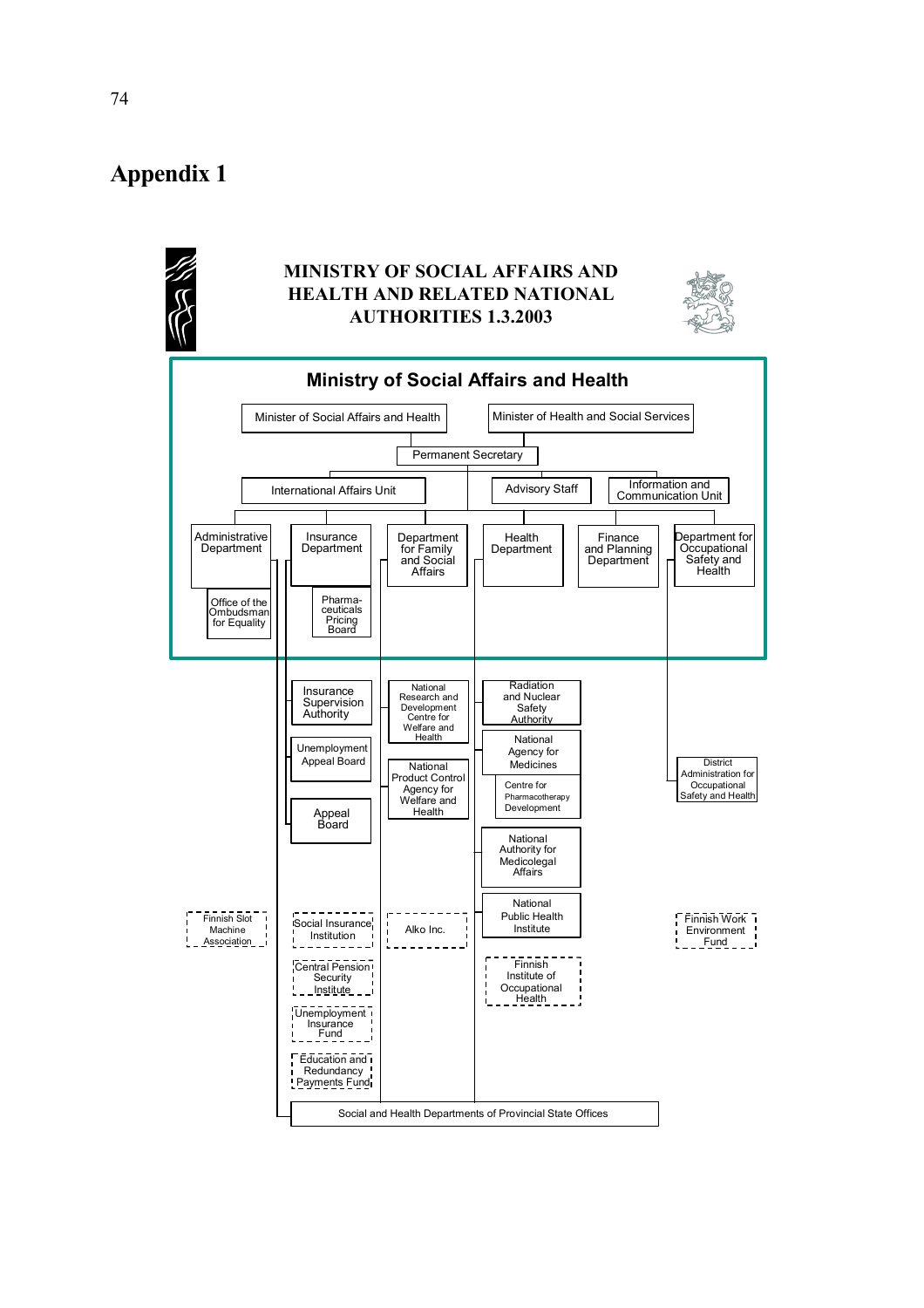# Appendix 1

**MINISTRY OF SOCIAL AFFAIRS AND HEALTH AND RELATED NATIONAL AUTHORITIES 1.3.2003**

## Ministry of Social Affairs and Health

- Minister of Social Affairs and Health
- Minister of Health and Social Services
- Permanent Secretary
  - International Affairs Unit
  - Advisory Staff
  - Information and Communication Unit
  - Administrative Department
    - Office of the Ombudsman for Equality
    - Finnish Slot Machine Association
  - Insurance Department
    - Pharmaceuticals Pricing Board
    - Insurance Supervision Authority
    - Unemployment Appeal Board
    - Appeal Board
    - Social Insurance Institution
    - Central Pension Security Institute
    - Unemployment Insurance Fund
    - Education and Redundancy Payments Fund
  - Department for Family and Social Affairs
    - National Research and Development Centre for Welfare and Health
    - National Product Control Agency for Welfare and Health
    - Alko Inc.
  - Health Department
    - Radiation and Nuclear Safety Authority
    - National Agency for Medicines
      - Centre for Pharmacotherapy Development
    - National Authority for Medicolegal Affairs
    - National Public Health Institute
    - Finnish Institute of Occupational Health
  - Finance and Planning Department
  - Department for Occupational Safety and Health
    - District Administration for Occupational Safety and Health
    - Finnish Work Environment Fund
- Social and Health Departments of Provincial State Offices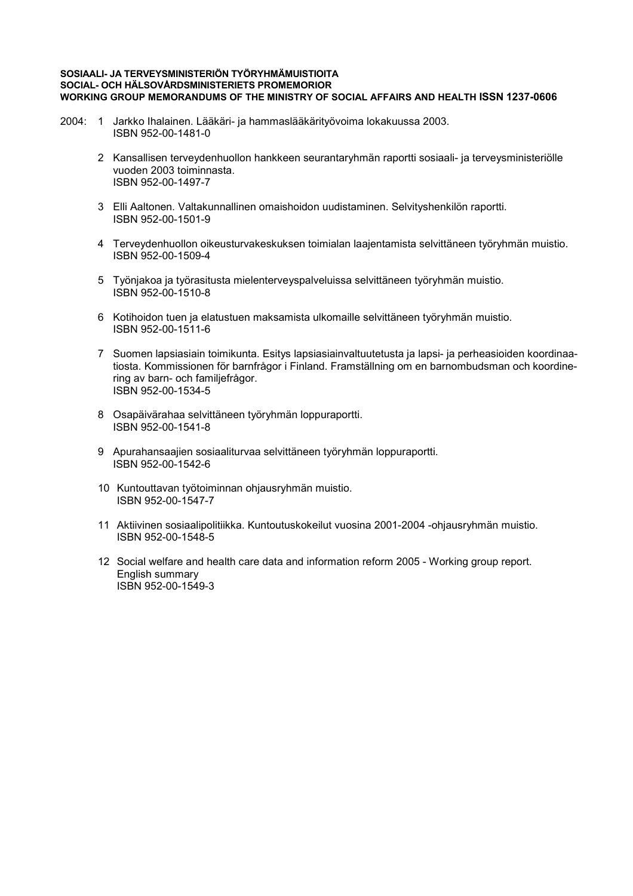**SOSIAALI- JA TERVEYSMINISTERIÖN TYÖRYHMÄMUISTIOITA**
**SOCIAL- OCH HÄLSOVÅRDSMINISTERIETS PROMEMORIOR**
**WORKING GROUP MEMORANDUMS OF THE MINISTRY OF SOCIAL AFFAIRS AND HEALTH ISSN 1237-0606**

2004:

1. Jarkko Ihalainen. Lääkäri- ja hammaslääkärityövoima lokakuussa 2003.
   ISBN 952-00-1481-0

2. Kansallisen terveydenhuollon hankkeen seurantaryhmän raportti sosiaali- ja terveysministeriölle vuoden 2003 toiminnasta.
   ISBN 952-00-1497-7

3. Elli Aaltonen. Valtakunnallinen omaishoidon uudistaminen. Selvityshenkilön raportti.
   ISBN 952-00-1501-9

4. Terveydenhuollon oikeusturvakeskuksen toimialan laajentamista selvittäneen työryhmän muistio.
   ISBN 952-00-1509-4

5. Työnjakoa ja työrasitusta mielenterveyspalveluissa selvittäneen työryhmän muistio.
   ISBN 952-00-1510-8

6. Kotihoidon tuen ja elatustuen maksamista ulkomaille selvittäneen työryhmän muistio.
   ISBN 952-00-1511-6

7. Suomen lapsiasiain toimikunta. Esitys lapsiasiainvaltuutetusta ja lapsi- ja perheasioiden koordinaatiosta. Kommissionen för barnfrågor i Finland. Framställning om en barnombudsman och koordinering av barn- och familjefrågor.
   ISBN 952-00-1534-5

8. Osapäivärahaa selvittäneen työryhmän loppuraportti.
   ISBN 952-00-1541-8

9. Apurahansaajien sosiaaliturvaa selvittäneen työryhmän loppuraportti.
   ISBN 952-00-1542-6

10. Kuntouttavan työtoiminnan ohjausryhmän muistio.
    ISBN 952-00-1547-7

11. Aktiivinen sosiaalipolitiikka. Kuntoutuskokeilut vuosina 2001-2004 -ohjausryhmän muistio.
    ISBN 952-00-1548-5

12. Social welfare and health care data and information reform 2005 - Working group report.
    English summary
    ISBN 952-00-1549-3